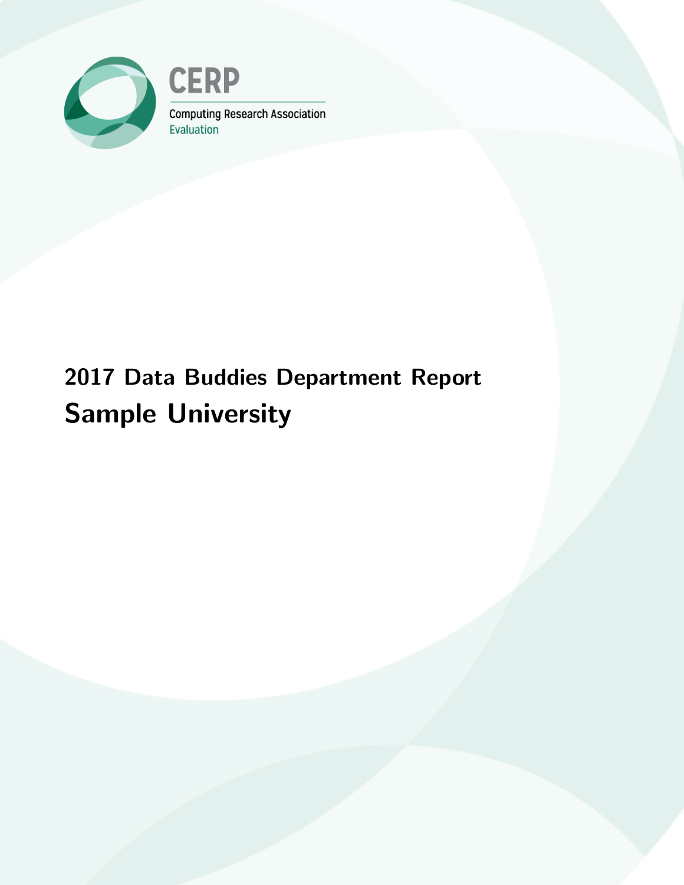CERP

Computing Research Association
Evaluation

# 2017 Data Buddies Department Report

## Sample University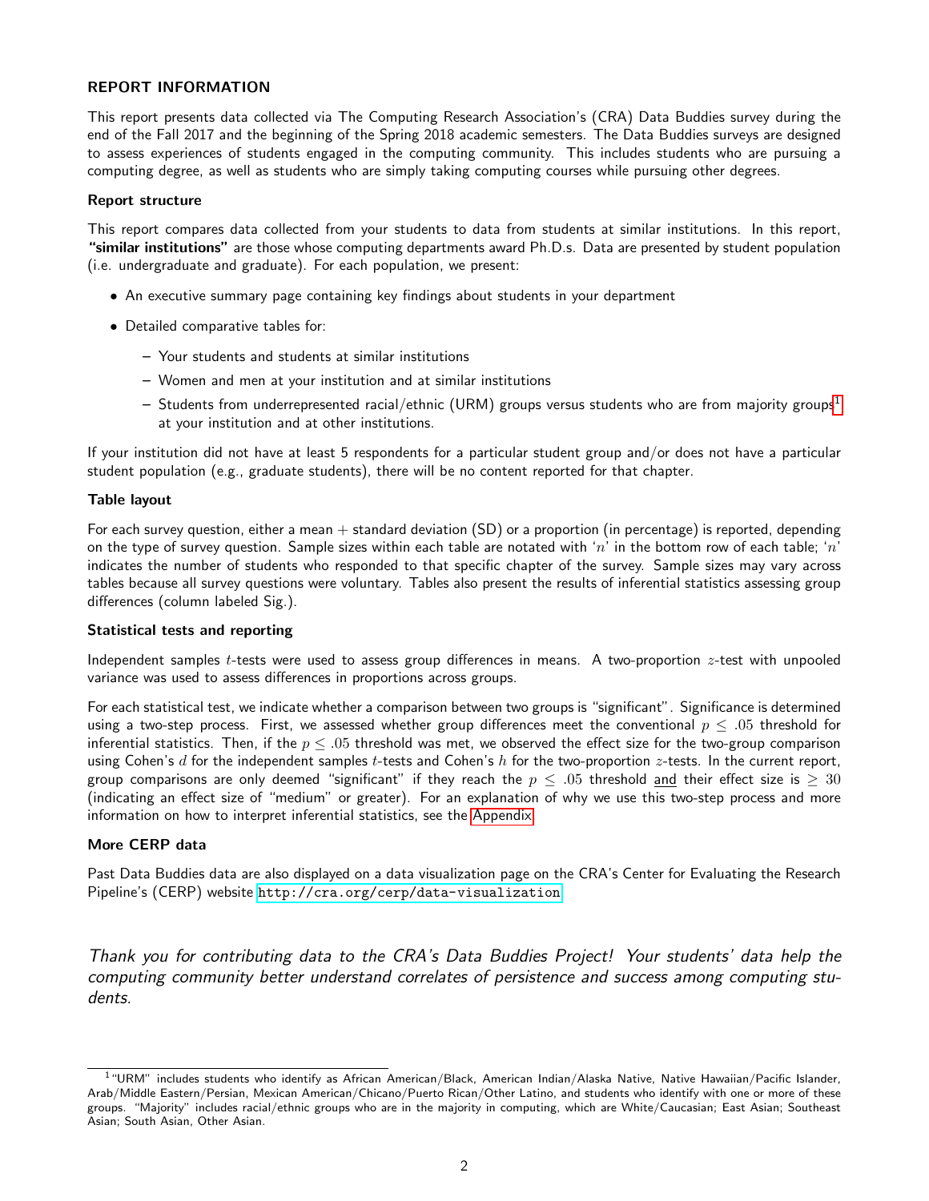### REPORT INFORMATION

This report presents data collected via The Computing Research Association's (CRA) Data Buddies survey during the end of the Fall 2017 and the beginning of the Spring 2018 academic semesters. The Data Buddies surveys are designed to assess experiences of students engaged in the computing community. This includes students who are pursuing a computing degree, as well as students who are simply taking computing courses while pursuing other degrees.

#### Report structure

This report compares data collected from your students to data from students at similar institutions. In this report, **"similar institutions"** are those whose computing departments award Ph.D.s. Data are presented by student population (i.e. undergraduate and graduate). For each population, we present:

- An executive summary page containing key findings about students in your department
- Detailed comparative tables for:
  - Your students and students at similar institutions
  - Women and men at your institution and at similar institutions
  - Students from underrepresented racial/ethnic (URM) groups versus students who are from majority groups[1] at your institution and at other institutions.

If your institution did not have at least 5 respondents for a particular student group and/or does not have a particular student population (e.g., graduate students), there will be no content reported for that chapter.

#### Table layout

For each survey question, either a mean + standard deviation (SD) or a proportion (in percentage) is reported, depending on the type of survey question. Sample sizes within each table are notated with '$n$' in the bottom row of each table; '$n$' indicates the number of students who responded to that specific chapter of the survey. Sample sizes may vary across tables because all survey questions were voluntary. Tables also present the results of inferential statistics assessing group differences (column labeled Sig.).

#### Statistical tests and reporting

Independent samples $t$-tests were used to assess group differences in means. A two-proportion $z$-test with unpooled variance was used to assess differences in proportions across groups.

For each statistical test, we indicate whether a comparison between two groups is "significant". Significance is determined using a two-step process. First, we assessed whether group differences meet the conventional $p \leq .05$ threshold for inferential statistics. Then, if the $p \leq .05$ threshold was met, we observed the effect size for the two-group comparison using Cohen's $d$ for the independent samples $t$-tests and Cohen's $h$ for the two-proportion $z$-tests. In the current report, group comparisons are only deemed "significant" if they reach the $p \leq .05$ threshold and their effect size is $\geq 30$ (indicating an effect size of "medium" or greater). For an explanation of why we use this two-step process and more information on how to interpret inferential statistics, see the Appendix.

#### More CERP data

Past Data Buddies data are also displayed on a data visualization page on the CRA's Center for Evaluating the Research Pipeline's (CERP) website `http://cra.org/cerp/data-visualization`

*Thank you for contributing data to the CRA's Data Buddies Project! Your students' data help the computing community better understand correlates of persistence and success among computing students.*

[1] "URM" includes students who identify as African American/Black, American Indian/Alaska Native, Native Hawaiian/Pacific Islander, Arab/Middle Eastern/Persian, Mexican American/Chicano/Puerto Rican/Other Latino, and students who identify with one or more of these groups. "Majority" includes racial/ethnic groups who are in the majority in computing, which are White/Caucasian; East Asian; Southeast Asian; South Asian, Other Asian.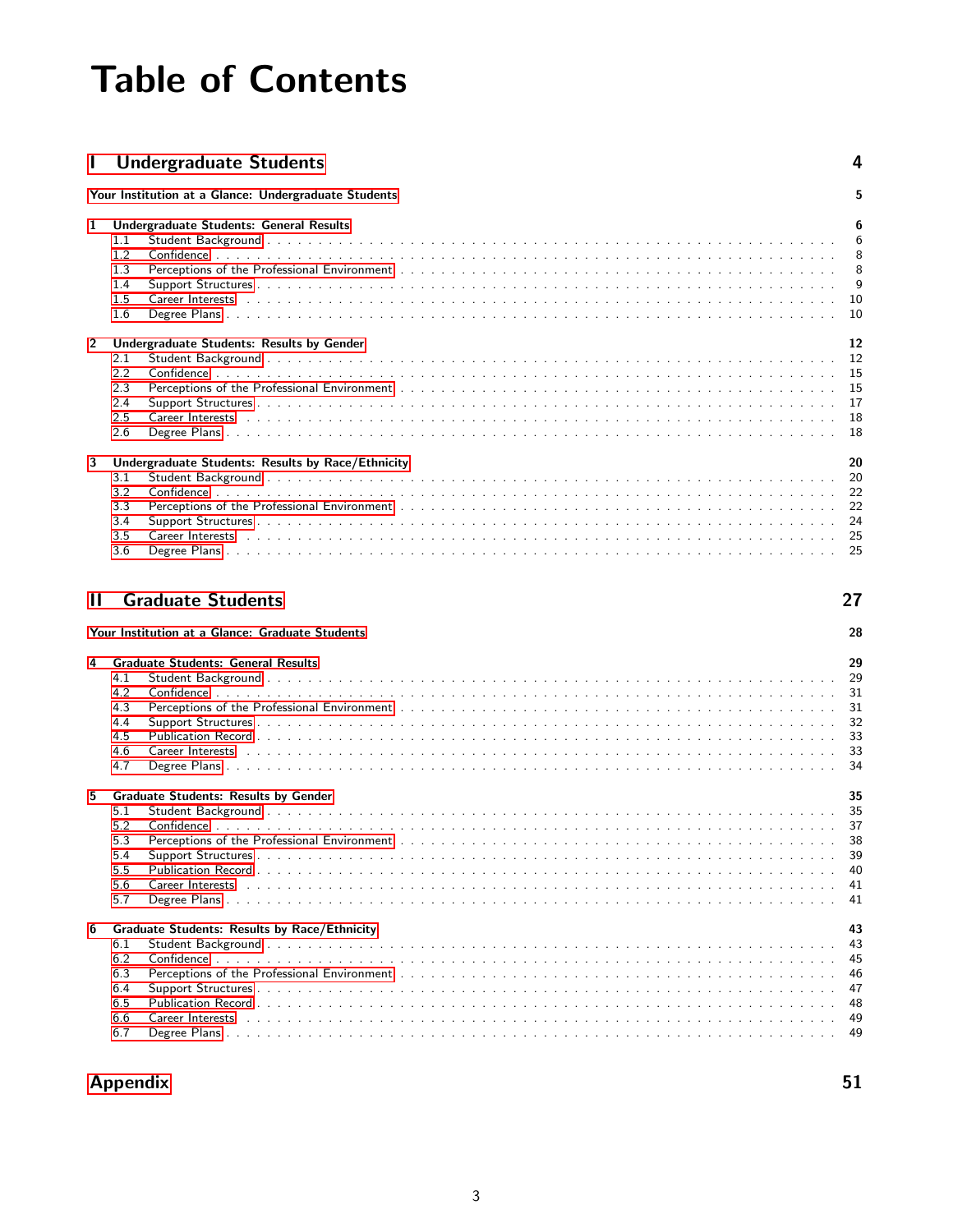# Table of Contents

**I Undergraduate Students** **4**

**Your Institution at a Glance: Undergraduate Students** **5**

**1 Undergraduate Students: General Results** **6**

- 1.1 Student Background . . . 6
- 1.2 Confidence . . . 8
- 1.3 Perceptions of the Professional Environment . . . 8
- 1.4 Support Structures . . . 9
- 1.5 Career Interests . . . 10
- 1.6 Degree Plans . . . 10

**2 Undergraduate Students: Results by Gender** **12**

- 2.1 Student Background . . . 12
- 2.2 Confidence . . . 15
- 2.3 Perceptions of the Professional Environment . . . 15
- 2.4 Support Structures . . . 17
- 2.5 Career Interests . . . 18
- 2.6 Degree Plans . . . 18

**3 Undergraduate Students: Results by Race/Ethnicity** **20**

- 3.1 Student Background . . . 20
- 3.2 Confidence . . . 22
- 3.3 Perceptions of the Professional Environment . . . 22
- 3.4 Support Structures . . . 24
- 3.5 Career Interests . . . 25
- 3.6 Degree Plans . . . 25

**II Graduate Students** **27**

**Your Institution at a Glance: Graduate Students** **28**

**4 Graduate Students: General Results** **29**

- 4.1 Student Background . . . 29
- 4.2 Confidence . . . 31
- 4.3 Perceptions of the Professional Environment . . . 31
- 4.4 Support Structures . . . 32
- 4.5 Publication Record . . . 33
- 4.6 Career Interests . . . 33
- 4.7 Degree Plans . . . 34

**5 Graduate Students: Results by Gender** **35**

- 5.1 Student Background . . . 35
- 5.2 Confidence . . . 37
- 5.3 Perceptions of the Professional Environment . . . 38
- 5.4 Support Structures . . . 39
- 5.5 Publication Record . . . 40
- 5.6 Career Interests . . . 41
- 5.7 Degree Plans . . . 41

**6 Graduate Students: Results by Race/Ethnicity** **43**

- 6.1 Student Background . . . 43
- 6.2 Confidence . . . 45
- 6.3 Perceptions of the Professional Environment . . . 46
- 6.4 Support Structures . . . 47
- 6.5 Publication Record . . . 48
- 6.6 Career Interests . . . 49
- 6.7 Degree Plans . . . 49

**Appendix** **51**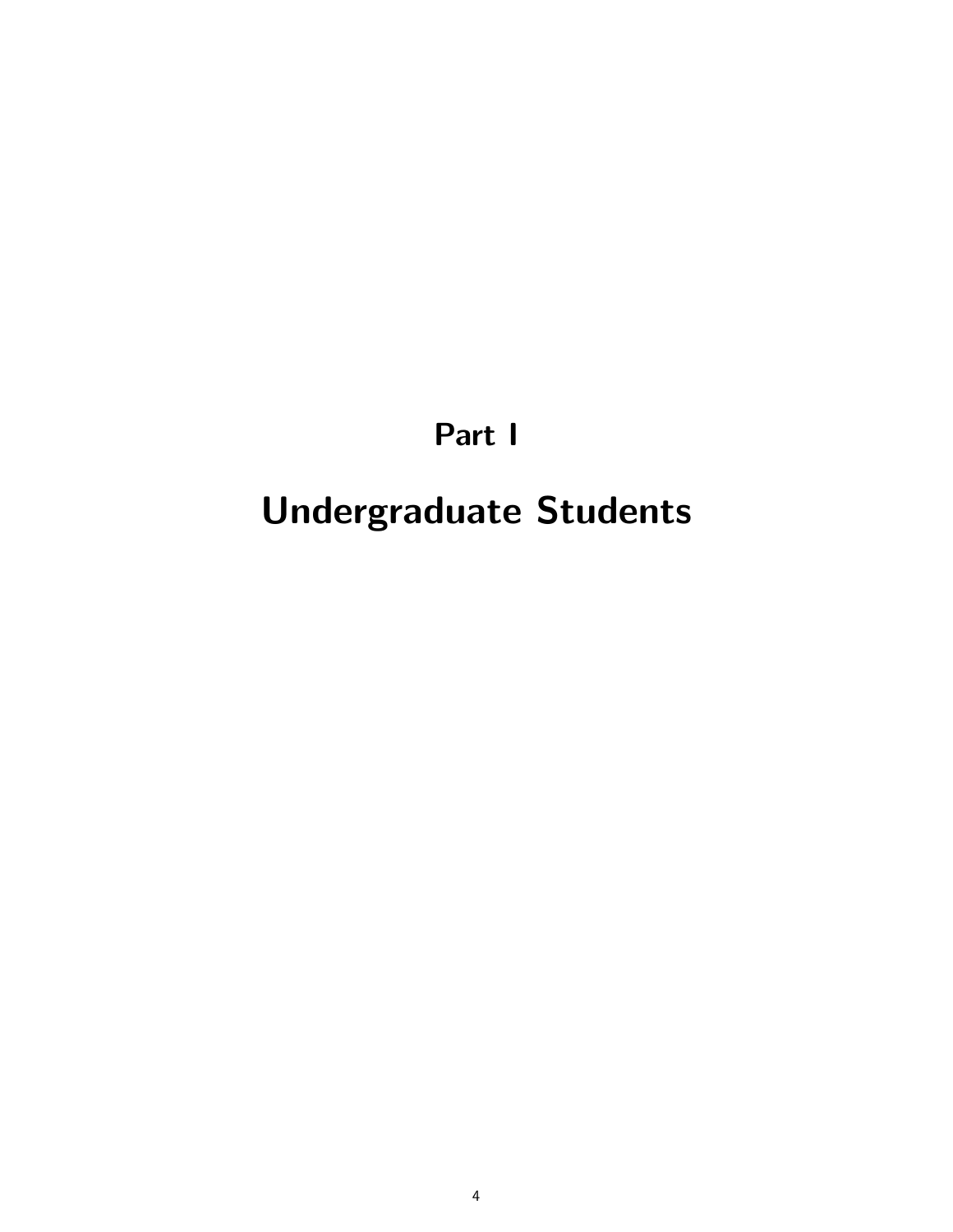# Part I

# Undergraduate Students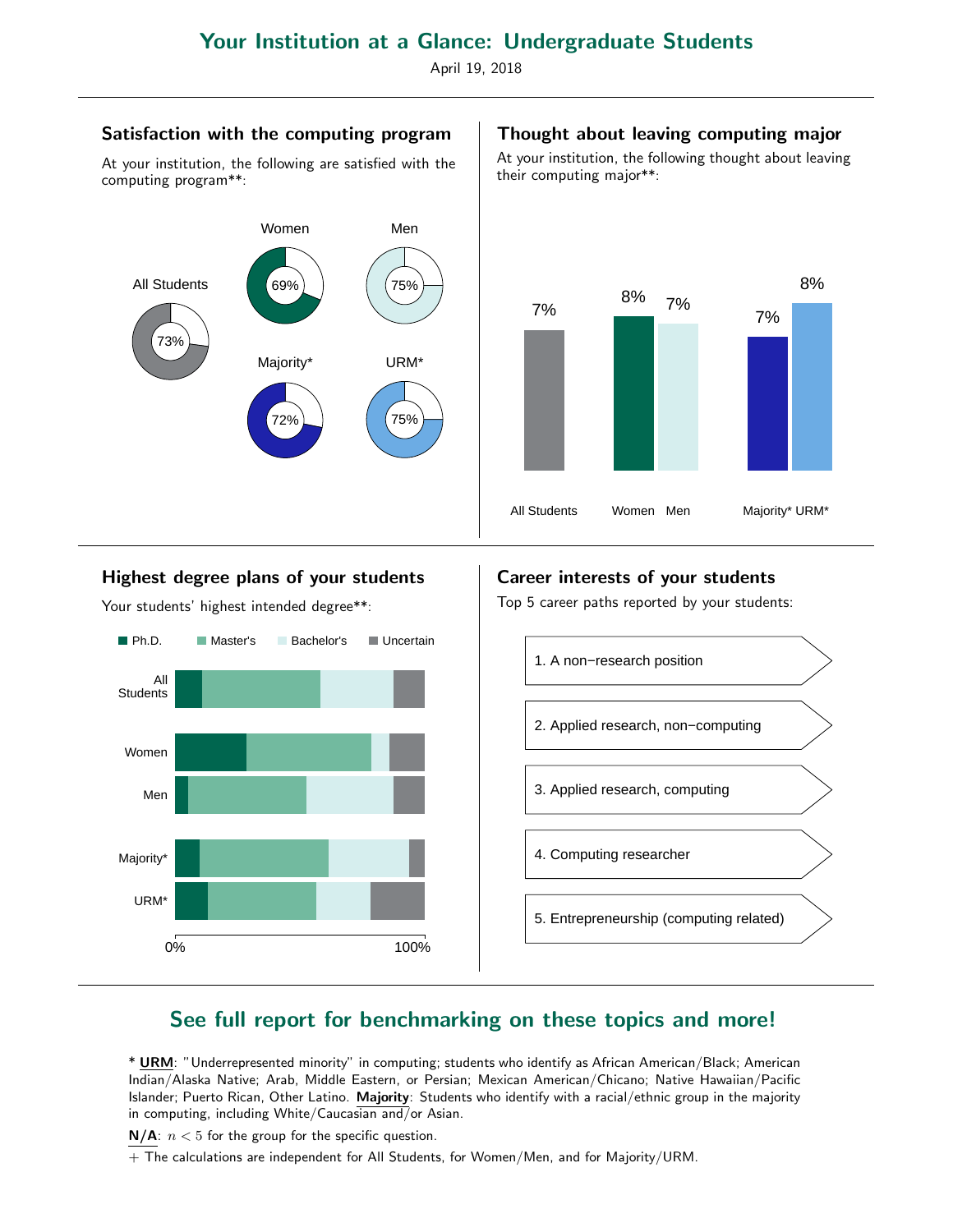# Your Institution at a Glance: Undergraduate Students

April 19, 2018

## Satisfaction with the computing program

At your institution, the following are satisfied with the computing program**:

All Students 73%

Women 69%

Men 75%

Majority* 72%

URM* 75%

## Thought about leaving computing major

At your institution, the following thought about leaving their computing major**:

| All Students | Women | Men | Majority* | URM* |
|---|---|---|---|---|
| 7% | 8% | 7% | 7% | 8% |

## Highest degree plans of your students

Your students' highest intended degree**:

Ph.D. | Master's | Bachelor's | Uncertain

All Students, Women, Men, Majority*, URM*

0% — 100%

## Career interests of your students

Top 5 career paths reported by your students:

1. A non−research position
2. Applied research, non−computing
3. Applied research, computing
4. Computing researcher
5. Entrepreneurship (computing related)

## See full report for benchmarking on these topics and more!

* **URM**: "Underrepresented minority" in computing; students who identify as African American/Black; American Indian/Alaska Native; Arab, Middle Eastern, or Persian; Mexican American/Chicano; Native Hawaiian/Pacific Islander; Puerto Rican, Other Latino. **Majority**: Students who identify with a racial/ethnic group in the majority in computing, including White/Caucasian and/or Asian.

**N/A**: $n < 5$ for the group for the specific question.

+ The calculations are independent for All Students, for Women/Men, and for Majority/URM.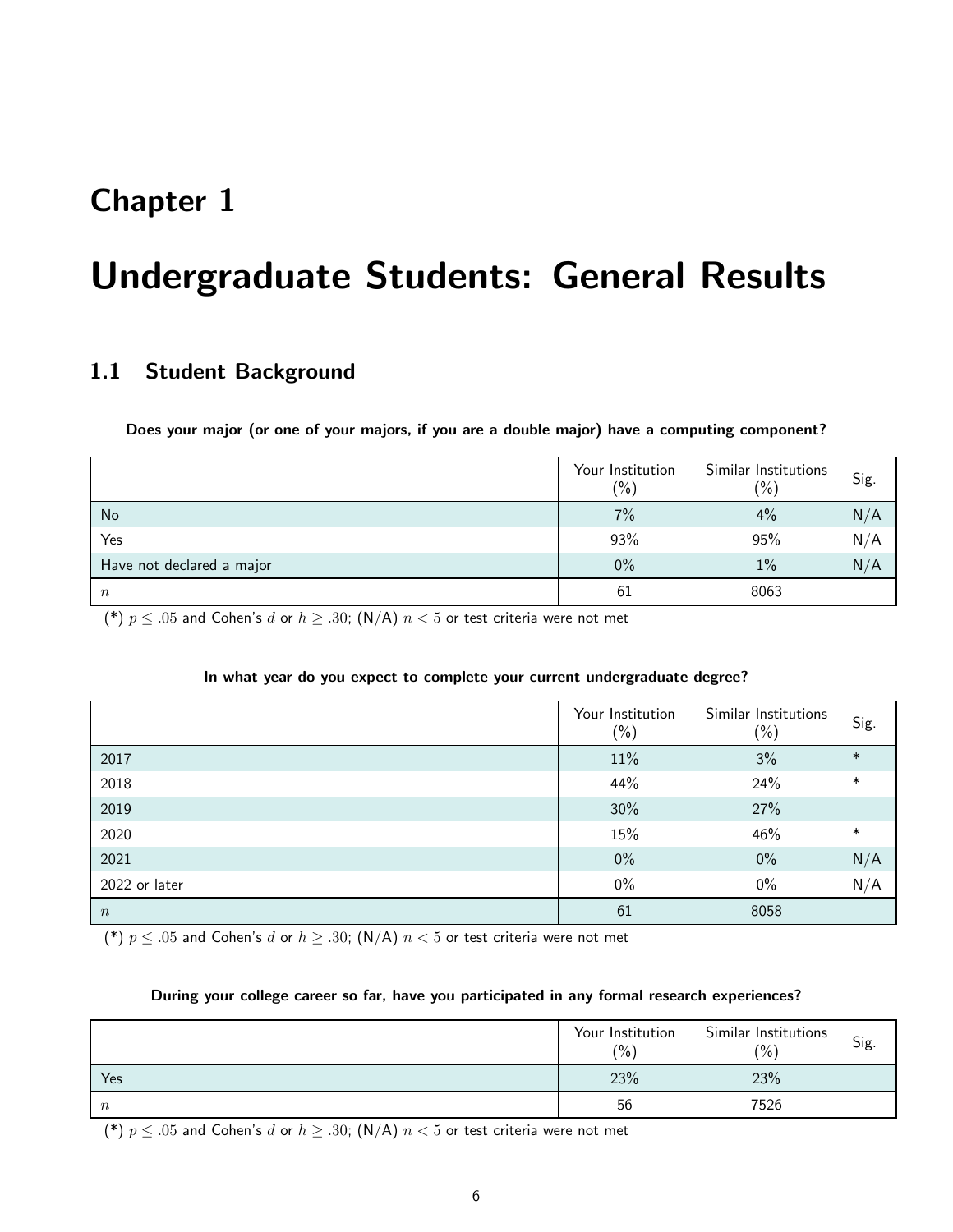# Chapter 1

# Undergraduate Students: General Results

## 1.1 Student Background

**Does your major (or one of your majors, if you are a double major) have a computing component?**

| | Your Institution (%) | Similar Institutions (%) | Sig. |
|---|---|---|---|
| No | 7% | 4% | N/A |
| Yes | 93% | 95% | N/A |
| Have not declared a major | 0% | 1% | N/A |
| $n$ | 61 | 8063 | |

(*) $p \leq .05$ and Cohen's $d$ or $h \geq .30$; (N/A) $n < 5$ or test criteria were not met

**In what year do you expect to complete your current undergraduate degree?**

| | Your Institution (%) | Similar Institutions (%) | Sig. |
|---|---|---|---|
| 2017 | 11% | 3% | * |
| 2018 | 44% | 24% | * |
| 2019 | 30% | 27% | |
| 2020 | 15% | 46% | * |
| 2021 | 0% | 0% | N/A |
| 2022 or later | 0% | 0% | N/A |
| $n$ | 61 | 8058 | |

(*) $p \leq .05$ and Cohen's $d$ or $h \geq .30$; (N/A) $n < 5$ or test criteria were not met

**During your college career so far, have you participated in any formal research experiences?**

| | Your Institution (%) | Similar Institutions (%) | Sig. |
|---|---|---|---|
| Yes | 23% | 23% | |
| $n$ | 56 | 7526 | |

(*) $p \leq .05$ and Cohen's $d$ or $h \geq .30$; (N/A) $n < 5$ or test criteria were not met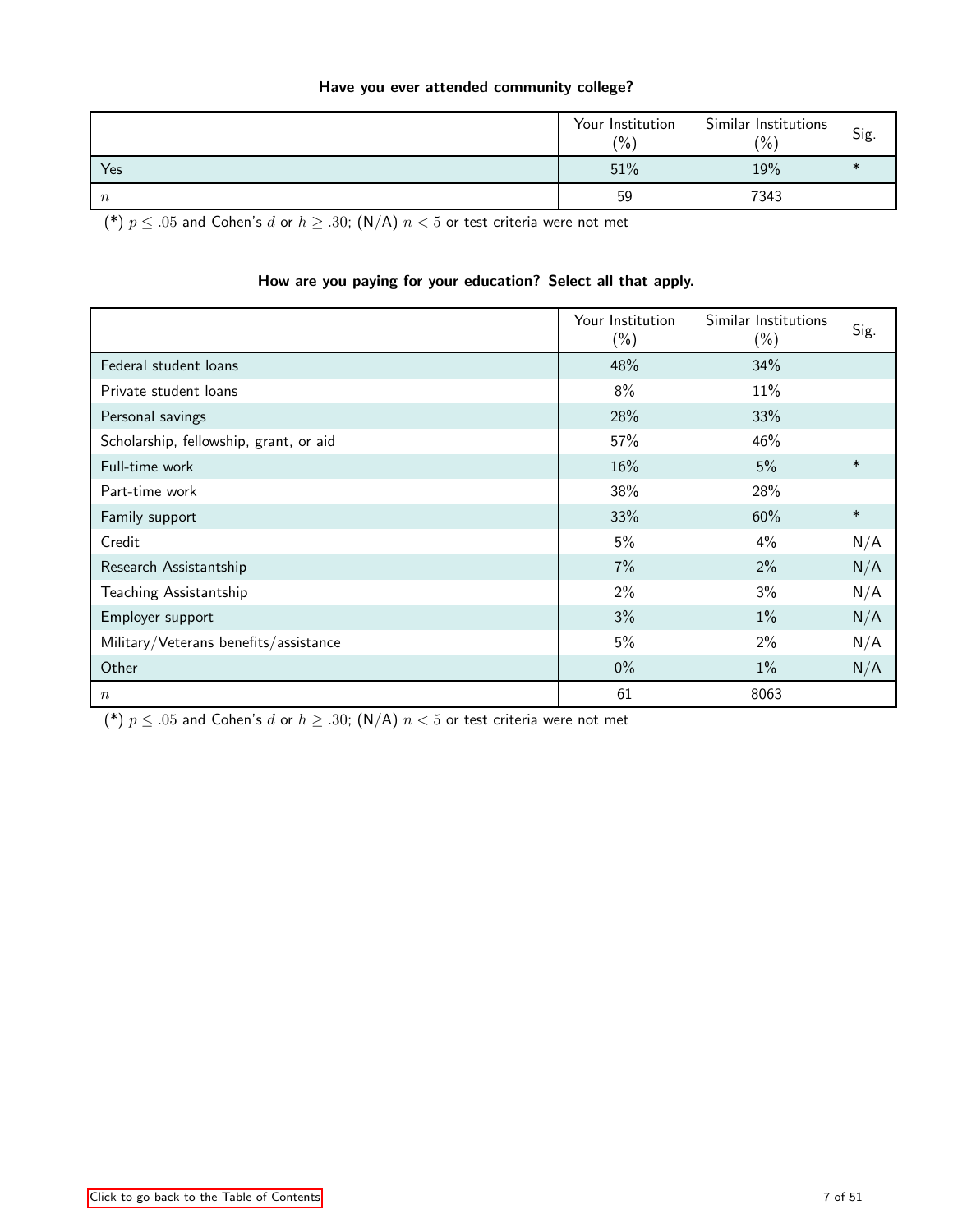**Have you ever attended community college?**

| | Your Institution (%) | Similar Institutions (%) | Sig. |
|---|---|---|---|
| Yes | 51% | 19% | * |
| $n$ | 59 | 7343 | |

(*) $p \leq .05$ and Cohen's $d$ or $h \geq .30$; (N/A) $n < 5$ or test criteria were not met

**How are you paying for your education? Select all that apply.**

| | Your Institution (%) | Similar Institutions (%) | Sig. |
|---|---|---|---|
| Federal student loans | 48% | 34% | |
| Private student loans | 8% | 11% | |
| Personal savings | 28% | 33% | |
| Scholarship, fellowship, grant, or aid | 57% | 46% | |
| Full-time work | 16% | 5% | * |
| Part-time work | 38% | 28% | |
| Family support | 33% | 60% | * |
| Credit | 5% | 4% | N/A |
| Research Assistantship | 7% | 2% | N/A |
| Teaching Assistantship | 2% | 3% | N/A |
| Employer support | 3% | 1% | N/A |
| Military/Veterans benefits/assistance | 5% | 2% | N/A |
| Other | 0% | 1% | N/A |
| $n$ | 61 | 8063 | |

(*) $p \leq .05$ and Cohen's $d$ or $h \geq .30$; (N/A) $n < 5$ or test criteria were not met

Click to go back to the Table of Contents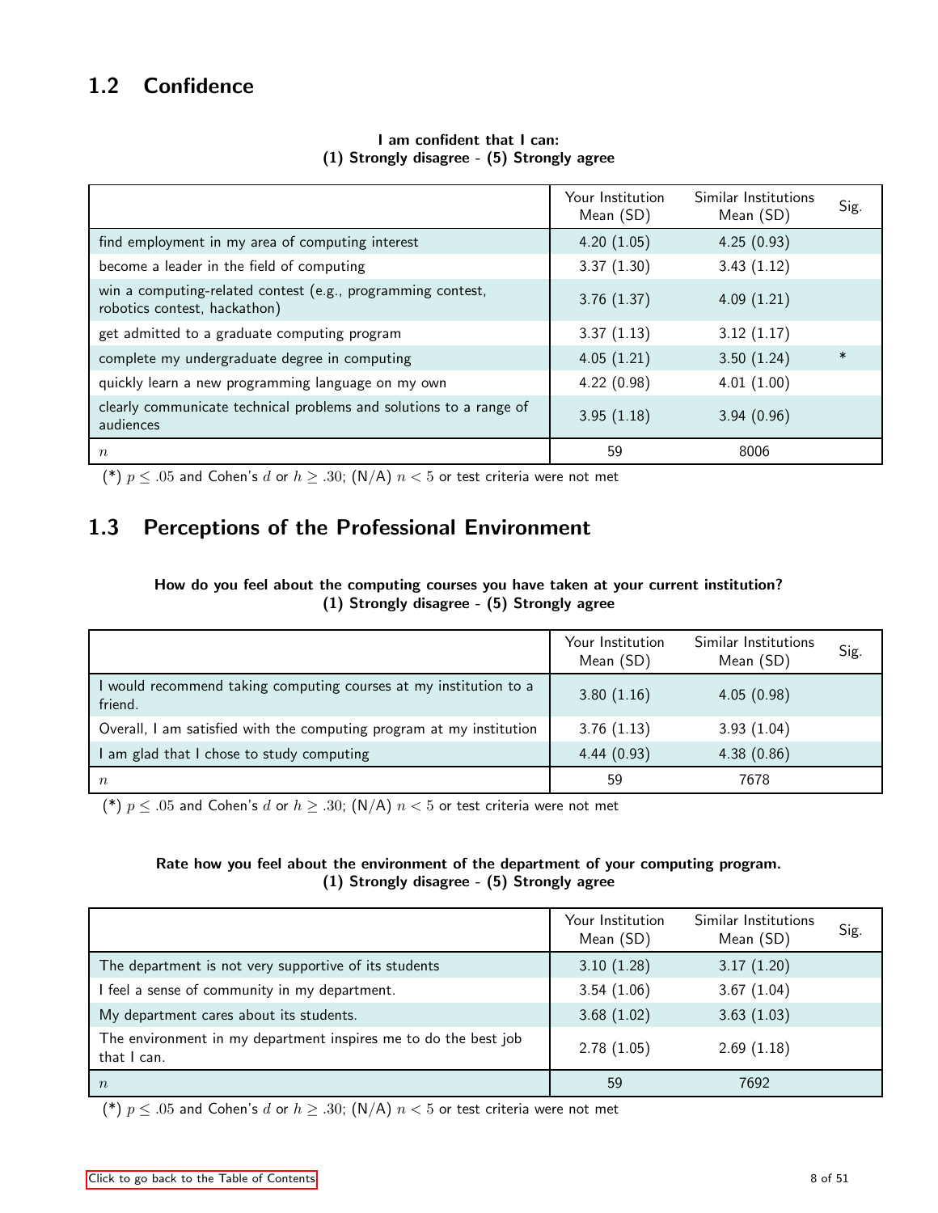## 1.2 Confidence

**I am confident that I can:**
**(1) Strongly disagree - (5) Strongly agree**

| | Your Institution Mean (SD) | Similar Institutions Mean (SD) | Sig. |
|---|---|---|---|
| find employment in my area of computing interest | 4.20 (1.05) | 4.25 (0.93) | |
| become a leader in the field of computing | 3.37 (1.30) | 3.43 (1.12) | |
| win a computing-related contest (e.g., programming contest, robotics contest, hackathon) | 3.76 (1.37) | 4.09 (1.21) | |
| get admitted to a graduate computing program | 3.37 (1.13) | 3.12 (1.17) | |
| complete my undergraduate degree in computing | 4.05 (1.21) | 3.50 (1.24) | * |
| quickly learn a new programming language on my own | 4.22 (0.98) | 4.01 (1.00) | |
| clearly communicate technical problems and solutions to a range of audiences | 3.95 (1.18) | 3.94 (0.96) | |
| $n$ | 59 | 8006 | |

(*) $p \leq .05$ and Cohen's $d$ or $h \geq .30$; (N/A) $n < 5$ or test criteria were not met

## 1.3 Perceptions of the Professional Environment

**How do you feel about the computing courses you have taken at your current institution?**
**(1) Strongly disagree - (5) Strongly agree**

| | Your Institution Mean (SD) | Similar Institutions Mean (SD) | Sig. |
|---|---|---|---|
| I would recommend taking computing courses at my institution to a friend. | 3.80 (1.16) | 4.05 (0.98) | |
| Overall, I am satisfied with the computing program at my institution | 3.76 (1.13) | 3.93 (1.04) | |
| I am glad that I chose to study computing | 4.44 (0.93) | 4.38 (0.86) | |
| $n$ | 59 | 7678 | |

(*) $p \leq .05$ and Cohen's $d$ or $h \geq .30$; (N/A) $n < 5$ or test criteria were not met

**Rate how you feel about the environment of the department of your computing program.**
**(1) Strongly disagree - (5) Strongly agree**

| | Your Institution Mean (SD) | Similar Institutions Mean (SD) | Sig. |
|---|---|---|---|
| The department is not very supportive of its students | 3.10 (1.28) | 3.17 (1.20) | |
| I feel a sense of community in my department. | 3.54 (1.06) | 3.67 (1.04) | |
| My department cares about its students. | 3.68 (1.02) | 3.63 (1.03) | |
| The environment in my department inspires me to do the best job that I can. | 2.78 (1.05) | 2.69 (1.18) | |
| $n$ | 59 | 7692 | |

(*) $p \leq .05$ and Cohen's $d$ or $h \geq .30$; (N/A) $n < 5$ or test criteria were not met

Click to go back to the Table of Contents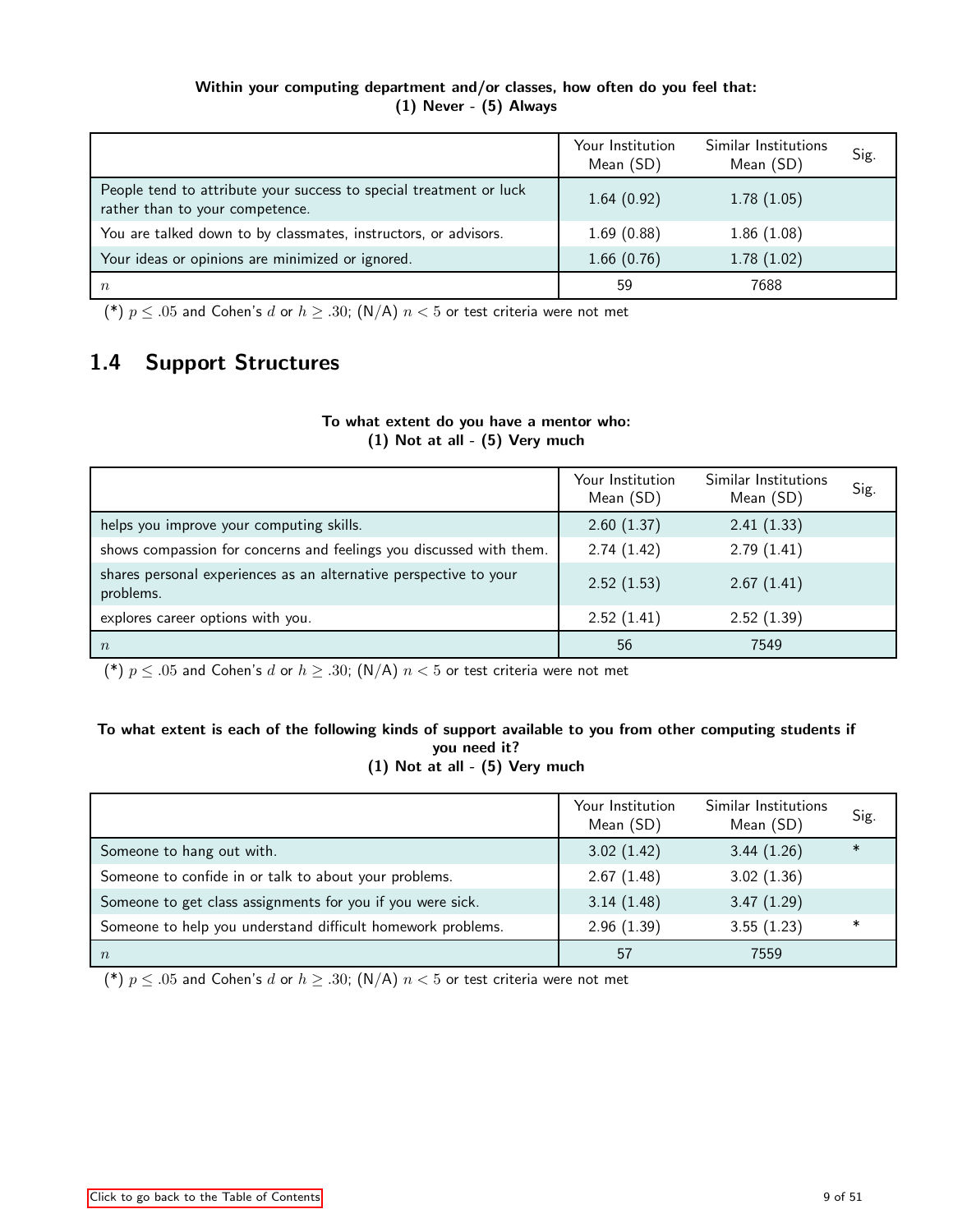**Within your computing department and/or classes, how often do you feel that:**
**(1) Never - (5) Always**

| | Your Institution Mean (SD) | Similar Institutions Mean (SD) | Sig. |
|---|---|---|---|
| People tend to attribute your success to special treatment or luck rather than to your competence. | 1.64 (0.92) | 1.78 (1.05) | |
| You are talked down to by classmates, instructors, or advisors. | 1.69 (0.88) | 1.86 (1.08) | |
| Your ideas or opinions are minimized or ignored. | 1.66 (0.76) | 1.78 (1.02) | |
| $n$ | 59 | 7688 | |

(*) $p \leq .05$ and Cohen's $d$ or $h \geq .30$; (N/A) $n < 5$ or test criteria were not met

## 1.4 Support Structures

**To what extent do you have a mentor who:**
**(1) Not at all - (5) Very much**

| | Your Institution Mean (SD) | Similar Institutions Mean (SD) | Sig. |
|---|---|---|---|
| helps you improve your computing skills. | 2.60 (1.37) | 2.41 (1.33) | |
| shows compassion for concerns and feelings you discussed with them. | 2.74 (1.42) | 2.79 (1.41) | |
| shares personal experiences as an alternative perspective to your problems. | 2.52 (1.53) | 2.67 (1.41) | |
| explores career options with you. | 2.52 (1.41) | 2.52 (1.39) | |
| $n$ | 56 | 7549 | |

(*) $p \leq .05$ and Cohen's $d$ or $h \geq .30$; (N/A) $n < 5$ or test criteria were not met

**To what extent is each of the following kinds of support available to you from other computing students if you need it?**
**(1) Not at all - (5) Very much**

| | Your Institution Mean (SD) | Similar Institutions Mean (SD) | Sig. |
|---|---|---|---|
| Someone to hang out with. | 3.02 (1.42) | 3.44 (1.26) | * |
| Someone to confide in or talk to about your problems. | 2.67 (1.48) | 3.02 (1.36) | |
| Someone to get class assignments for you if you were sick. | 3.14 (1.48) | 3.47 (1.29) | |
| Someone to help you understand difficult homework problems. | 2.96 (1.39) | 3.55 (1.23) | * |
| $n$ | 57 | 7559 | |

(*) $p \leq .05$ and Cohen's $d$ or $h \geq .30$; (N/A) $n < 5$ or test criteria were not met

Click to go back to the Table of Contents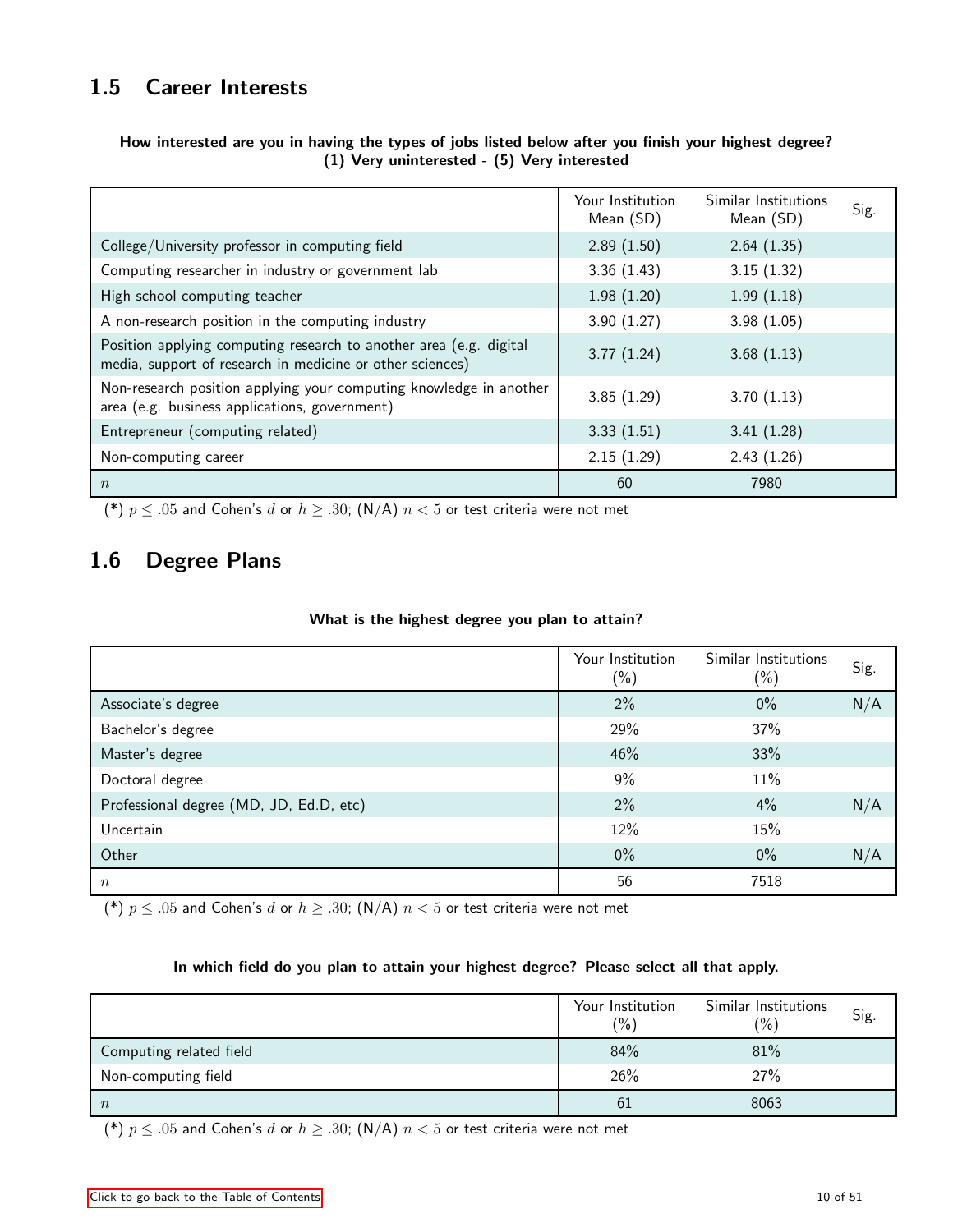## 1.5 Career Interests

**How interested are you in having the types of jobs listed below after you finish your highest degree? (1) Very uninterested - (5) Very interested**

| | Your Institution Mean (SD) | Similar Institutions Mean (SD) | Sig. |
|---|---|---|---|
| College/University professor in computing field | 2.89 (1.50) | 2.64 (1.35) | |
| Computing researcher in industry or government lab | 3.36 (1.43) | 3.15 (1.32) | |
| High school computing teacher | 1.98 (1.20) | 1.99 (1.18) | |
| A non-research position in the computing industry | 3.90 (1.27) | 3.98 (1.05) | |
| Position applying computing research to another area (e.g. digital media, support of research in medicine or other sciences) | 3.77 (1.24) | 3.68 (1.13) | |
| Non-research position applying your computing knowledge in another area (e.g. business applications, government) | 3.85 (1.29) | 3.70 (1.13) | |
| Entrepreneur (computing related) | 3.33 (1.51) | 3.41 (1.28) | |
| Non-computing career | 2.15 (1.29) | 2.43 (1.26) | |
| $n$ | 60 | 7980 | |

(*) $p \leq .05$ and Cohen's $d$ or $h \geq .30$; (N/A) $n < 5$ or test criteria were not met

## 1.6 Degree Plans

**What is the highest degree you plan to attain?**

| | Your Institution (%) | Similar Institutions (%) | Sig. |
|---|---|---|---|
| Associate's degree | 2% | 0% | N/A |
| Bachelor's degree | 29% | 37% | |
| Master's degree | 46% | 33% | |
| Doctoral degree | 9% | 11% | |
| Professional degree (MD, JD, Ed.D, etc) | 2% | 4% | N/A |
| Uncertain | 12% | 15% | |
| Other | 0% | 0% | N/A |
| $n$ | 56 | 7518 | |

(*) $p \leq .05$ and Cohen's $d$ or $h \geq .30$; (N/A) $n < 5$ or test criteria were not met

**In which field do you plan to attain your highest degree? Please select all that apply.**

| | Your Institution (%) | Similar Institutions (%) | Sig. |
|---|---|---|---|
| Computing related field | 84% | 81% | |
| Non-computing field | 26% | 27% | |
| $n$ | 61 | 8063 | |

(*) $p \leq .05$ and Cohen's $d$ or $h \geq .30$; (N/A) $n < 5$ or test criteria were not met

Click to go back to the Table of Contents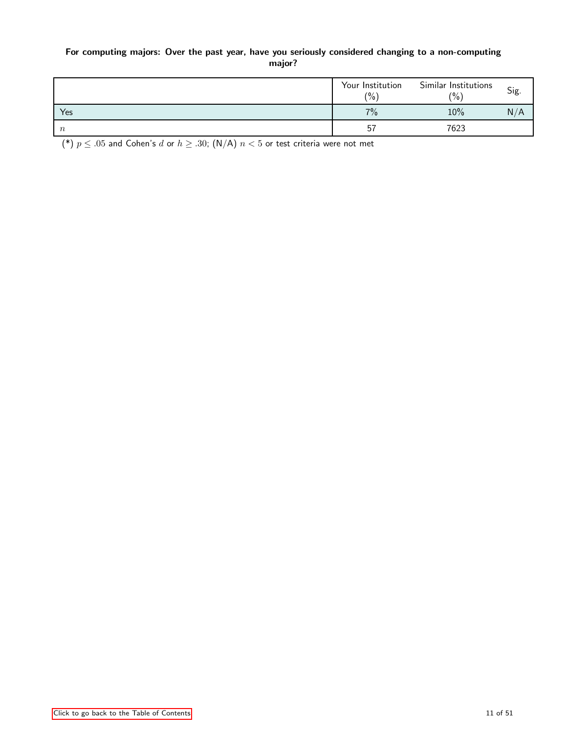**For computing majors: Over the past year, have you seriously considered changing to a non-computing major?**

| | Your Institution (%) | Similar Institutions (%) | Sig. |
|---|---|---|---|
| Yes | 7% | 10% | N/A |
| $n$ | 57 | 7623 | |

(*) $p \leq .05$ and Cohen's $d$ or $h \geq .30$; (N/A) $n < 5$ or test criteria were not met

Click to go back to the Table of Contents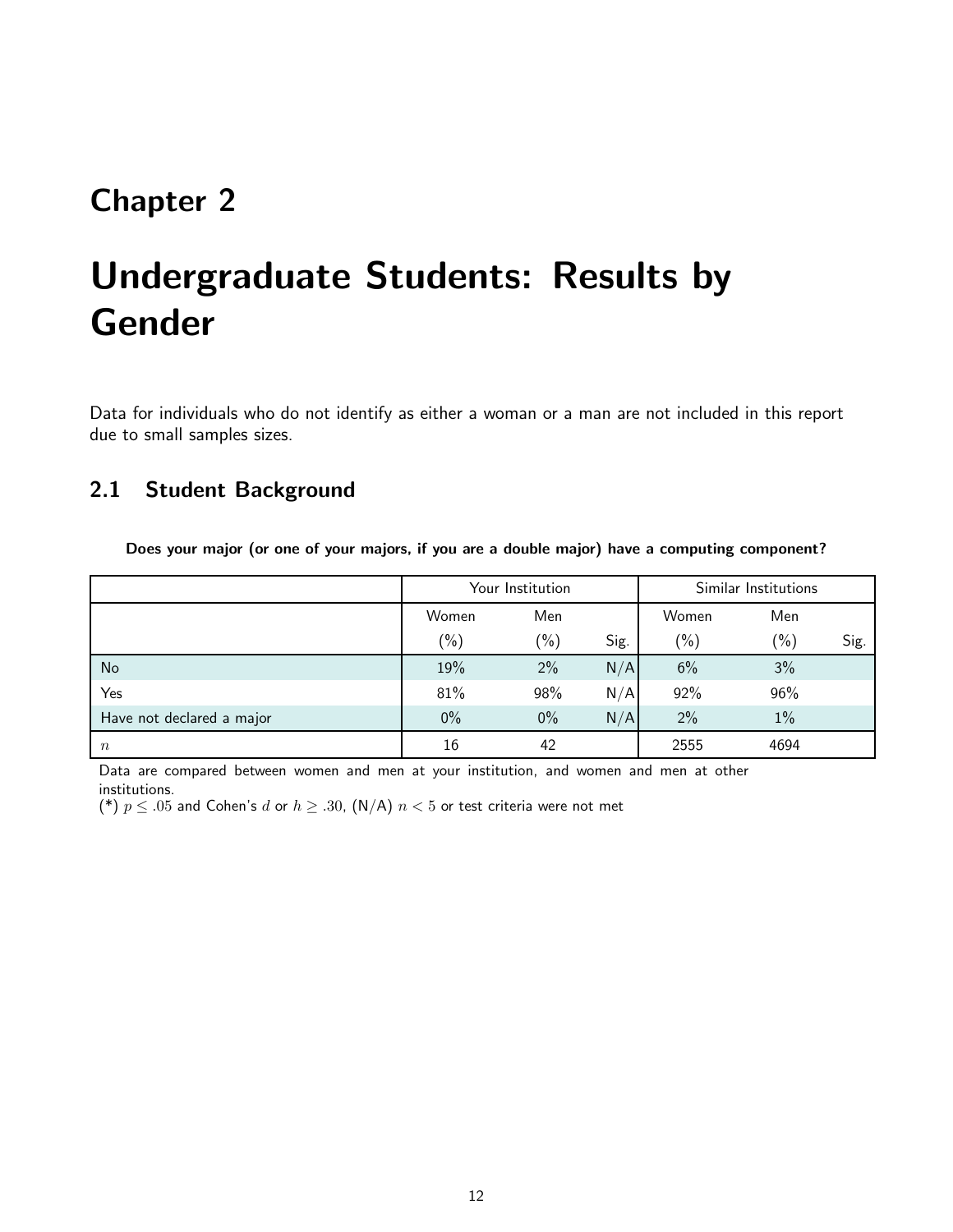# Chapter 2

# Undergraduate Students: Results by Gender

Data for individuals who do not identify as either a woman or a man are not included in this report due to small samples sizes.

## 2.1 Student Background

**Does your major (or one of your majors, if you are a double major) have a computing component?**

| | Your Institution | | | Similar Institutions | | |
|---|---|---|---|---|---|---|
| | Women (%) | Men (%) | Sig. | Women (%) | Men (%) | Sig. |
| No | 19% | 2% | N/A | 6% | 3% | |
| Yes | 81% | 98% | N/A | 92% | 96% | |
| Have not declared a major | 0% | 0% | N/A | 2% | 1% | |
| $n$ | 16 | 42 | | 2555 | 4694 | |

Data are compared between women and men at your institution, and women and men at other institutions.
(*) $p \leq .05$ and Cohen's $d$ or $h \geq .30$, (N/A) $n < 5$ or test criteria were not met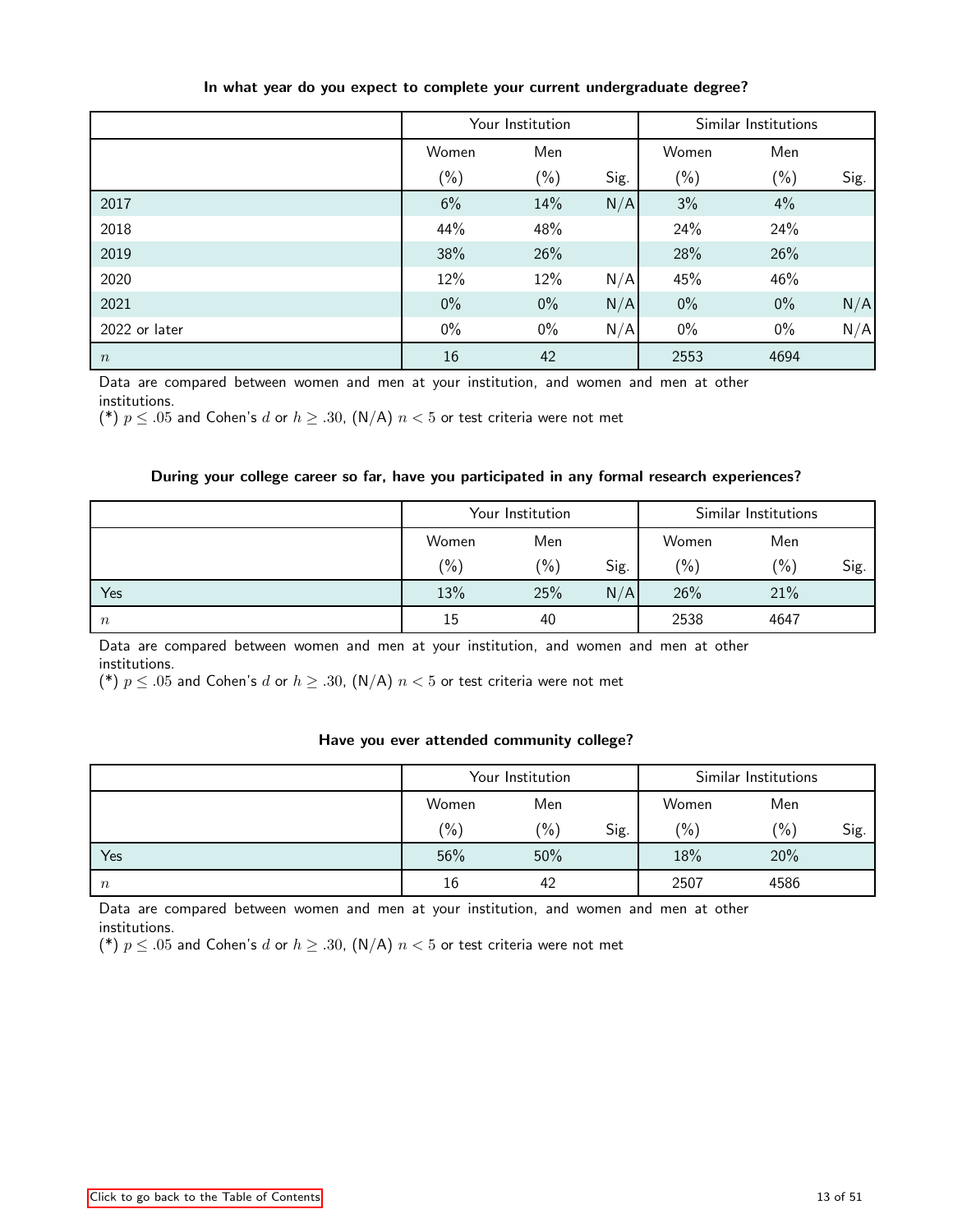**In what year do you expect to complete your current undergraduate degree?**

| | Your Institution | | | Similar Institutions | | |
|---|---|---|---|---|---|---|
| | Women (%) | Men (%) | Sig. | Women (%) | Men (%) | Sig. |
| 2017 | 6% | 14% | N/A | 3% | 4% | |
| 2018 | 44% | 48% | | 24% | 24% | |
| 2019 | 38% | 26% | | 28% | 26% | |
| 2020 | 12% | 12% | N/A | 45% | 46% | |
| 2021 | 0% | 0% | N/A | 0% | 0% | N/A |
| 2022 or later | 0% | 0% | N/A | 0% | 0% | N/A |
| $n$ | 16 | 42 | | 2553 | 4694 | |

Data are compared between women and men at your institution, and women and men at other institutions.
(*) $p \leq .05$ and Cohen's $d$ or $h \geq .30$, (N/A) $n < 5$ or test criteria were not met

**During your college career so far, have you participated in any formal research experiences?**

| | Your Institution | | | Similar Institutions | | |
|---|---|---|---|---|---|---|
| | Women (%) | Men (%) | Sig. | Women (%) | Men (%) | Sig. |
| Yes | 13% | 25% | N/A | 26% | 21% | |
| $n$ | 15 | 40 | | 2538 | 4647 | |

Data are compared between women and men at your institution, and women and men at other institutions.
(*) $p \leq .05$ and Cohen's $d$ or $h \geq .30$, (N/A) $n < 5$ or test criteria were not met

**Have you ever attended community college?**

| | Your Institution | | | Similar Institutions | | |
|---|---|---|---|---|---|---|
| | Women (%) | Men (%) | Sig. | Women (%) | Men (%) | Sig. |
| Yes | 56% | 50% | | 18% | 20% | |
| $n$ | 16 | 42 | | 2507 | 4586 | |

Data are compared between women and men at your institution, and women and men at other institutions.
(*) $p \leq .05$ and Cohen's $d$ or $h \geq .30$, (N/A) $n < 5$ or test criteria were not met

Click to go back to the Table of Contents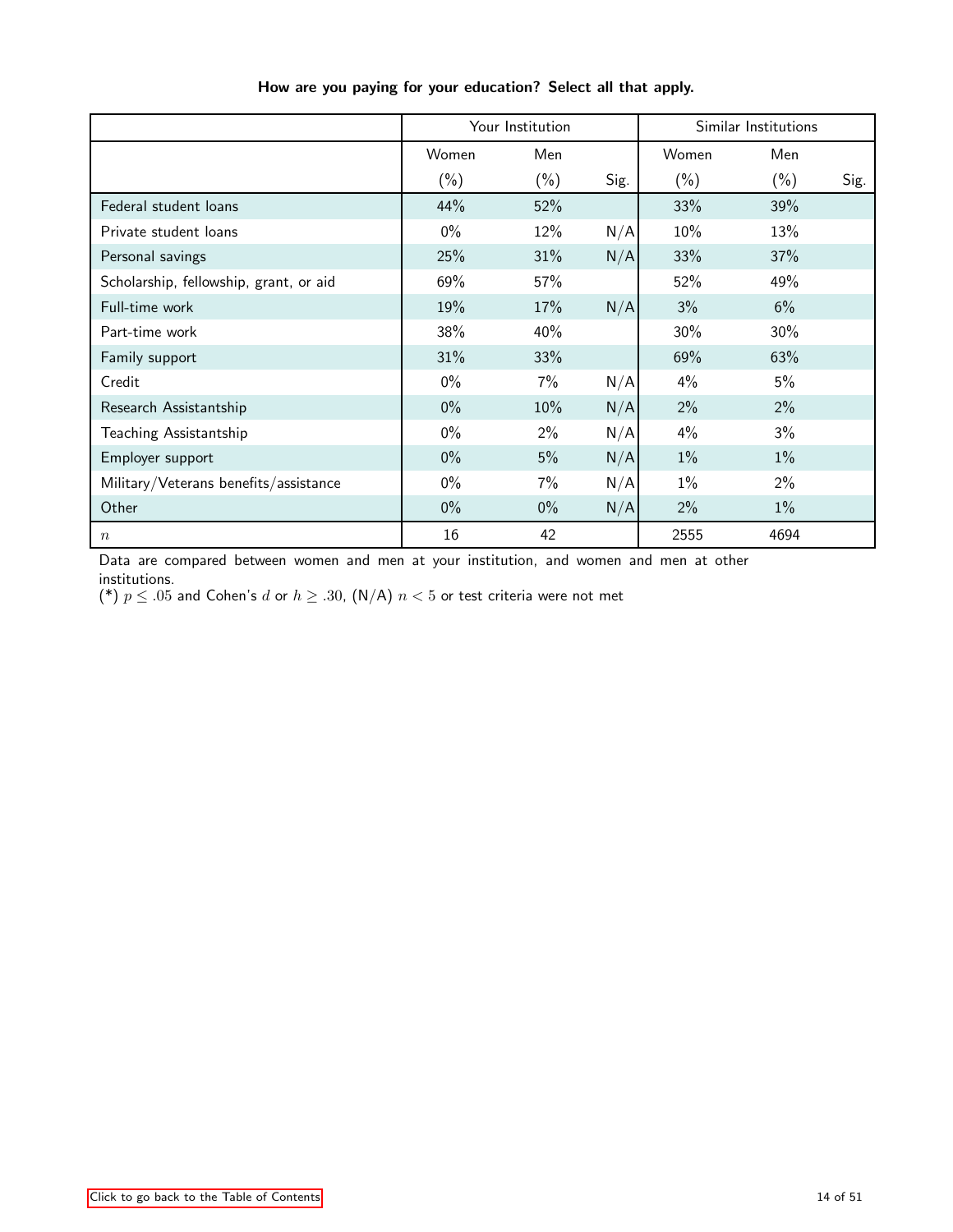### How are you paying for your education? Select all that apply.

| | Your Institution | | | Similar Institutions | | |
|---|---|---|---|---|---|---|
| | Women (%) | Men (%) | Sig. | Women (%) | Men (%) | Sig. |
| Federal student loans | 44% | 52% | | 33% | 39% | |
| Private student loans | 0% | 12% | N/A | 10% | 13% | |
| Personal savings | 25% | 31% | N/A | 33% | 37% | |
| Scholarship, fellowship, grant, or aid | 69% | 57% | | 52% | 49% | |
| Full-time work | 19% | 17% | N/A | 3% | 6% | |
| Part-time work | 38% | 40% | | 30% | 30% | |
| Family support | 31% | 33% | | 69% | 63% | |
| Credit | 0% | 7% | N/A | 4% | 5% | |
| Research Assistantship | 0% | 10% | N/A | 2% | 2% | |
| Teaching Assistantship | 0% | 2% | N/A | 4% | 3% | |
| Employer support | 0% | 5% | N/A | 1% | 1% | |
| Military/Veterans benefits/assistance | 0% | 7% | N/A | 1% | 2% | |
| Other | 0% | 0% | N/A | 2% | 1% | |
| $n$ | 16 | 42 | | 2555 | 4694 | |

Data are compared between women and men at your institution, and women and men at other institutions.
(*) $p \leq .05$ and Cohen's $d$ or $h \geq .30$, (N/A) $n < 5$ or test criteria were not met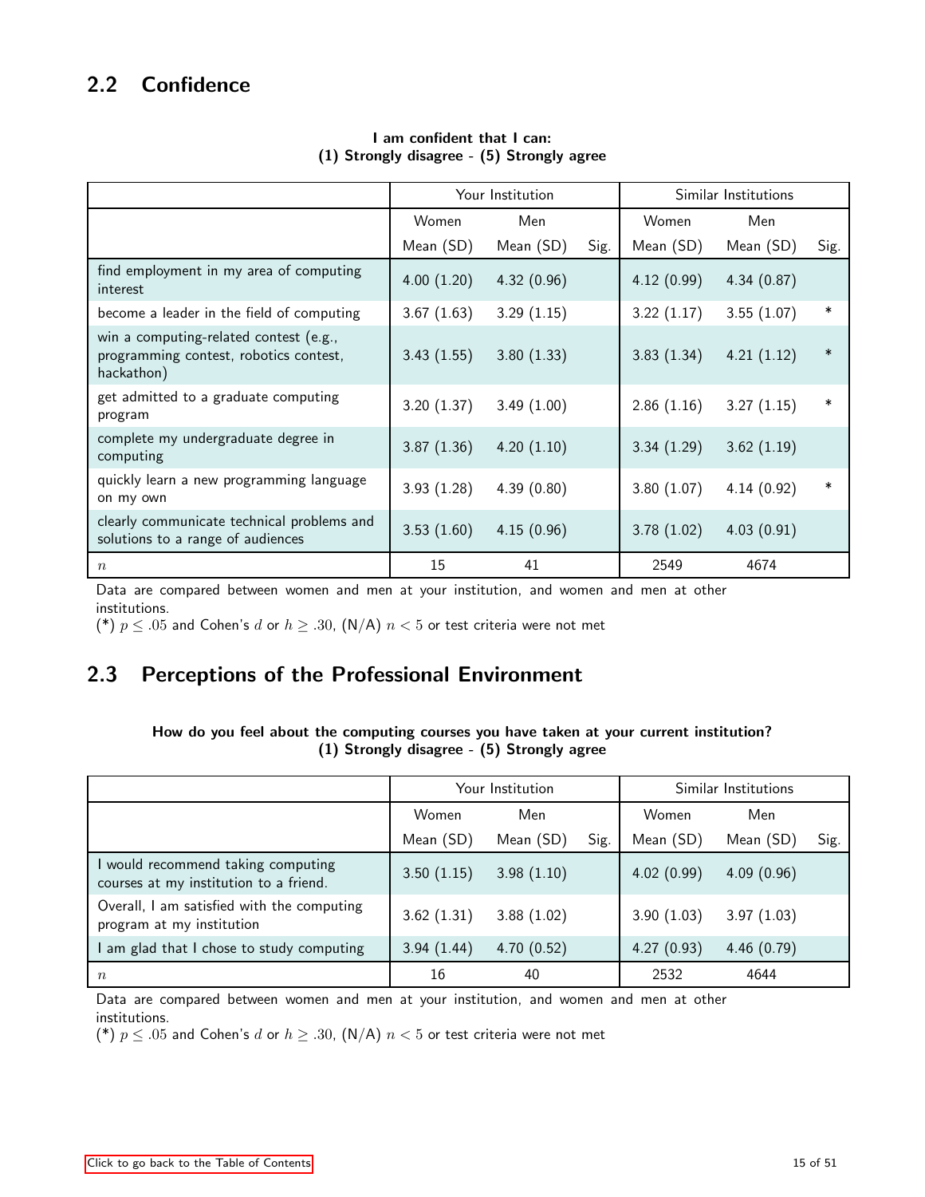## 2.2 Confidence

**I am confident that I can:**
**(1) Strongly disagree - (5) Strongly agree**

| | Your Institution | | | Similar Institutions | | |
|---|---|---|---|---|---|---|
| | Women | Men | | Women | Men | |
| | Mean (SD) | Mean (SD) | Sig. | Mean (SD) | Mean (SD) | Sig. |
| find employment in my area of computing interest | 4.00 (1.20) | 4.32 (0.96) | | 4.12 (0.99) | 4.34 (0.87) | |
| become a leader in the field of computing | 3.67 (1.63) | 3.29 (1.15) | | 3.22 (1.17) | 3.55 (1.07) | * |
| win a computing-related contest (e.g., programming contest, robotics contest, hackathon) | 3.43 (1.55) | 3.80 (1.33) | | 3.83 (1.34) | 4.21 (1.12) | * |
| get admitted to a graduate computing program | 3.20 (1.37) | 3.49 (1.00) | | 2.86 (1.16) | 3.27 (1.15) | * |
| complete my undergraduate degree in computing | 3.87 (1.36) | 4.20 (1.10) | | 3.34 (1.29) | 3.62 (1.19) | |
| quickly learn a new programming language on my own | 3.93 (1.28) | 4.39 (0.80) | | 3.80 (1.07) | 4.14 (0.92) | * |
| clearly communicate technical problems and solutions to a range of audiences | 3.53 (1.60) | 4.15 (0.96) | | 3.78 (1.02) | 4.03 (0.91) | |
| $n$ | 15 | 41 | | 2549 | 4674 | |

Data are compared between women and men at your institution, and women and men at other institutions.
(*) $p \leq .05$ and Cohen's $d$ or $h \geq .30$, (N/A) $n < 5$ or test criteria were not met

## 2.3 Perceptions of the Professional Environment

**How do you feel about the computing courses you have taken at your current institution?**
**(1) Strongly disagree - (5) Strongly agree**

| | Your Institution | | | Similar Institutions | | |
|---|---|---|---|---|---|---|
| | Women | Men | | Women | Men | |
| | Mean (SD) | Mean (SD) | Sig. | Mean (SD) | Mean (SD) | Sig. |
| I would recommend taking computing courses at my institution to a friend. | 3.50 (1.15) | 3.98 (1.10) | | 4.02 (0.99) | 4.09 (0.96) | |
| Overall, I am satisfied with the computing program at my institution | 3.62 (1.31) | 3.88 (1.02) | | 3.90 (1.03) | 3.97 (1.03) | |
| I am glad that I chose to study computing | 3.94 (1.44) | 4.70 (0.52) | | 4.27 (0.93) | 4.46 (0.79) | |
| $n$ | 16 | 40 | | 2532 | 4644 | |

Data are compared between women and men at your institution, and women and men at other institutions.
(*) $p \leq .05$ and Cohen's $d$ or $h \geq .30$, (N/A) $n < 5$ or test criteria were not met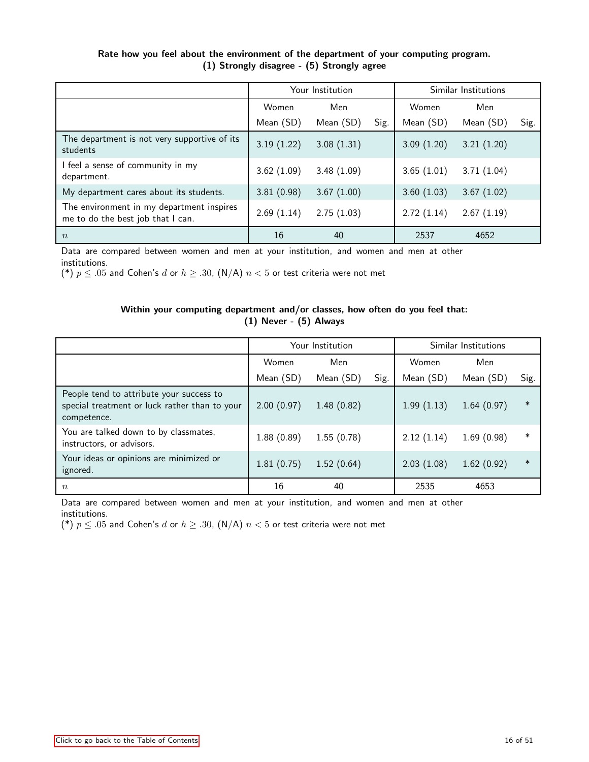**Rate how you feel about the environment of the department of your computing program.**
**(1) Strongly disagree - (5) Strongly agree**

| | Your Institution | | | Similar Institutions | | |
|---|---|---|---|---|---|---|
| | Women | Men | | Women | Men | |
| | Mean (SD) | Mean (SD) | Sig. | Mean (SD) | Mean (SD) | Sig. |
| The department is not very supportive of its students | 3.19 (1.22) | 3.08 (1.31) | | 3.09 (1.20) | 3.21 (1.20) | |
| I feel a sense of community in my department. | 3.62 (1.09) | 3.48 (1.09) | | 3.65 (1.01) | 3.71 (1.04) | |
| My department cares about its students. | 3.81 (0.98) | 3.67 (1.00) | | 3.60 (1.03) | 3.67 (1.02) | |
| The environment in my department inspires me to do the best job that I can. | 2.69 (1.14) | 2.75 (1.03) | | 2.72 (1.14) | 2.67 (1.19) | |
| $n$ | 16 | 40 | | 2537 | 4652 | |

Data are compared between women and men at your institution, and women and men at other institutions.
(*) $p \leq .05$ and Cohen's $d$ or $h \geq .30$, (N/A) $n < 5$ or test criteria were not met

**Within your computing department and/or classes, how often do you feel that:**
**(1) Never - (5) Always**

| | Your Institution | | | Similar Institutions | | |
|---|---|---|---|---|---|---|
| | Women | Men | | Women | Men | |
| | Mean (SD) | Mean (SD) | Sig. | Mean (SD) | Mean (SD) | Sig. |
| People tend to attribute your success to special treatment or luck rather than to your competence. | 2.00 (0.97) | 1.48 (0.82) | | 1.99 (1.13) | 1.64 (0.97) | * |
| You are talked down to by classmates, instructors, or advisors. | 1.88 (0.89) | 1.55 (0.78) | | 2.12 (1.14) | 1.69 (0.98) | * |
| Your ideas or opinions are minimized or ignored. | 1.81 (0.75) | 1.52 (0.64) | | 2.03 (1.08) | 1.62 (0.92) | * |
| $n$ | 16 | 40 | | 2535 | 4653 | |

Data are compared between women and men at your institution, and women and men at other institutions.
(*) $p \leq .05$ and Cohen's $d$ or $h \geq .30$, (N/A) $n < 5$ or test criteria were not met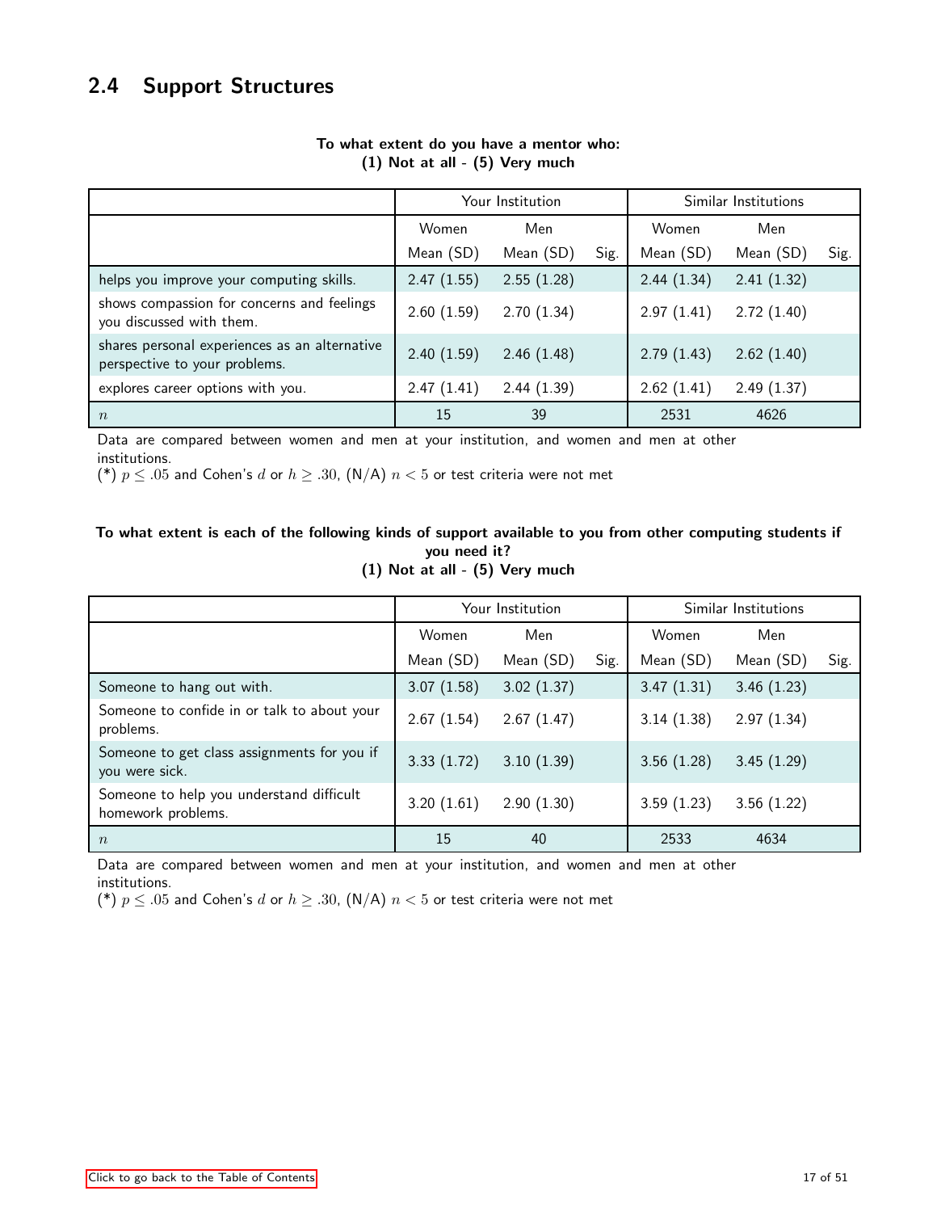## 2.4 Support Structures

**To what extent do you have a mentor who:**
**(1) Not at all - (5) Very much**

| | Your Institution | | | Similar Institutions | | |
|---|---|---|---|---|---|---|
| | Women | Men | | Women | Men | |
| | Mean (SD) | Mean (SD) | Sig. | Mean (SD) | Mean (SD) | Sig. |
| helps you improve your computing skills. | 2.47 (1.55) | 2.55 (1.28) | | 2.44 (1.34) | 2.41 (1.32) | |
| shows compassion for concerns and feelings you discussed with them. | 2.60 (1.59) | 2.70 (1.34) | | 2.97 (1.41) | 2.72 (1.40) | |
| shares personal experiences as an alternative perspective to your problems. | 2.40 (1.59) | 2.46 (1.48) | | 2.79 (1.43) | 2.62 (1.40) | |
| explores career options with you. | 2.47 (1.41) | 2.44 (1.39) | | 2.62 (1.41) | 2.49 (1.37) | |
| $n$ | 15 | 39 | | 2531 | 4626 | |

Data are compared between women and men at your institution, and women and men at other institutions.
(*) $p \leq .05$ and Cohen's $d$ or $h \geq .30$, (N/A) $n < 5$ or test criteria were not met

**To what extent is each of the following kinds of support available to you from other computing students if you need it?**
**(1) Not at all - (5) Very much**

| | Your Institution | | | Similar Institutions | | |
|---|---|---|---|---|---|---|
| | Women | Men | | Women | Men | |
| | Mean (SD) | Mean (SD) | Sig. | Mean (SD) | Mean (SD) | Sig. |
| Someone to hang out with. | 3.07 (1.58) | 3.02 (1.37) | | 3.47 (1.31) | 3.46 (1.23) | |
| Someone to confide in or talk to about your problems. | 2.67 (1.54) | 2.67 (1.47) | | 3.14 (1.38) | 2.97 (1.34) | |
| Someone to get class assignments for you if you were sick. | 3.33 (1.72) | 3.10 (1.39) | | 3.56 (1.28) | 3.45 (1.29) | |
| Someone to help you understand difficult homework problems. | 3.20 (1.61) | 2.90 (1.30) | | 3.59 (1.23) | 3.56 (1.22) | |
| $n$ | 15 | 40 | | 2533 | 4634 | |

Data are compared between women and men at your institution, and women and men at other institutions.
(*) $p \leq .05$ and Cohen's $d$ or $h \geq .30$, (N/A) $n < 5$ or test criteria were not met

Click to go back to the Table of Contents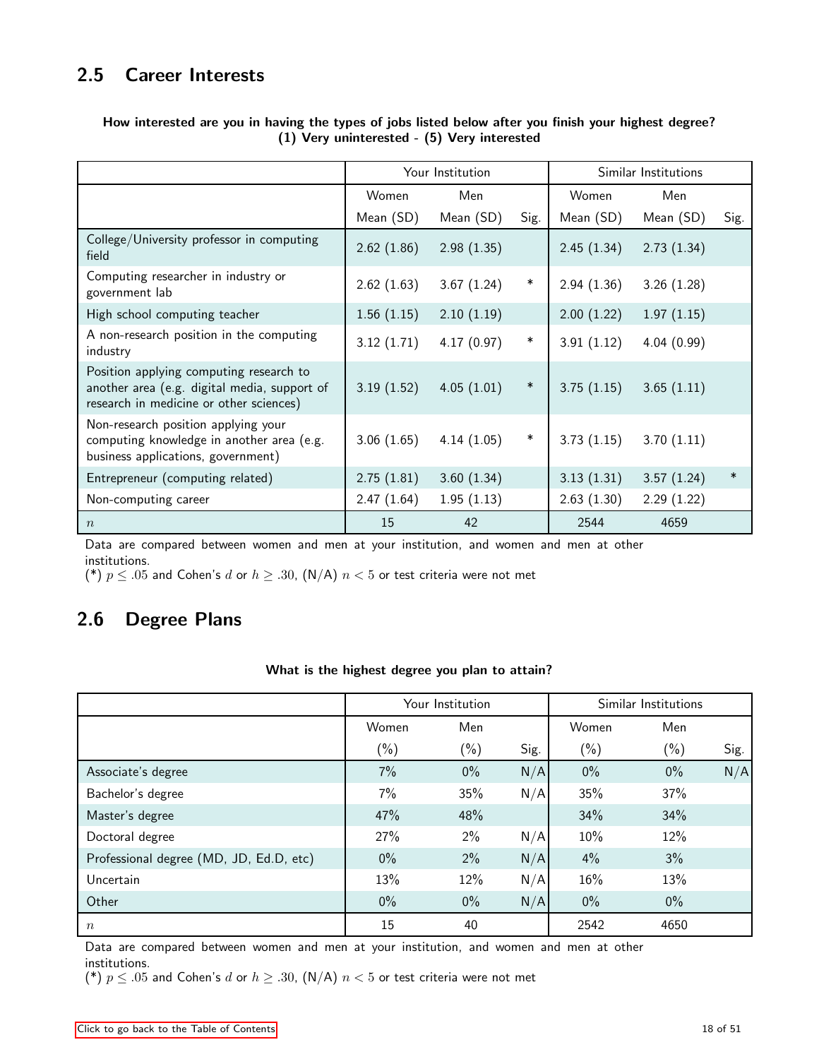## 2.5 Career Interests

**How interested are you in having the types of jobs listed below after you finish your highest degree? (1) Very uninterested - (5) Very interested**

| | Your Institution | | | Similar Institutions | | |
|---|---|---|---|---|---|---|
| | Women Mean (SD) | Men Mean (SD) | Sig. | Women Mean (SD) | Men Mean (SD) | Sig. |
| College/University professor in computing field | 2.62 (1.86) | 2.98 (1.35) | | 2.45 (1.34) | 2.73 (1.34) | |
| Computing researcher in industry or government lab | 2.62 (1.63) | 3.67 (1.24) | * | 2.94 (1.36) | 3.26 (1.28) | |
| High school computing teacher | 1.56 (1.15) | 2.10 (1.19) | | 2.00 (1.22) | 1.97 (1.15) | |
| A non-research position in the computing industry | 3.12 (1.71) | 4.17 (0.97) | * | 3.91 (1.12) | 4.04 (0.99) | |
| Position applying computing research to another area (e.g. digital media, support of research in medicine or other sciences) | 3.19 (1.52) | 4.05 (1.01) | * | 3.75 (1.15) | 3.65 (1.11) | |
| Non-research position applying your computing knowledge in another area (e.g. business applications, government) | 3.06 (1.65) | 4.14 (1.05) | * | 3.73 (1.15) | 3.70 (1.11) | |
| Entrepreneur (computing related) | 2.75 (1.81) | 3.60 (1.34) | | 3.13 (1.31) | 3.57 (1.24) | * |
| Non-computing career | 2.47 (1.64) | 1.95 (1.13) | | 2.63 (1.30) | 2.29 (1.22) | |
| $n$ | 15 | 42 | | 2544 | 4659 | |

Data are compared between women and men at your institution, and women and men at other institutions.
(*) $p \leq .05$ and Cohen's $d$ or $h \geq .30$, (N/A) $n < 5$ or test criteria were not met

## 2.6 Degree Plans

**What is the highest degree you plan to attain?**

| | Your Institution | | | Similar Institutions | | |
|---|---|---|---|---|---|---|
| | Women (%) | Men (%) | Sig. | Women (%) | Men (%) | Sig. |
| Associate's degree | 7% | 0% | N/A | 0% | 0% | N/A |
| Bachelor's degree | 7% | 35% | N/A | 35% | 37% | |
| Master's degree | 47% | 48% | | 34% | 34% | |
| Doctoral degree | 27% | 2% | N/A | 10% | 12% | |
| Professional degree (MD, JD, Ed.D, etc) | 0% | 2% | N/A | 4% | 3% | |
| Uncertain | 13% | 12% | N/A | 16% | 13% | |
| Other | 0% | 0% | N/A | 0% | 0% | |
| $n$ | 15 | 40 | | 2542 | 4650 | |

Data are compared between women and men at your institution, and women and men at other institutions.
(*) $p \leq .05$ and Cohen's $d$ or $h \geq .30$, (N/A) $n < 5$ or test criteria were not met

Click to go back to the Table of Contents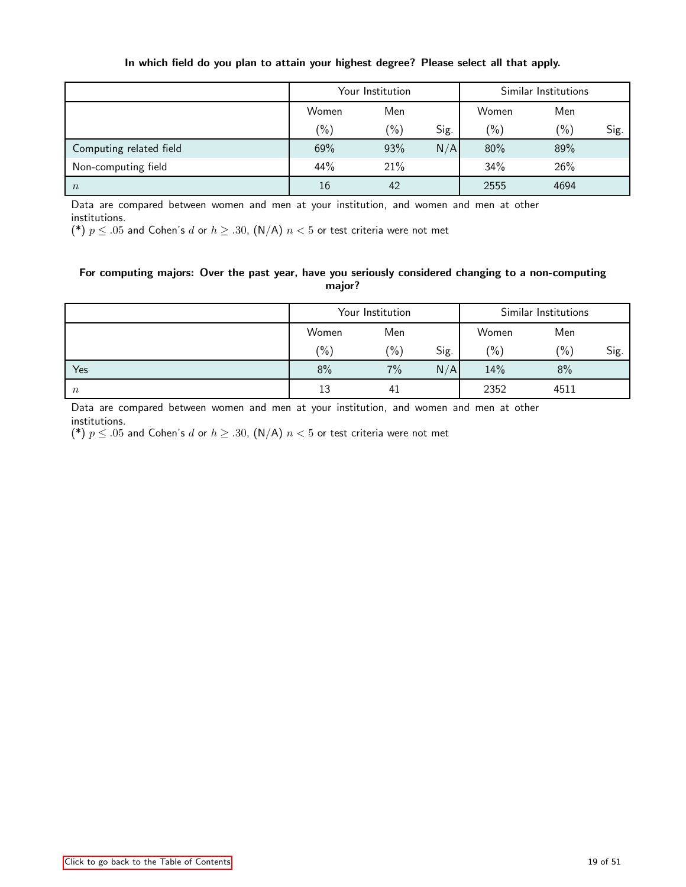**In which field do you plan to attain your highest degree? Please select all that apply.**

| | Your Institution | | | Similar Institutions | | |
|---|---|---|---|---|---|---|
| | Women (%) | Men (%) | Sig. | Women (%) | Men (%) | Sig. |
| Computing related field | 69% | 93% | N/A | 80% | 89% | |
| Non-computing field | 44% | 21% | | 34% | 26% | |
| $n$ | 16 | 42 | | 2555 | 4694 | |

Data are compared between women and men at your institution, and women and men at other institutions.
(*) $p \leq .05$ and Cohen's $d$ or $h \geq .30$, (N/A) $n < 5$ or test criteria were not met

**For computing majors: Over the past year, have you seriously considered changing to a non-computing major?**

| | Your Institution | | | Similar Institutions | | |
|---|---|---|---|---|---|---|
| | Women (%) | Men (%) | Sig. | Women (%) | Men (%) | Sig. |
| Yes | 8% | 7% | N/A | 14% | 8% | |
| $n$ | 13 | 41 | | 2352 | 4511 | |

Data are compared between women and men at your institution, and women and men at other institutions.
(*) $p \leq .05$ and Cohen's $d$ or $h \geq .30$, (N/A) $n < 5$ or test criteria were not met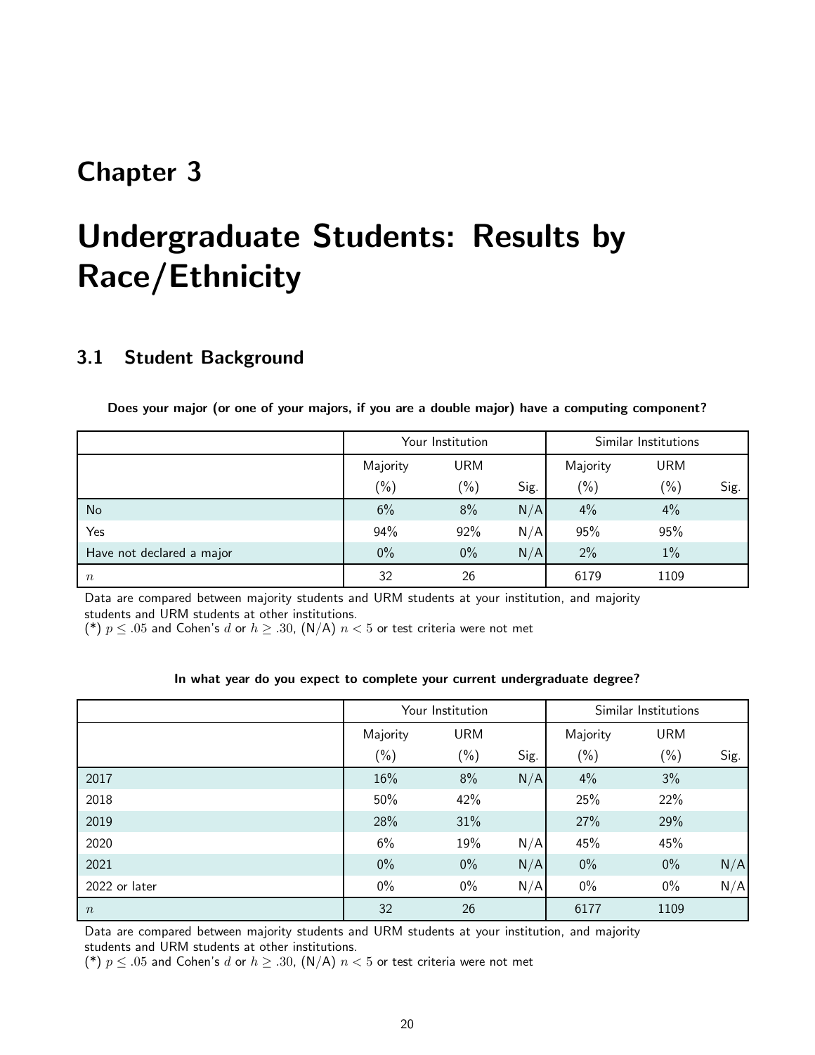# Chapter 3

# Undergraduate Students: Results by Race/Ethnicity

## 3.1 Student Background

**Does your major (or one of your majors, if you are a double major) have a computing component?**

| | Your Institution | | | Similar Institutions | | |
|---|---|---|---|---|---|---|
| | Majority (%) | URM (%) | Sig. | Majority (%) | URM (%) | Sig. |
| No | 6% | 8% | N/A | 4% | 4% | |
| Yes | 94% | 92% | N/A | 95% | 95% | |
| Have not declared a major | 0% | 0% | N/A | 2% | 1% | |
| $n$ | 32 | 26 | | 6179 | 1109 | |

Data are compared between majority students and URM students at your institution, and majority students and URM students at other institutions.
(*) $p \leq .05$ and Cohen's $d$ or $h \geq .30$, (N/A) $n < 5$ or test criteria were not met

**In what year do you expect to complete your current undergraduate degree?**

| | Your Institution | | | Similar Institutions | | |
|---|---|---|---|---|---|---|
| | Majority (%) | URM (%) | Sig. | Majority (%) | URM (%) | Sig. |
| 2017 | 16% | 8% | N/A | 4% | 3% | |
| 2018 | 50% | 42% | | 25% | 22% | |
| 2019 | 28% | 31% | | 27% | 29% | |
| 2020 | 6% | 19% | N/A | 45% | 45% | |
| 2021 | 0% | 0% | N/A | 0% | 0% | N/A |
| 2022 or later | 0% | 0% | N/A | 0% | 0% | N/A |
| $n$ | 32 | 26 | | 6177 | 1109 | |

Data are compared between majority students and URM students at your institution, and majority students and URM students at other institutions.
(*) $p \leq .05$ and Cohen's $d$ or $h \geq .30$, (N/A) $n < 5$ or test criteria were not met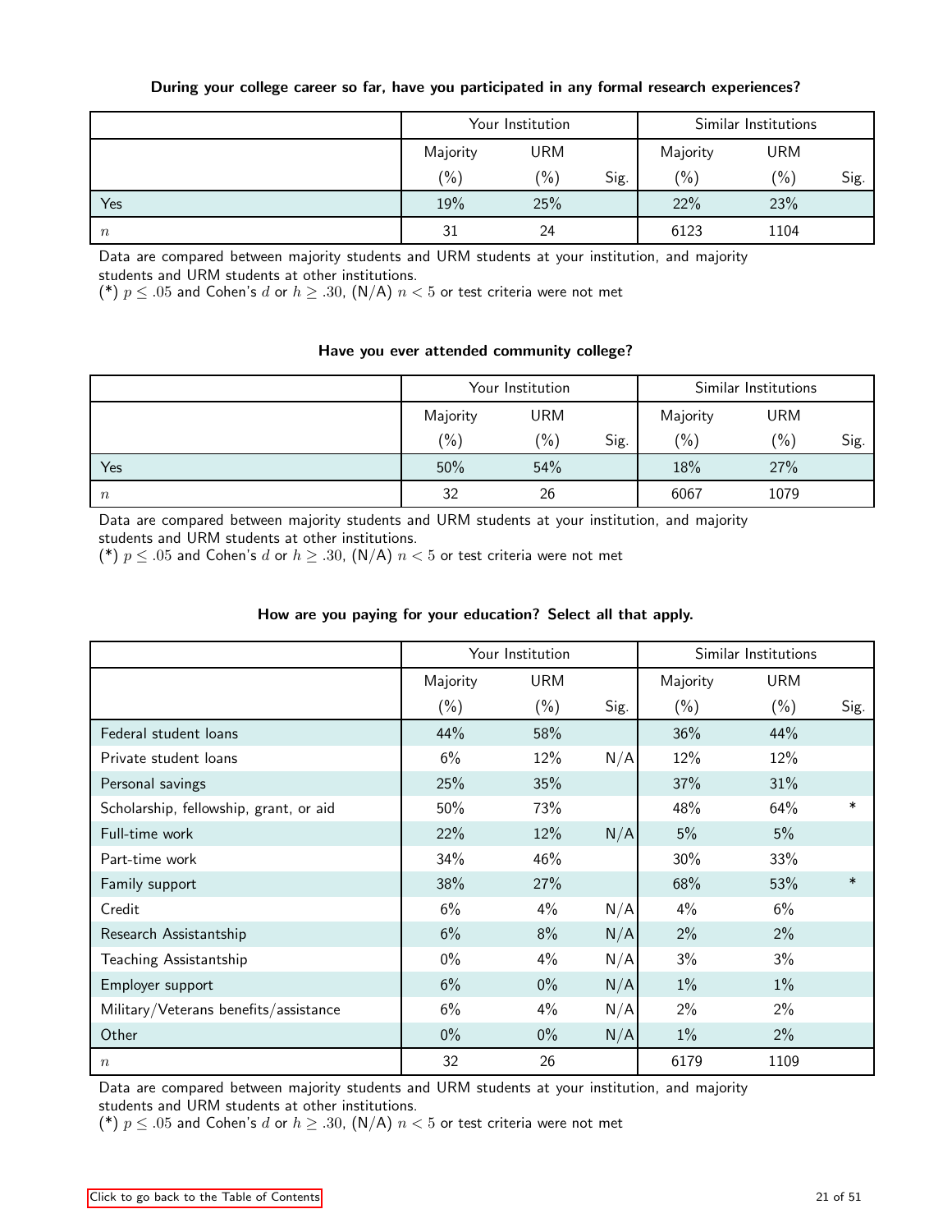**During your college career so far, have you participated in any formal research experiences?**

| | Your Institution | | | Similar Institutions | | |
|---|---|---|---|---|---|---|
| | Majority (%) | URM (%) | Sig. | Majority (%) | URM (%) | Sig. |
| Yes | 19% | 25% | | 22% | 23% | |
| $n$ | 31 | 24 | | 6123 | 1104 | |

Data are compared between majority students and URM students at your institution, and majority students and URM students at other institutions.
(*) $p \leq .05$ and Cohen's $d$ or $h \geq .30$, (N/A) $n < 5$ or test criteria were not met

**Have you ever attended community college?**

| | Your Institution | | | Similar Institutions | | |
|---|---|---|---|---|---|---|
| | Majority (%) | URM (%) | Sig. | Majority (%) | URM (%) | Sig. |
| Yes | 50% | 54% | | 18% | 27% | |
| $n$ | 32 | 26 | | 6067 | 1079 | |

Data are compared between majority students and URM students at your institution, and majority students and URM students at other institutions.
(*) $p \leq .05$ and Cohen's $d$ or $h \geq .30$, (N/A) $n < 5$ or test criteria were not met

**How are you paying for your education? Select all that apply.**

| | Your Institution | | | Similar Institutions | | |
|---|---|---|---|---|---|---|
| | Majority (%) | URM (%) | Sig. | Majority (%) | URM (%) | Sig. |
| Federal student loans | 44% | 58% | | 36% | 44% | |
| Private student loans | 6% | 12% | N/A | 12% | 12% | |
| Personal savings | 25% | 35% | | 37% | 31% | |
| Scholarship, fellowship, grant, or aid | 50% | 73% | | 48% | 64% | * |
| Full-time work | 22% | 12% | N/A | 5% | 5% | |
| Part-time work | 34% | 46% | | 30% | 33% | |
| Family support | 38% | 27% | | 68% | 53% | * |
| Credit | 6% | 4% | N/A | 4% | 6% | |
| Research Assistantship | 6% | 8% | N/A | 2% | 2% | |
| Teaching Assistantship | 0% | 4% | N/A | 3% | 3% | |
| Employer support | 6% | 0% | N/A | 1% | 1% | |
| Military/Veterans benefits/assistance | 6% | 4% | N/A | 2% | 2% | |
| Other | 0% | 0% | N/A | 1% | 2% | |
| $n$ | 32 | 26 | | 6179 | 1109 | |

Data are compared between majority students and URM students at your institution, and majority students and URM students at other institutions.
(*) $p \leq .05$ and Cohen's $d$ or $h \geq .30$, (N/A) $n < 5$ or test criteria were not met

Click to go back to the Table of Contents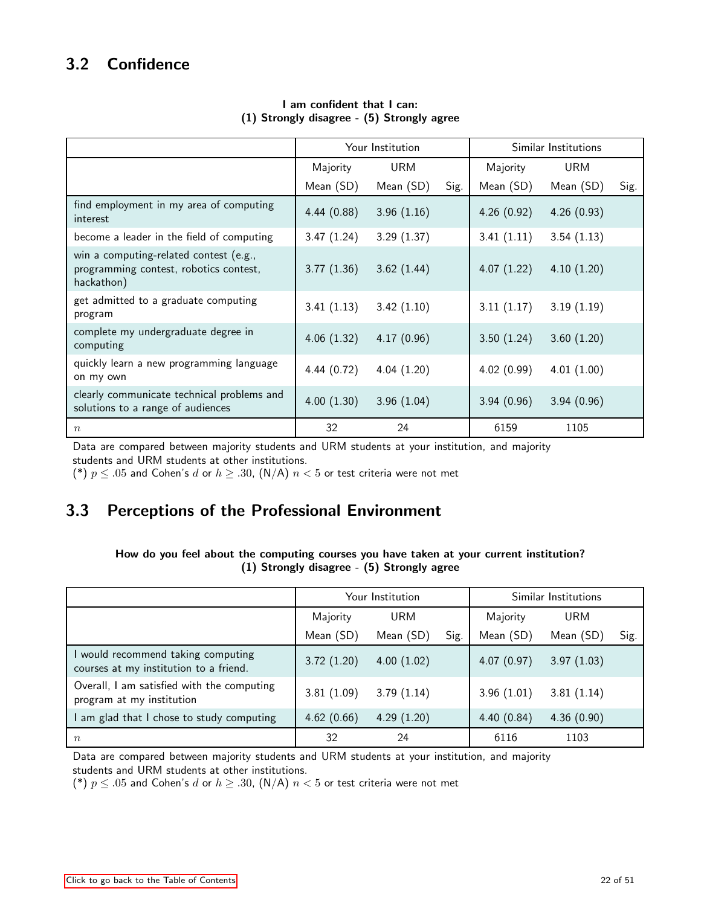## 3.2 Confidence

**I am confident that I can:**
**(1) Strongly disagree - (5) Strongly agree**

| | Your Institution | | | Similar Institutions | | |
|---|---|---|---|---|---|---|
| | Majority Mean (SD) | URM Mean (SD) | Sig. | Majority Mean (SD) | URM Mean (SD) | Sig. |
| find employment in my area of computing interest | 4.44 (0.88) | 3.96 (1.16) | | 4.26 (0.92) | 4.26 (0.93) | |
| become a leader in the field of computing | 3.47 (1.24) | 3.29 (1.37) | | 3.41 (1.11) | 3.54 (1.13) | |
| win a computing-related contest (e.g., programming contest, robotics contest, hackathon) | 3.77 (1.36) | 3.62 (1.44) | | 4.07 (1.22) | 4.10 (1.20) | |
| get admitted to a graduate computing program | 3.41 (1.13) | 3.42 (1.10) | | 3.11 (1.17) | 3.19 (1.19) | |
| complete my undergraduate degree in computing | 4.06 (1.32) | 4.17 (0.96) | | 3.50 (1.24) | 3.60 (1.20) | |
| quickly learn a new programming language on my own | 4.44 (0.72) | 4.04 (1.20) | | 4.02 (0.99) | 4.01 (1.00) | |
| clearly communicate technical problems and solutions to a range of audiences | 4.00 (1.30) | 3.96 (1.04) | | 3.94 (0.96) | 3.94 (0.96) | |
| $n$ | 32 | 24 | | 6159 | 1105 | |

Data are compared between majority students and URM students at your institution, and majority students and URM students at other institutions.
(*) $p \leq .05$ and Cohen's $d$ or $h \geq .30$, (N/A) $n < 5$ or test criteria were not met

## 3.3 Perceptions of the Professional Environment

**How do you feel about the computing courses you have taken at your current institution?**
**(1) Strongly disagree - (5) Strongly agree**

| | Your Institution | | | Similar Institutions | | |
|---|---|---|---|---|---|---|
| | Majority Mean (SD) | URM Mean (SD) | Sig. | Majority Mean (SD) | URM Mean (SD) | Sig. |
| I would recommend taking computing courses at my institution to a friend. | 3.72 (1.20) | 4.00 (1.02) | | 4.07 (0.97) | 3.97 (1.03) | |
| Overall, I am satisfied with the computing program at my institution | 3.81 (1.09) | 3.79 (1.14) | | 3.96 (1.01) | 3.81 (1.14) | |
| I am glad that I chose to study computing | 4.62 (0.66) | 4.29 (1.20) | | 4.40 (0.84) | 4.36 (0.90) | |
| $n$ | 32 | 24 | | 6116 | 1103 | |

Data are compared between majority students and URM students at your institution, and majority students and URM students at other institutions.
(*) $p \leq .05$ and Cohen's $d$ or $h \geq .30$, (N/A) $n < 5$ or test criteria were not met

Click to go back to the Table of Contents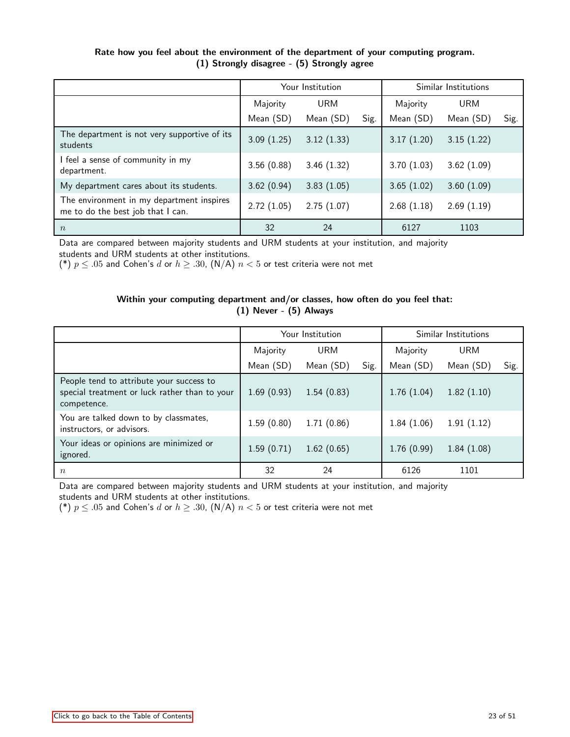**Rate how you feel about the environment of the department of your computing program.**
**(1) Strongly disagree - (5) Strongly agree**

| | Your Institution | | | Similar Institutions | | |
|---|---|---|---|---|---|---|
| | Majority | URM | | Majority | URM | |
| | Mean (SD) | Mean (SD) | Sig. | Mean (SD) | Mean (SD) | Sig. |
| The department is not very supportive of its students | 3.09 (1.25) | 3.12 (1.33) | | 3.17 (1.20) | 3.15 (1.22) | |
| I feel a sense of community in my department. | 3.56 (0.88) | 3.46 (1.32) | | 3.70 (1.03) | 3.62 (1.09) | |
| My department cares about its students. | 3.62 (0.94) | 3.83 (1.05) | | 3.65 (1.02) | 3.60 (1.09) | |
| The environment in my department inspires me to do the best job that I can. | 2.72 (1.05) | 2.75 (1.07) | | 2.68 (1.18) | 2.69 (1.19) | |
| $n$ | 32 | 24 | | 6127 | 1103 | |

Data are compared between majority students and URM students at your institution, and majority students and URM students at other institutions.
(*) $p \leq .05$ and Cohen's $d$ or $h \geq .30$, (N/A) $n < 5$ or test criteria were not met

**Within your computing department and/or classes, how often do you feel that:**
**(1) Never - (5) Always**

| | Your Institution | | | Similar Institutions | | |
|---|---|---|---|---|---|---|
| | Majority | URM | | Majority | URM | |
| | Mean (SD) | Mean (SD) | Sig. | Mean (SD) | Mean (SD) | Sig. |
| People tend to attribute your success to special treatment or luck rather than to your competence. | 1.69 (0.93) | 1.54 (0.83) | | 1.76 (1.04) | 1.82 (1.10) | |
| You are talked down to by classmates, instructors, or advisors. | 1.59 (0.80) | 1.71 (0.86) | | 1.84 (1.06) | 1.91 (1.12) | |
| Your ideas or opinions are minimized or ignored. | 1.59 (0.71) | 1.62 (0.65) | | 1.76 (0.99) | 1.84 (1.08) | |
| $n$ | 32 | 24 | | 6126 | 1101 | |

Data are compared between majority students and URM students at your institution, and majority students and URM students at other institutions.
(*) $p \leq .05$ and Cohen's $d$ or $h \geq .30$, (N/A) $n < 5$ or test criteria were not met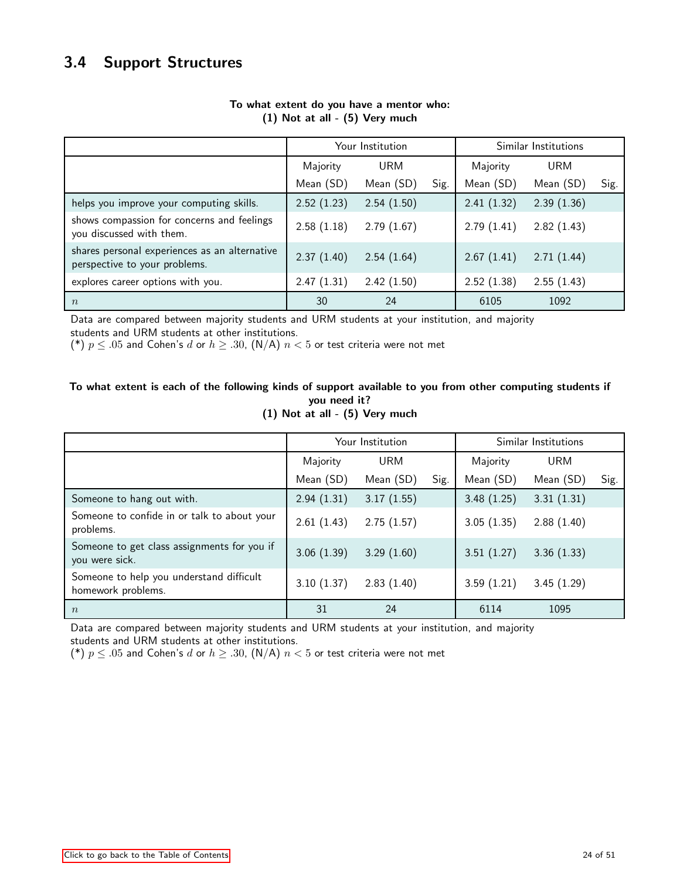## 3.4 Support Structures

**To what extent do you have a mentor who:**
**(1) Not at all - (5) Very much**

| | Your Institution | | | Similar Institutions | | |
|---|---|---|---|---|---|---|
| | Majority Mean (SD) | URM Mean (SD) | Sig. | Majority Mean (SD) | URM Mean (SD) | Sig. |
| helps you improve your computing skills. | 2.52 (1.23) | 2.54 (1.50) | | 2.41 (1.32) | 2.39 (1.36) | |
| shows compassion for concerns and feelings you discussed with them. | 2.58 (1.18) | 2.79 (1.67) | | 2.79 (1.41) | 2.82 (1.43) | |
| shares personal experiences as an alternative perspective to your problems. | 2.37 (1.40) | 2.54 (1.64) | | 2.67 (1.41) | 2.71 (1.44) | |
| explores career options with you. | 2.47 (1.31) | 2.42 (1.50) | | 2.52 (1.38) | 2.55 (1.43) | |
| $n$ | 30 | 24 | | 6105 | 1092 | |

Data are compared between majority students and URM students at your institution, and majority students and URM students at other institutions.
(*) $p \leq .05$ and Cohen's $d$ or $h \geq .30$, (N/A) $n < 5$ or test criteria were not met

**To what extent is each of the following kinds of support available to you from other computing students if you need it?**
**(1) Not at all - (5) Very much**

| | Your Institution | | | Similar Institutions | | |
|---|---|---|---|---|---|---|
| | Majority Mean (SD) | URM Mean (SD) | Sig. | Majority Mean (SD) | URM Mean (SD) | Sig. |
| Someone to hang out with. | 2.94 (1.31) | 3.17 (1.55) | | 3.48 (1.25) | 3.31 (1.31) | |
| Someone to confide in or talk to about your problems. | 2.61 (1.43) | 2.75 (1.57) | | 3.05 (1.35) | 2.88 (1.40) | |
| Someone to get class assignments for you if you were sick. | 3.06 (1.39) | 3.29 (1.60) | | 3.51 (1.27) | 3.36 (1.33) | |
| Someone to help you understand difficult homework problems. | 3.10 (1.37) | 2.83 (1.40) | | 3.59 (1.21) | 3.45 (1.29) | |
| $n$ | 31 | 24 | | 6114 | 1095 | |

Data are compared between majority students and URM students at your institution, and majority students and URM students at other institutions.
(*) $p \leq .05$ and Cohen's $d$ or $h \geq .30$, (N/A) $n < 5$ or test criteria were not met

Click to go back to the Table of Contents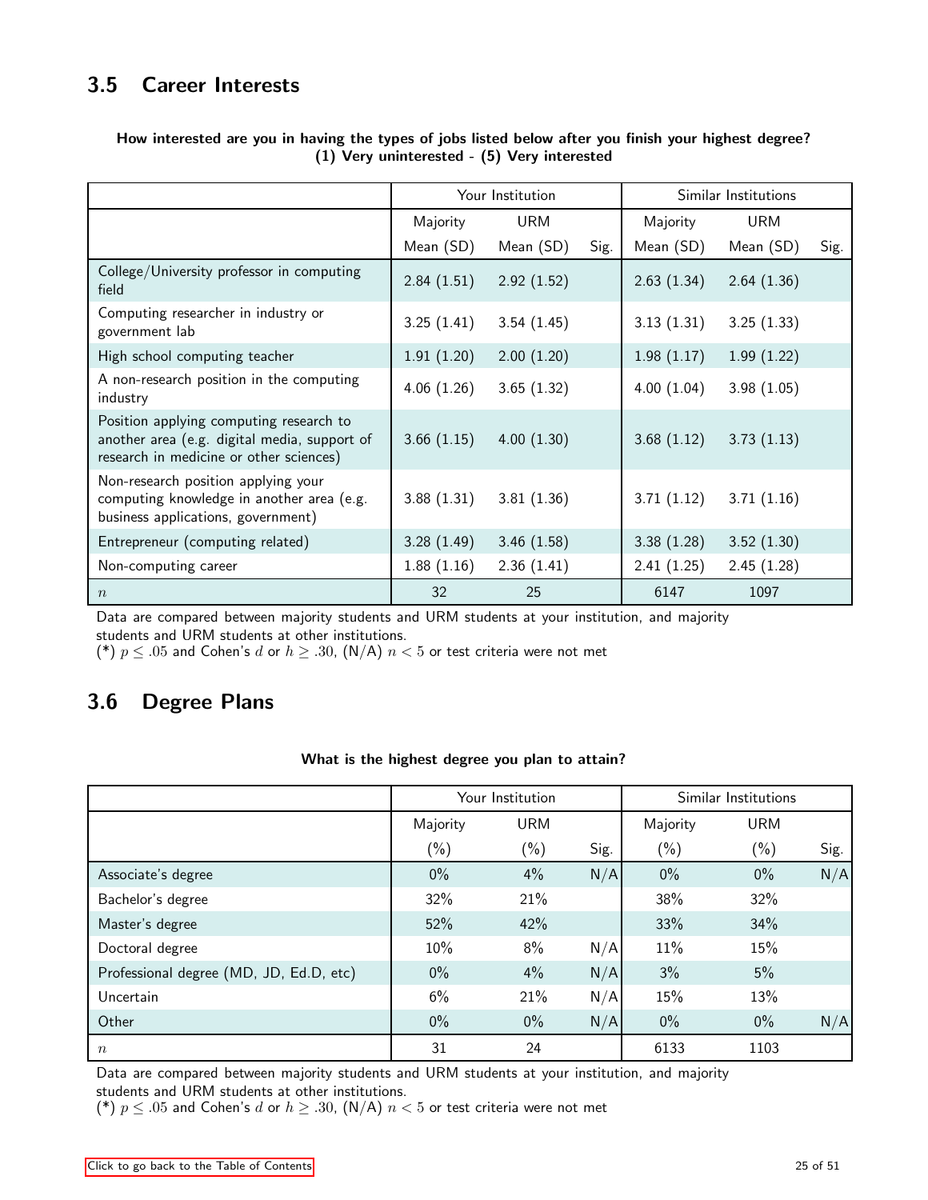## 3.5 Career Interests

**How interested are you in having the types of jobs listed below after you finish your highest degree? (1) Very uninterested - (5) Very interested**

| | Your Institution | | | Similar Institutions | | |
|---|---|---|---|---|---|---|
| | Majority Mean (SD) | URM Mean (SD) | Sig. | Majority Mean (SD) | URM Mean (SD) | Sig. |
| College/University professor in computing field | 2.84 (1.51) | 2.92 (1.52) | | 2.63 (1.34) | 2.64 (1.36) | |
| Computing researcher in industry or government lab | 3.25 (1.41) | 3.54 (1.45) | | 3.13 (1.31) | 3.25 (1.33) | |
| High school computing teacher | 1.91 (1.20) | 2.00 (1.20) | | 1.98 (1.17) | 1.99 (1.22) | |
| A non-research position in the computing industry | 4.06 (1.26) | 3.65 (1.32) | | 4.00 (1.04) | 3.98 (1.05) | |
| Position applying computing research to another area (e.g. digital media, support of research in medicine or other sciences) | 3.66 (1.15) | 4.00 (1.30) | | 3.68 (1.12) | 3.73 (1.13) | |
| Non-research position applying your computing knowledge in another area (e.g. business applications, government) | 3.88 (1.31) | 3.81 (1.36) | | 3.71 (1.12) | 3.71 (1.16) | |
| Entrepreneur (computing related) | 3.28 (1.49) | 3.46 (1.58) | | 3.38 (1.28) | 3.52 (1.30) | |
| Non-computing career | 1.88 (1.16) | 2.36 (1.41) | | 2.41 (1.25) | 2.45 (1.28) | |
| $n$ | 32 | 25 | | 6147 | 1097 | |

Data are compared between majority students and URM students at your institution, and majority students and URM students at other institutions.
(*) $p \leq .05$ and Cohen's $d$ or $h \geq .30$, (N/A) $n < 5$ or test criteria were not met

## 3.6 Degree Plans

**What is the highest degree you plan to attain?**

| | Your Institution | | | Similar Institutions | | |
|---|---|---|---|---|---|---|
| | Majority (%) | URM (%) | Sig. | Majority (%) | URM (%) | Sig. |
| Associate's degree | 0% | 4% | N/A | 0% | 0% | N/A |
| Bachelor's degree | 32% | 21% | | 38% | 32% | |
| Master's degree | 52% | 42% | | 33% | 34% | |
| Doctoral degree | 10% | 8% | N/A | 11% | 15% | |
| Professional degree (MD, JD, Ed.D, etc) | 0% | 4% | N/A | 3% | 5% | |
| Uncertain | 6% | 21% | N/A | 15% | 13% | |
| Other | 0% | 0% | N/A | 0% | 0% | N/A |
| $n$ | 31 | 24 | | 6133 | 1103 | |

Data are compared between majority students and URM students at your institution, and majority students and URM students at other institutions.
(*) $p \leq .05$ and Cohen's $d$ or $h \geq .30$, (N/A) $n < 5$ or test criteria were not met

Click to go back to the Table of Contents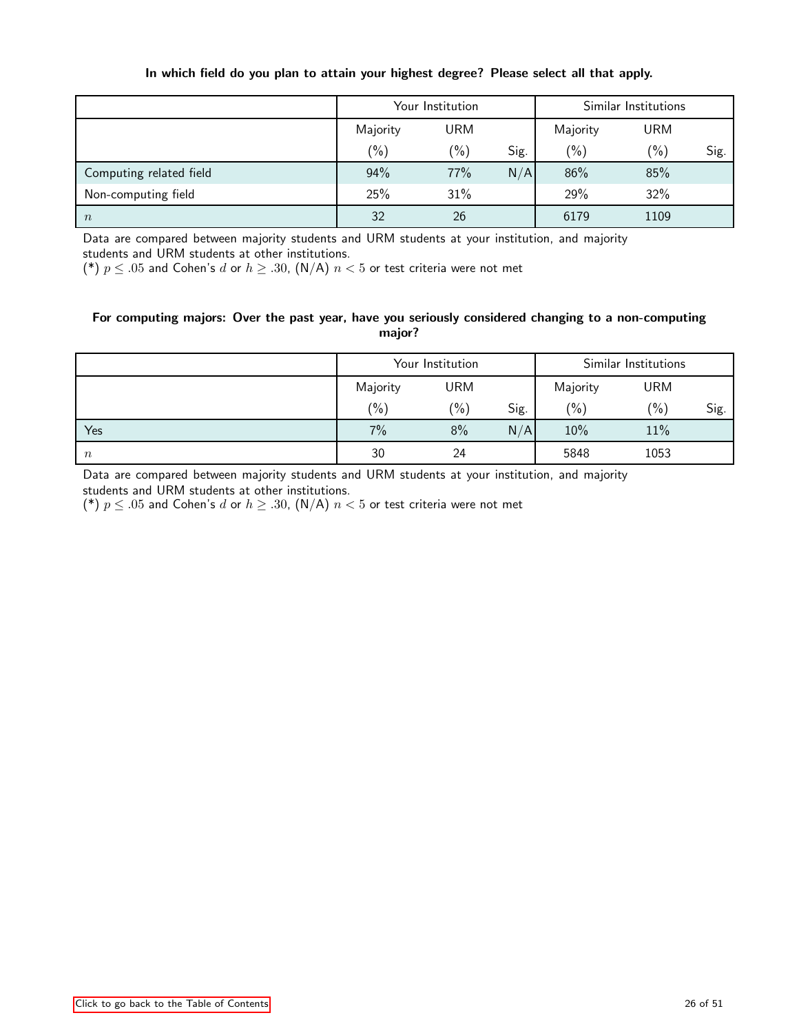**In which field do you plan to attain your highest degree? Please select all that apply.**

| | Your Institution | | | Similar Institutions | | |
|---|---|---|---|---|---|---|
| | Majority (%) | URM (%) | Sig. | Majority (%) | URM (%) | Sig. |
| Computing related field | 94% | 77% | N/A | 86% | 85% | |
| Non-computing field | 25% | 31% | | 29% | 32% | |
| $n$ | 32 | 26 | | 6179 | 1109 | |

Data are compared between majority students and URM students at your institution, and majority students and URM students at other institutions.
(*) $p \leq .05$ and Cohen's $d$ or $h \geq .30$, (N/A) $n < 5$ or test criteria were not met

**For computing majors: Over the past year, have you seriously considered changing to a non-computing major?**

| | Your Institution | | | Similar Institutions | | |
|---|---|---|---|---|---|---|
| | Majority (%) | URM (%) | Sig. | Majority (%) | URM (%) | Sig. |
| Yes | 7% | 8% | N/A | 10% | 11% | |
| $n$ | 30 | 24 | | 5848 | 1053 | |

Data are compared between majority students and URM students at your institution, and majority students and URM students at other institutions.
(*) $p \leq .05$ and Cohen's $d$ or $h \geq .30$, (N/A) $n < 5$ or test criteria were not met

Click to go back to the Table of Contents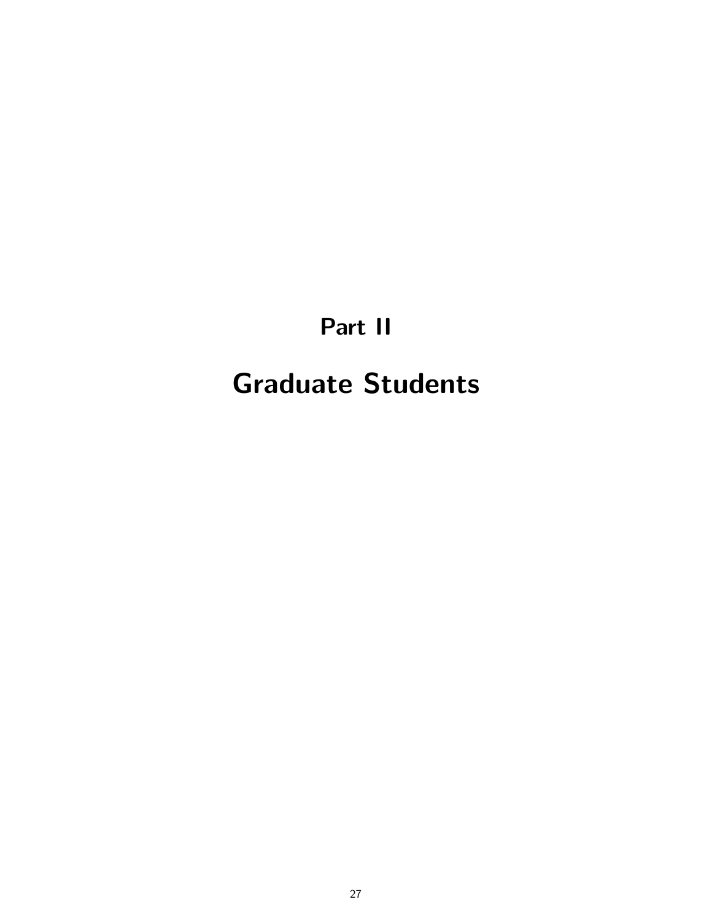# Part II

# Graduate Students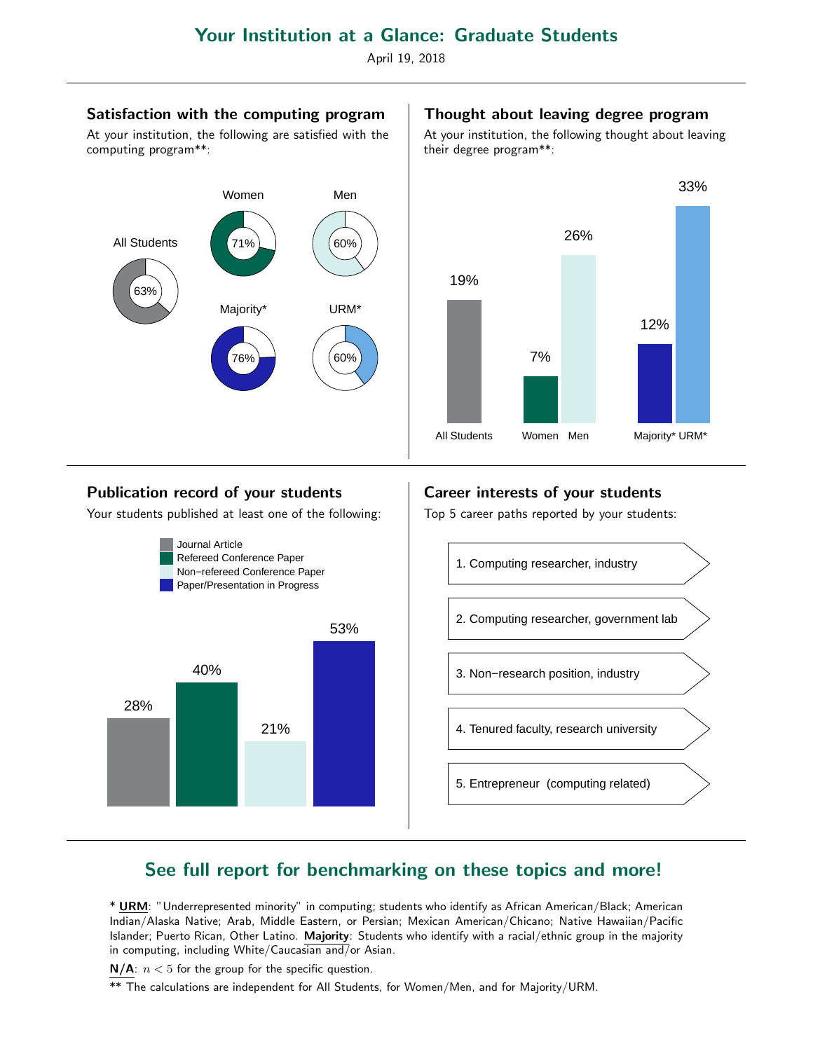# Your Institution at a Glance: Graduate Students

April 19, 2018

## Satisfaction with the computing program

At your institution, the following are satisfied with the computing program**:

| Group | Satisfied |
| --- | --- |
| All Students | 63% |
| Women | 71% |
| Men | 60% |
| Majority* | 76% |
| URM* | 60% |

## Thought about leaving degree program

At your institution, the following thought about leaving their degree program**:

| Group | Thought about leaving |
| --- | --- |
| All Students | 19% |
| Women | 7% |
| Men | 26% |
| Majority* | 12% |
| URM* | 33% |

## Publication record of your students

Your students published at least one of the following:

| Publication type | Percent |
| --- | --- |
| Journal Article | 28% |
| Refereed Conference Paper | 40% |
| Non−refereed Conference Paper | 21% |
| Paper/Presentation in Progress | 53% |

## Career interests of your students

Top 5 career paths reported by your students:

1. Computing researcher, industry
2. Computing researcher, government lab
3. Non−research position, industry
4. Tenured faculty, research university
5. Entrepreneur (computing related)

## See full report for benchmarking on these topics and more!

* **URM**: "Underrepresented minority" in computing; students who identify as African American/Black; American Indian/Alaska Native; Arab, Middle Eastern, or Persian; Mexican American/Chicano; Native Hawaiian/Pacific Islander; Puerto Rican, Other Latino. **Majority**: Students who identify with a racial/ethnic group in the majority in computing, including White/Caucasian and/or Asian.

**N/A**: $n < 5$ for the group for the specific question.

** The calculations are independent for All Students, for Women/Men, and for Majority/URM.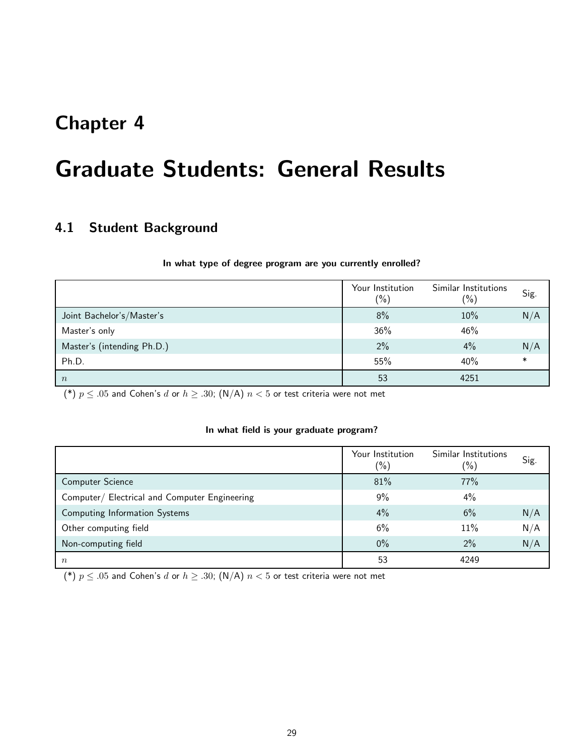# Chapter 4

# Graduate Students: General Results

## 4.1 Student Background

**In what type of degree program are you currently enrolled?**

| | Your Institution (%) | Similar Institutions (%) | Sig. |
|---|---|---|---|
| Joint Bachelor's/Master's | 8% | 10% | N/A |
| Master's only | 36% | 46% | |
| Master's (intending Ph.D.) | 2% | 4% | N/A |
| Ph.D. | 55% | 40% | * |
| $n$ | 53 | 4251 | |

(*) $p \leq .05$ and Cohen's $d$ or $h \geq .30$; (N/A) $n < 5$ or test criteria were not met

**In what field is your graduate program?**

| | Your Institution (%) | Similar Institutions (%) | Sig. |
|---|---|---|---|
| Computer Science | 81% | 77% | |
| Computer/ Electrical and Computer Engineering | 9% | 4% | |
| Computing Information Systems | 4% | 6% | N/A |
| Other computing field | 6% | 11% | N/A |
| Non-computing field | 0% | 2% | N/A |
| $n$ | 53 | 4249 | |

(*) $p \leq .05$ and Cohen's $d$ or $h \geq .30$; (N/A) $n < 5$ or test criteria were not met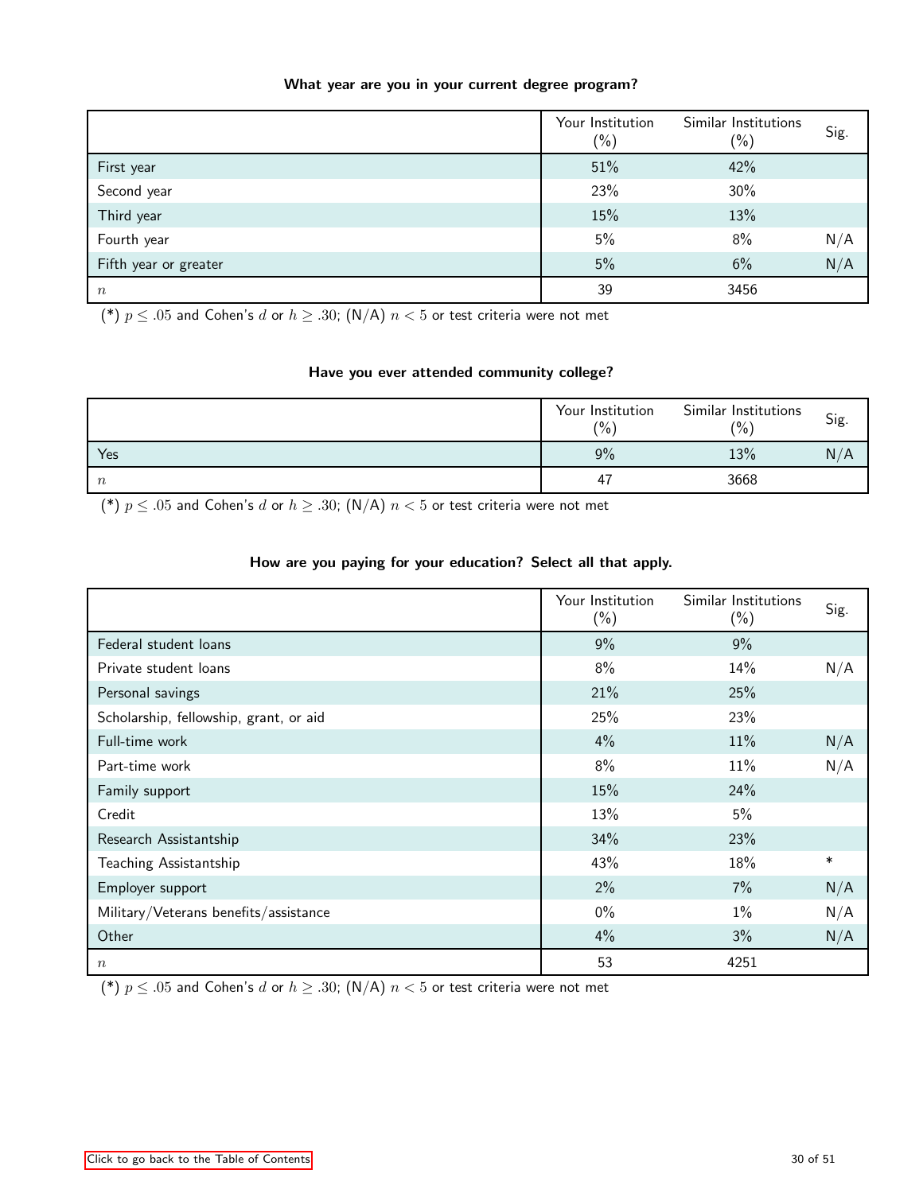**What year are you in your current degree program?**

| | Your Institution (%) | Similar Institutions (%) | Sig. |
|---|---|---|---|
| First year | 51% | 42% | |
| Second year | 23% | 30% | |
| Third year | 15% | 13% | |
| Fourth year | 5% | 8% | N/A |
| Fifth year or greater | 5% | 6% | N/A |
| $n$ | 39 | 3456 | |

(*) $p \leq .05$ and Cohen's $d$ or $h \geq .30$; (N/A) $n < 5$ or test criteria were not met

**Have you ever attended community college?**

| | Your Institution (%) | Similar Institutions (%) | Sig. |
|---|---|---|---|
| Yes | 9% | 13% | N/A |
| $n$ | 47 | 3668 | |

(*) $p \leq .05$ and Cohen's $d$ or $h \geq .30$; (N/A) $n < 5$ or test criteria were not met

**How are you paying for your education? Select all that apply.**

| | Your Institution (%) | Similar Institutions (%) | Sig. |
|---|---|---|---|
| Federal student loans | 9% | 9% | |
| Private student loans | 8% | 14% | N/A |
| Personal savings | 21% | 25% | |
| Scholarship, fellowship, grant, or aid | 25% | 23% | |
| Full-time work | 4% | 11% | N/A |
| Part-time work | 8% | 11% | N/A |
| Family support | 15% | 24% | |
| Credit | 13% | 5% | |
| Research Assistantship | 34% | 23% | |
| Teaching Assistantship | 43% | 18% | * |
| Employer support | 2% | 7% | N/A |
| Military/Veterans benefits/assistance | 0% | 1% | N/A |
| Other | 4% | 3% | N/A |
| $n$ | 53 | 4251 | |

(*) $p \leq .05$ and Cohen's $d$ or $h \geq .30$; (N/A) $n < 5$ or test criteria were not met

Click to go back to the Table of Contents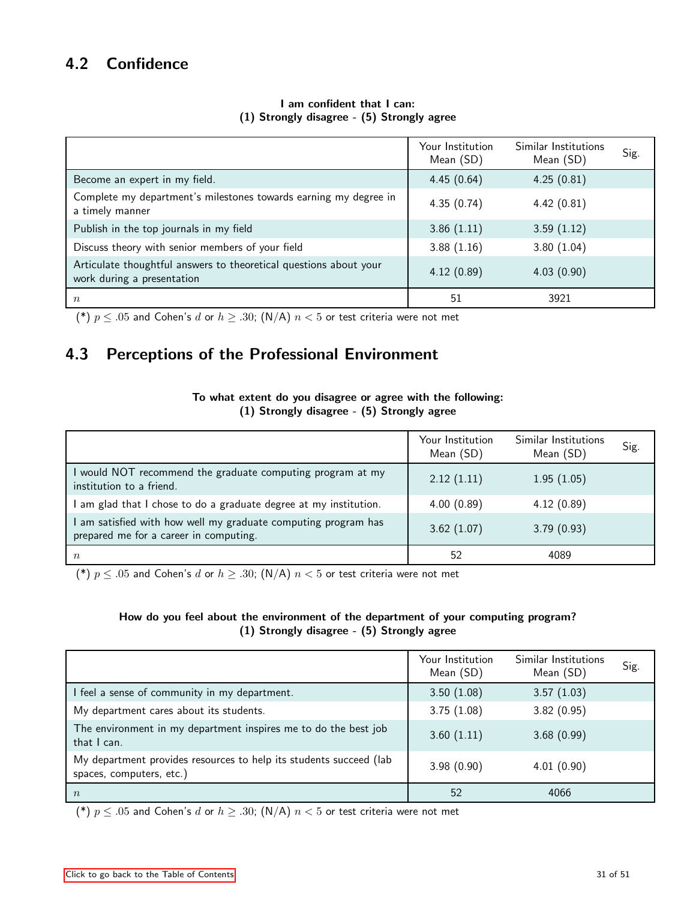## 4.2 Confidence

**I am confident that I can:**
**(1) Strongly disagree - (5) Strongly agree**

| | Your Institution Mean (SD) | Similar Institutions Mean (SD) | Sig. |
|---|---|---|---|
| Become an expert in my field. | 4.45 (0.64) | 4.25 (0.81) | |
| Complete my department's milestones towards earning my degree in a timely manner | 4.35 (0.74) | 4.42 (0.81) | |
| Publish in the top journals in my field | 3.86 (1.11) | 3.59 (1.12) | |
| Discuss theory with senior members of your field | 3.88 (1.16) | 3.80 (1.04) | |
| Articulate thoughtful answers to theoretical questions about your work during a presentation | 4.12 (0.89) | 4.03 (0.90) | |
| $n$ | 51 | 3921 | |

(*) $p \leq .05$ and Cohen's $d$ or $h \geq .30$; (N/A) $n < 5$ or test criteria were not met

## 4.3 Perceptions of the Professional Environment

**To what extent do you disagree or agree with the following:**
**(1) Strongly disagree - (5) Strongly agree**

| | Your Institution Mean (SD) | Similar Institutions Mean (SD) | Sig. |
|---|---|---|---|
| I would NOT recommend the graduate computing program at my institution to a friend. | 2.12 (1.11) | 1.95 (1.05) | |
| I am glad that I chose to do a graduate degree at my institution. | 4.00 (0.89) | 4.12 (0.89) | |
| I am satisfied with how well my graduate computing program has prepared me for a career in computing. | 3.62 (1.07) | 3.79 (0.93) | |
| $n$ | 52 | 4089 | |

(*) $p \leq .05$ and Cohen's $d$ or $h \geq .30$; (N/A) $n < 5$ or test criteria were not met

**How do you feel about the environment of the department of your computing program?**
**(1) Strongly disagree - (5) Strongly agree**

| | Your Institution Mean (SD) | Similar Institutions Mean (SD) | Sig. |
|---|---|---|---|
| I feel a sense of community in my department. | 3.50 (1.08) | 3.57 (1.03) | |
| My department cares about its students. | 3.75 (1.08) | 3.82 (0.95) | |
| The environment in my department inspires me to do the best job that I can. | 3.60 (1.11) | 3.68 (0.99) | |
| My department provides resources to help its students succeed (lab spaces, computers, etc.) | 3.98 (0.90) | 4.01 (0.90) | |
| $n$ | 52 | 4066 | |

(*) $p \leq .05$ and Cohen's $d$ or $h \geq .30$; (N/A) $n < 5$ or test criteria were not met

Click to go back to the Table of Contents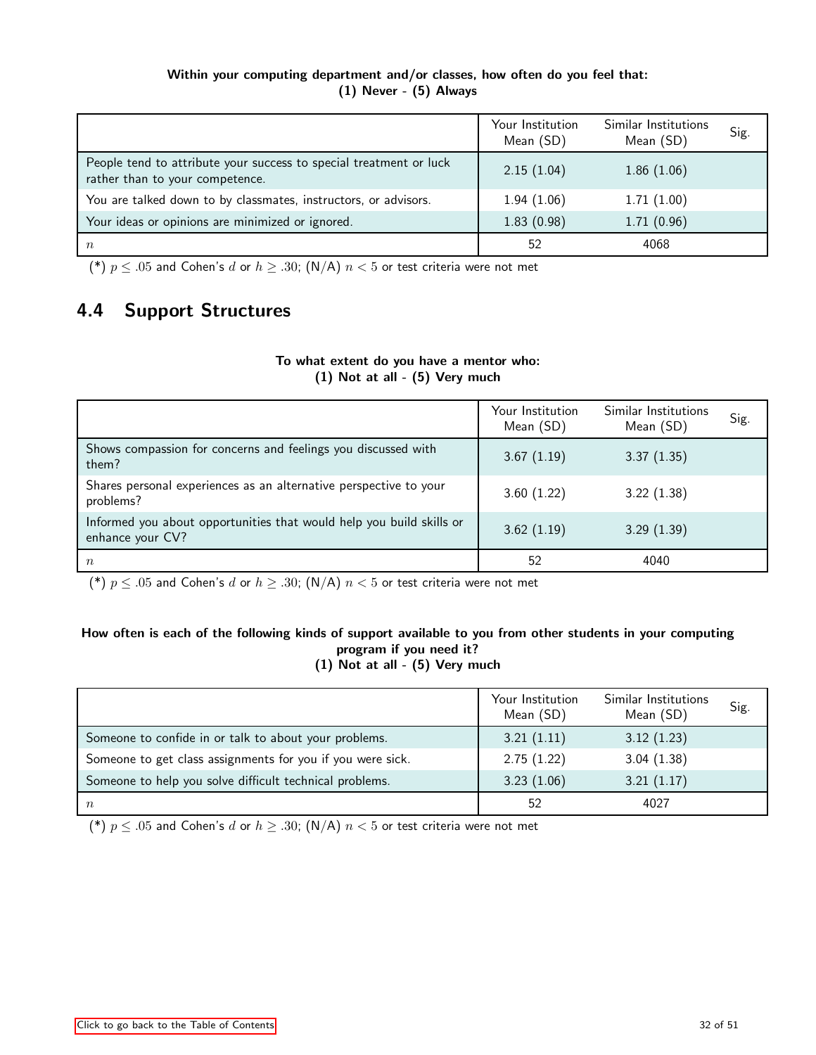**Within your computing department and/or classes, how often do you feel that:**
**(1) Never - (5) Always**

| | Your Institution Mean (SD) | Similar Institutions Mean (SD) | Sig. |
|---|---|---|---|
| People tend to attribute your success to special treatment or luck rather than to your competence. | 2.15 (1.04) | 1.86 (1.06) | |
| You are talked down to by classmates, instructors, or advisors. | 1.94 (1.06) | 1.71 (1.00) | |
| Your ideas or opinions are minimized or ignored. | 1.83 (0.98) | 1.71 (0.96) | |
| $n$ | 52 | 4068 | |

(*) $p \leq .05$ and Cohen's $d$ or $h \geq .30$; (N/A) $n < 5$ or test criteria were not met

## 4.4 Support Structures

**To what extent do you have a mentor who:**
**(1) Not at all - (5) Very much**

| | Your Institution Mean (SD) | Similar Institutions Mean (SD) | Sig. |
|---|---|---|---|
| Shows compassion for concerns and feelings you discussed with them? | 3.67 (1.19) | 3.37 (1.35) | |
| Shares personal experiences as an alternative perspective to your problems? | 3.60 (1.22) | 3.22 (1.38) | |
| Informed you about opportunities that would help you build skills or enhance your CV? | 3.62 (1.19) | 3.29 (1.39) | |
| $n$ | 52 | 4040 | |

(*) $p \leq .05$ and Cohen's $d$ or $h \geq .30$; (N/A) $n < 5$ or test criteria were not met

**How often is each of the following kinds of support available to you from other students in your computing program if you need it?**
**(1) Not at all - (5) Very much**

| | Your Institution Mean (SD) | Similar Institutions Mean (SD) | Sig. |
|---|---|---|---|
| Someone to confide in or talk to about your problems. | 3.21 (1.11) | 3.12 (1.23) | |
| Someone to get class assignments for you if you were sick. | 2.75 (1.22) | 3.04 (1.38) | |
| Someone to help you solve difficult technical problems. | 3.23 (1.06) | 3.21 (1.17) | |
| $n$ | 52 | 4027 | |

(*) $p \leq .05$ and Cohen's $d$ or $h \geq .30$; (N/A) $n < 5$ or test criteria were not met

Click to go back to the Table of Contents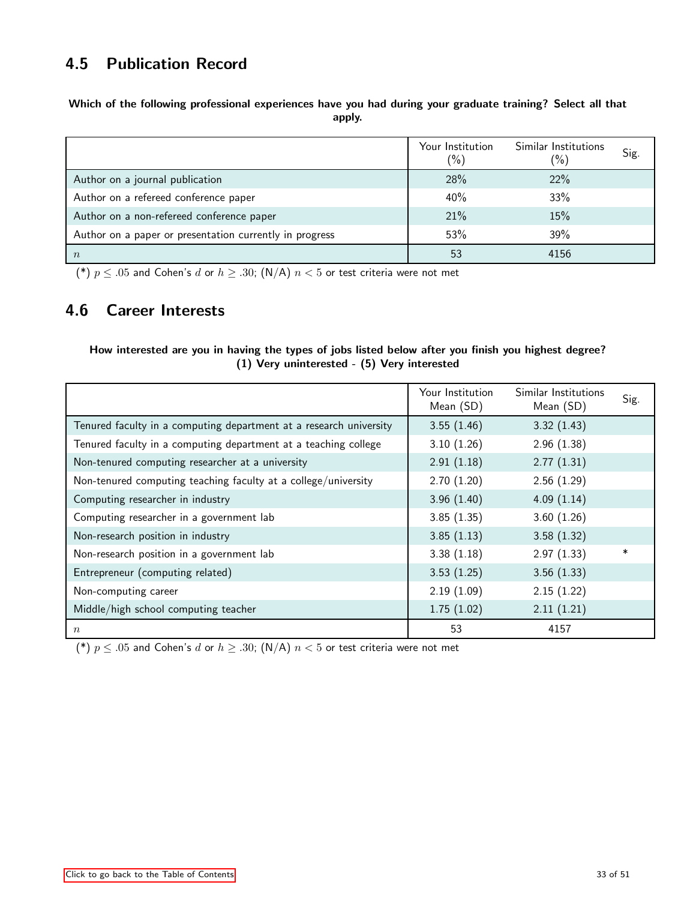## 4.5 Publication Record

**Which of the following professional experiences have you had during your graduate training? Select all that apply.**

| | Your Institution (%) | Similar Institutions (%) | Sig. |
|---|---|---|---|
| Author on a journal publication | 28% | 22% | |
| Author on a refereed conference paper | 40% | 33% | |
| Author on a non-refereed conference paper | 21% | 15% | |
| Author on a paper or presentation currently in progress | 53% | 39% | |
| $n$ | 53 | 4156 | |

(*) $p \leq .05$ and Cohen's $d$ or $h \geq .30$; (N/A) $n < 5$ or test criteria were not met

## 4.6 Career Interests

**How interested are you in having the types of jobs listed below after you finish you highest degree? (1) Very uninterested - (5) Very interested**

| | Your Institution Mean (SD) | Similar Institutions Mean (SD) | Sig. |
|---|---|---|---|
| Tenured faculty in a computing department at a research university | 3.55 (1.46) | 3.32 (1.43) | |
| Tenured faculty in a computing department at a teaching college | 3.10 (1.26) | 2.96 (1.38) | |
| Non-tenured computing researcher at a university | 2.91 (1.18) | 2.77 (1.31) | |
| Non-tenured computing teaching faculty at a college/university | 2.70 (1.20) | 2.56 (1.29) | |
| Computing researcher in industry | 3.96 (1.40) | 4.09 (1.14) | |
| Computing researcher in a government lab | 3.85 (1.35) | 3.60 (1.26) | |
| Non-research position in industry | 3.85 (1.13) | 3.58 (1.32) | |
| Non-research position in a government lab | 3.38 (1.18) | 2.97 (1.33) | * |
| Entrepreneur (computing related) | 3.53 (1.25) | 3.56 (1.33) | |
| Non-computing career | 2.19 (1.09) | 2.15 (1.22) | |
| Middle/high school computing teacher | 1.75 (1.02) | 2.11 (1.21) | |
| $n$ | 53 | 4157 | |

(*) $p \leq .05$ and Cohen's $d$ or $h \geq .30$; (N/A) $n < 5$ or test criteria were not met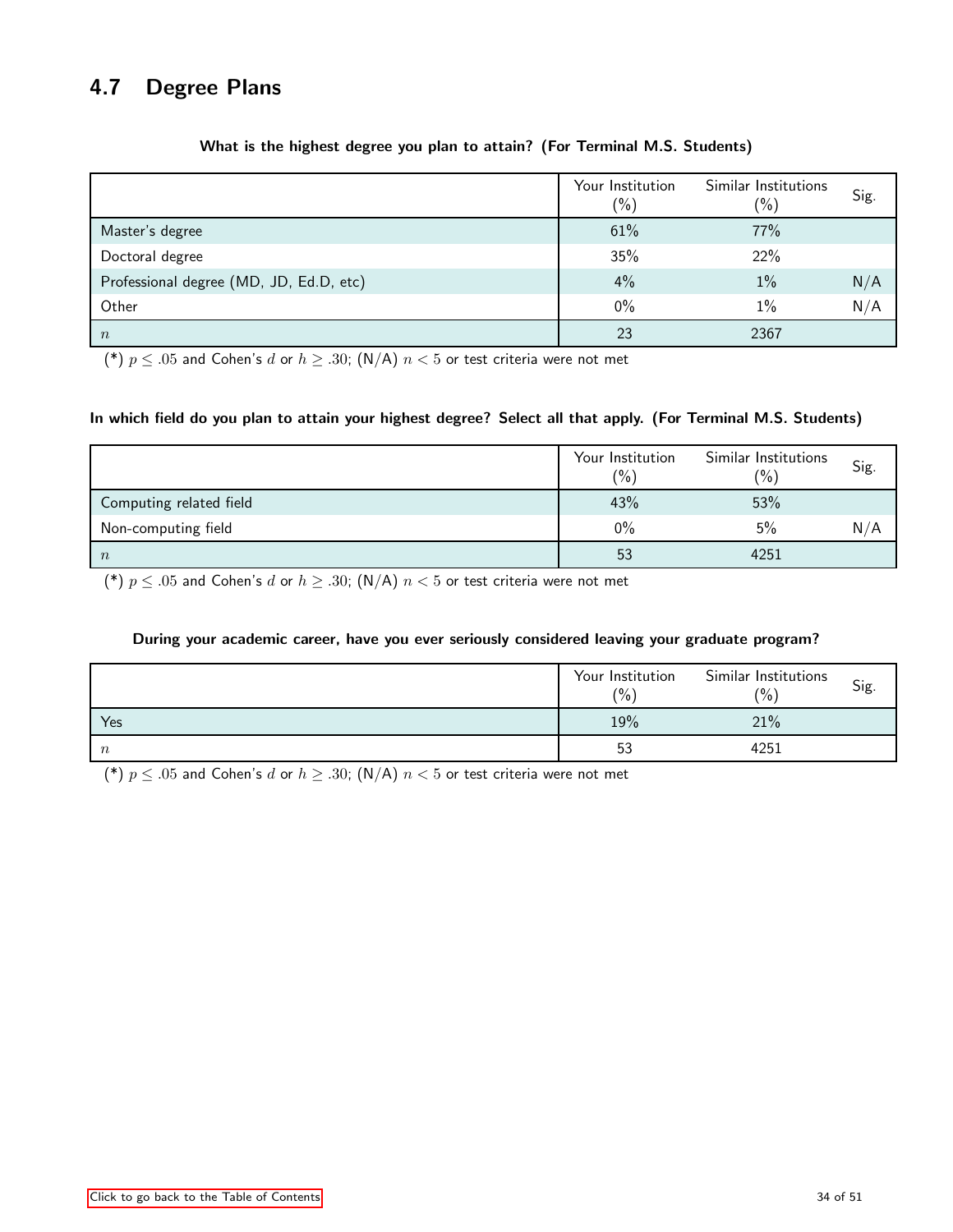## 4.7 Degree Plans

**What is the highest degree you plan to attain? (For Terminal M.S. Students)**

| | Your Institution (%) | Similar Institutions (%) | Sig. |
|---|---|---|---|
| Master's degree | 61% | 77% | |
| Doctoral degree | 35% | 22% | |
| Professional degree (MD, JD, Ed.D, etc) | 4% | 1% | N/A |
| Other | 0% | 1% | N/A |
| $n$ | 23 | 2367 | |

(*) $p \leq .05$ and Cohen's $d$ or $h \geq .30$; (N/A) $n < 5$ or test criteria were not met

**In which field do you plan to attain your highest degree? Select all that apply. (For Terminal M.S. Students)**

| | Your Institution (%) | Similar Institutions (%) | Sig. |
|---|---|---|---|
| Computing related field | 43% | 53% | |
| Non-computing field | 0% | 5% | N/A |
| $n$ | 53 | 4251 | |

(*) $p \leq .05$ and Cohen's $d$ or $h \geq .30$; (N/A) $n < 5$ or test criteria were not met

**During your academic career, have you ever seriously considered leaving your graduate program?**

| | Your Institution (%) | Similar Institutions (%) | Sig. |
|---|---|---|---|
| Yes | 19% | 21% | |
| $n$ | 53 | 4251 | |

(*) $p \leq .05$ and Cohen's $d$ or $h \geq .30$; (N/A) $n < 5$ or test criteria were not met

Click to go back to the Table of Contents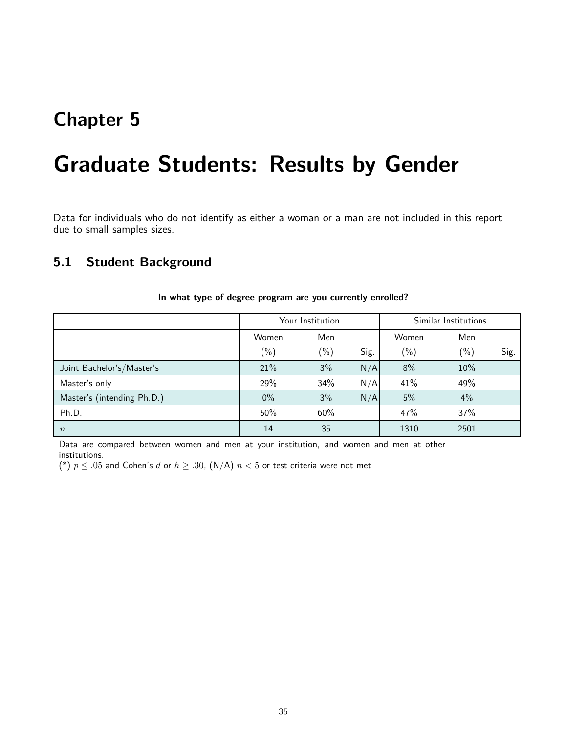# Chapter 5

# Graduate Students: Results by Gender

Data for individuals who do not identify as either a woman or a man are not included in this report due to small samples sizes.

## 5.1 Student Background

**In what type of degree program are you currently enrolled?**

| | Your Institution | | | Similar Institutions | | |
|---|---|---|---|---|---|---|
| | Women (%) | Men (%) | Sig. | Women (%) | Men (%) | Sig. |
| Joint Bachelor's/Master's | 21% | 3% | N/A | 8% | 10% | |
| Master's only | 29% | 34% | N/A | 41% | 49% | |
| Master's (intending Ph.D.) | 0% | 3% | N/A | 5% | 4% | |
| Ph.D. | 50% | 60% | | 47% | 37% | |
| $n$ | 14 | 35 | | 1310 | 2501 | |

Data are compared between women and men at your institution, and women and men at other institutions.

(*) $p \leq .05$ and Cohen's $d$ or $h \geq .30$, (N/A) $n < 5$ or test criteria were not met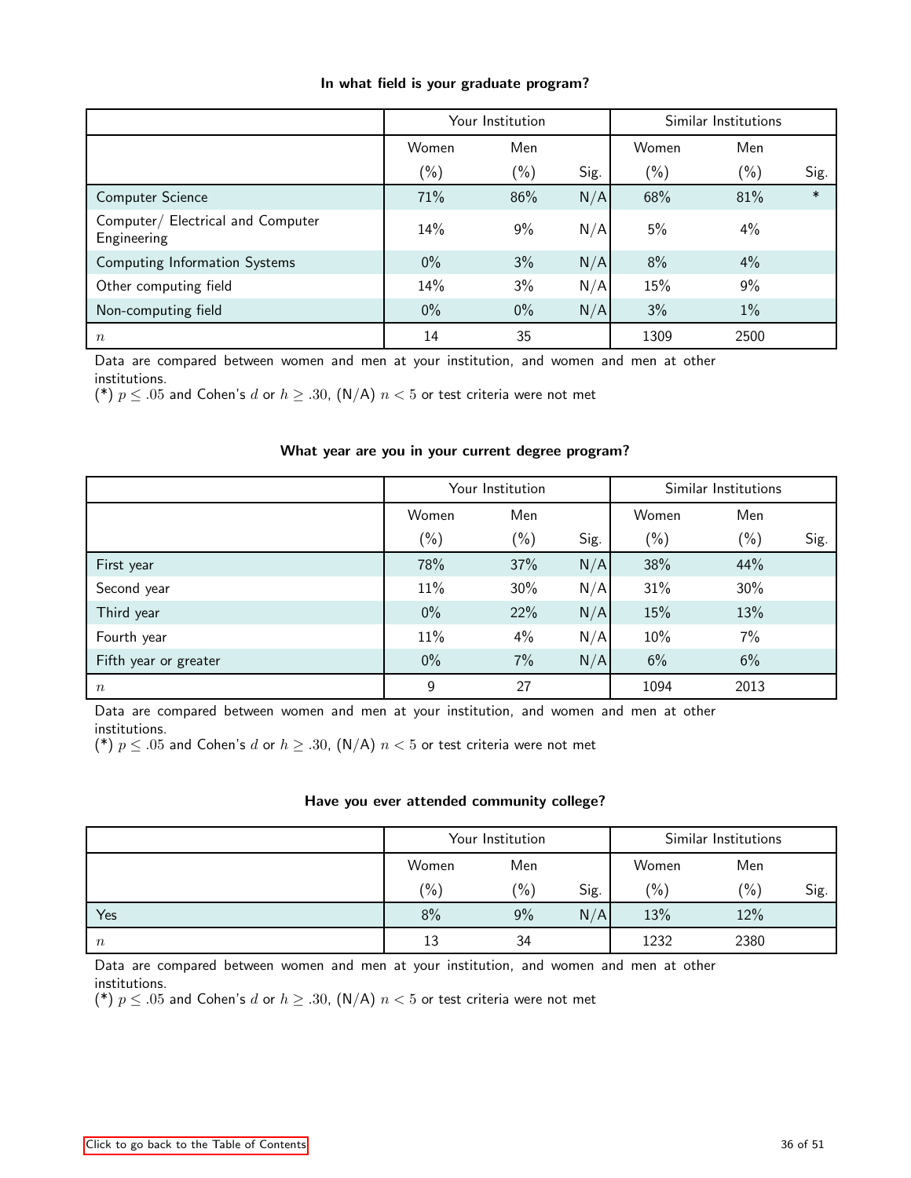**In what field is your graduate program?**

| | Your Institution | | | Similar Institutions | | |
|---|---|---|---|---|---|---|
| | Women (%) | Men (%) | Sig. | Women (%) | Men (%) | Sig. |
| Computer Science | 71% | 86% | N/A | 68% | 81% | * |
| Computer/ Electrical and Computer Engineering | 14% | 9% | N/A | 5% | 4% | |
| Computing Information Systems | 0% | 3% | N/A | 8% | 4% | |
| Other computing field | 14% | 3% | N/A | 15% | 9% | |
| Non-computing field | 0% | 0% | N/A | 3% | 1% | |
| $n$ | 14 | 35 | | 1309 | 2500 | |

Data are compared between women and men at your institution, and women and men at other institutions.
(*) $p \leq .05$ and Cohen's $d$ or $h \geq .30$, (N/A) $n < 5$ or test criteria were not met

**What year are you in your current degree program?**

| | Your Institution | | | Similar Institutions | | |
|---|---|---|---|---|---|---|
| | Women (%) | Men (%) | Sig. | Women (%) | Men (%) | Sig. |
| First year | 78% | 37% | N/A | 38% | 44% | |
| Second year | 11% | 30% | N/A | 31% | 30% | |
| Third year | 0% | 22% | N/A | 15% | 13% | |
| Fourth year | 11% | 4% | N/A | 10% | 7% | |
| Fifth year or greater | 0% | 7% | N/A | 6% | 6% | |
| $n$ | 9 | 27 | | 1094 | 2013 | |

Data are compared between women and men at your institution, and women and men at other institutions.
(*) $p \leq .05$ and Cohen's $d$ or $h \geq .30$, (N/A) $n < 5$ or test criteria were not met

**Have you ever attended community college?**

| | Your Institution | | | Similar Institutions | | |
|---|---|---|---|---|---|---|
| | Women (%) | Men (%) | Sig. | Women (%) | Men (%) | Sig. |
| Yes | 8% | 9% | N/A | 13% | 12% | |
| $n$ | 13 | 34 | | 1232 | 2380 | |

Data are compared between women and men at your institution, and women and men at other institutions.
(*) $p \leq .05$ and Cohen's $d$ or $h \geq .30$, (N/A) $n < 5$ or test criteria were not met

Click to go back to the Table of Contents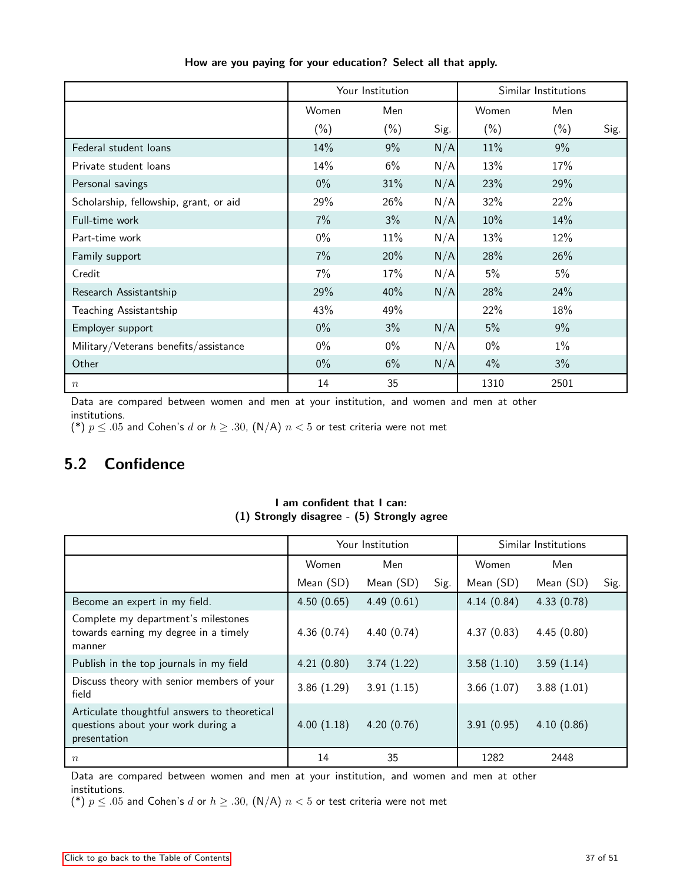**How are you paying for your education? Select all that apply.**

| | Your Institution | | | Similar Institutions | | |
|---|---|---|---|---|---|---|
| | Women (%) | Men (%) | Sig. | Women (%) | Men (%) | Sig. |
| Federal student loans | 14% | 9% | N/A | 11% | 9% | |
| Private student loans | 14% | 6% | N/A | 13% | 17% | |
| Personal savings | 0% | 31% | N/A | 23% | 29% | |
| Scholarship, fellowship, grant, or aid | 29% | 26% | N/A | 32% | 22% | |
| Full-time work | 7% | 3% | N/A | 10% | 14% | |
| Part-time work | 0% | 11% | N/A | 13% | 12% | |
| Family support | 7% | 20% | N/A | 28% | 26% | |
| Credit | 7% | 17% | N/A | 5% | 5% | |
| Research Assistantship | 29% | 40% | N/A | 28% | 24% | |
| Teaching Assistantship | 43% | 49% | | 22% | 18% | |
| Employer support | 0% | 3% | N/A | 5% | 9% | |
| Military/Veterans benefits/assistance | 0% | 0% | N/A | 0% | 1% | |
| Other | 0% | 6% | N/A | 4% | 3% | |
| $n$ | 14 | 35 | | 1310 | 2501 | |

Data are compared between women and men at your institution, and women and men at other institutions.
(*) $p \leq .05$ and Cohen's $d$ or $h \geq .30$, (N/A) $n < 5$ or test criteria were not met

## 5.2 Confidence

**I am confident that I can:**
**(1) Strongly disagree - (5) Strongly agree**

| | Your Institution | | | Similar Institutions | | |
|---|---|---|---|---|---|---|
| | Women Mean (SD) | Men Mean (SD) | Sig. | Women Mean (SD) | Men Mean (SD) | Sig. |
| Become an expert in my field. | 4.50 (0.65) | 4.49 (0.61) | | 4.14 (0.84) | 4.33 (0.78) | |
| Complete my department's milestones towards earning my degree in a timely manner | 4.36 (0.74) | 4.40 (0.74) | | 4.37 (0.83) | 4.45 (0.80) | |
| Publish in the top journals in my field | 4.21 (0.80) | 3.74 (1.22) | | 3.58 (1.10) | 3.59 (1.14) | |
| Discuss theory with senior members of your field | 3.86 (1.29) | 3.91 (1.15) | | 3.66 (1.07) | 3.88 (1.01) | |
| Articulate thoughtful answers to theoretical questions about your work during a presentation | 4.00 (1.18) | 4.20 (0.76) | | 3.91 (0.95) | 4.10 (0.86) | |
| $n$ | 14 | 35 | | 1282 | 2448 | |

Data are compared between women and men at your institution, and women and men at other institutions.
(*) $p \leq .05$ and Cohen's $d$ or $h \geq .30$, (N/A) $n < 5$ or test criteria were not met

Click to go back to the Table of Contents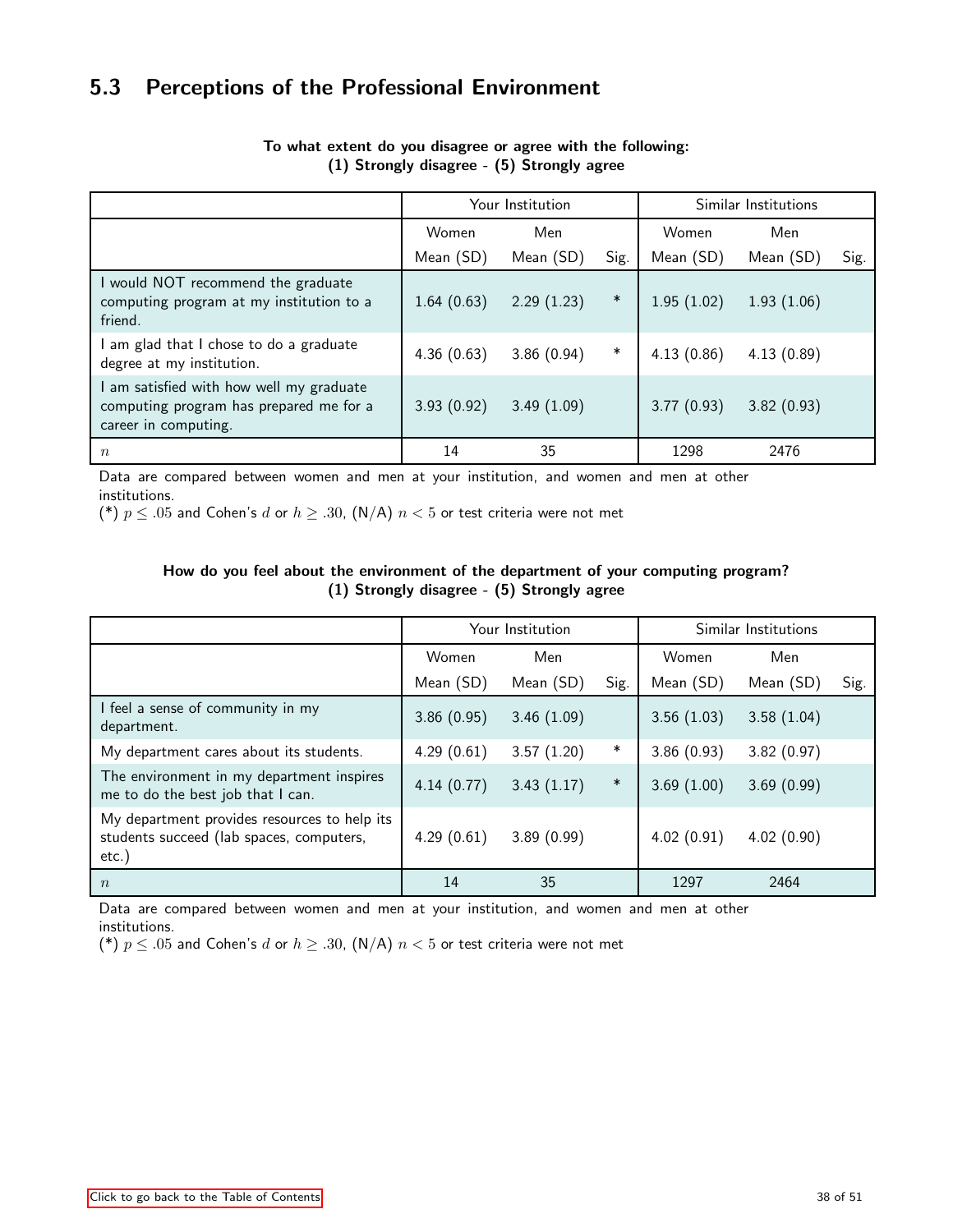## 5.3 Perceptions of the Professional Environment

**To what extent do you disagree or agree with the following:**
**(1) Strongly disagree - (5) Strongly agree**

| | Your Institution | | | Similar Institutions | | |
|---|---|---|---|---|---|---|
| | Women | Men | | Women | Men | |
| | Mean (SD) | Mean (SD) | Sig. | Mean (SD) | Mean (SD) | Sig. |
| I would NOT recommend the graduate computing program at my institution to a friend. | 1.64 (0.63) | 2.29 (1.23) | * | 1.95 (1.02) | 1.93 (1.06) | |
| I am glad that I chose to do a graduate degree at my institution. | 4.36 (0.63) | 3.86 (0.94) | * | 4.13 (0.86) | 4.13 (0.89) | |
| I am satisfied with how well my graduate computing program has prepared me for a career in computing. | 3.93 (0.92) | 3.49 (1.09) | | 3.77 (0.93) | 3.82 (0.93) | |
| $n$ | 14 | 35 | | 1298 | 2476 | |

Data are compared between women and men at your institution, and women and men at other institutions.
(*) $p \leq .05$ and Cohen's $d$ or $h \geq .30$, (N/A) $n < 5$ or test criteria were not met

**How do you feel about the environment of the department of your computing program?**
**(1) Strongly disagree - (5) Strongly agree**

| | Your Institution | | | Similar Institutions | | |
|---|---|---|---|---|---|---|
| | Women | Men | | Women | Men | |
| | Mean (SD) | Mean (SD) | Sig. | Mean (SD) | Mean (SD) | Sig. |
| I feel a sense of community in my department. | 3.86 (0.95) | 3.46 (1.09) | | 3.56 (1.03) | 3.58 (1.04) | |
| My department cares about its students. | 4.29 (0.61) | 3.57 (1.20) | * | 3.86 (0.93) | 3.82 (0.97) | |
| The environment in my department inspires me to do the best job that I can. | 4.14 (0.77) | 3.43 (1.17) | * | 3.69 (1.00) | 3.69 (0.99) | |
| My department provides resources to help its students succeed (lab spaces, computers, etc.) | 4.29 (0.61) | 3.89 (0.99) | | 4.02 (0.91) | 4.02 (0.90) | |
| $n$ | 14 | 35 | | 1297 | 2464 | |

Data are compared between women and men at your institution, and women and men at other institutions.
(*) $p \leq .05$ and Cohen's $d$ or $h \geq .30$, (N/A) $n < 5$ or test criteria were not met

Click to go back to the Table of Contents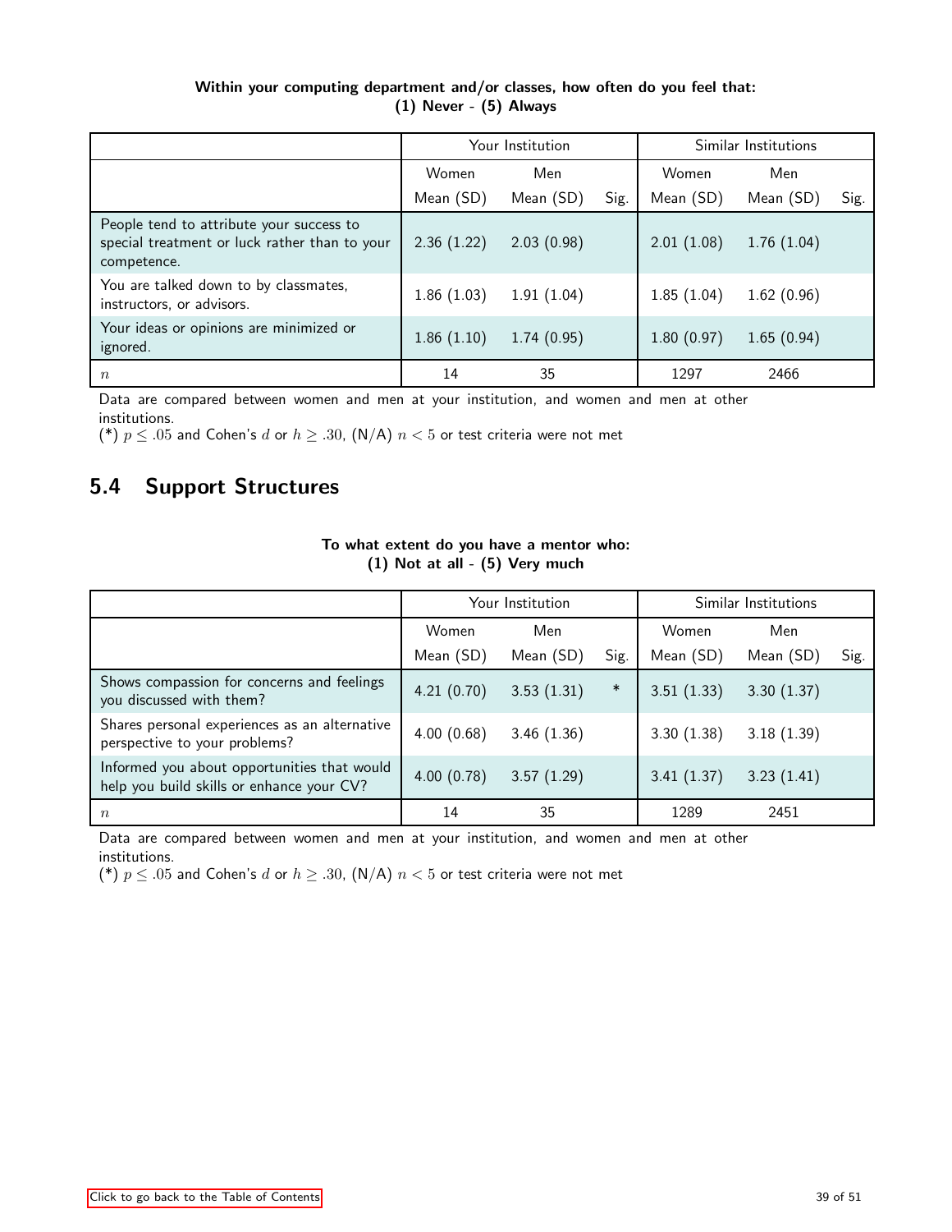**Within your computing department and/or classes, how often do you feel that:**
**(1) Never - (5) Always**

| | Your Institution | | | Similar Institutions | | |
|---|---|---|---|---|---|---|
| | Women Mean (SD) | Men Mean (SD) | Sig. | Women Mean (SD) | Men Mean (SD) | Sig. |
| People tend to attribute your success to special treatment or luck rather than to your competence. | 2.36 (1.22) | 2.03 (0.98) | | 2.01 (1.08) | 1.76 (1.04) | |
| You are talked down to by classmates, instructors, or advisors. | 1.86 (1.03) | 1.91 (1.04) | | 1.85 (1.04) | 1.62 (0.96) | |
| Your ideas or opinions are minimized or ignored. | 1.86 (1.10) | 1.74 (0.95) | | 1.80 (0.97) | 1.65 (0.94) | |
| $n$ | 14 | 35 | | 1297 | 2466 | |

Data are compared between women and men at your institution, and women and men at other institutions.
(*) $p \leq .05$ and Cohen's $d$ or $h \geq .30$, (N/A) $n < 5$ or test criteria were not met

## 5.4 Support Structures

**To what extent do you have a mentor who:**
**(1) Not at all - (5) Very much**

| | Your Institution | | | Similar Institutions | | |
|---|---|---|---|---|---|---|
| | Women Mean (SD) | Men Mean (SD) | Sig. | Women Mean (SD) | Men Mean (SD) | Sig. |
| Shows compassion for concerns and feelings you discussed with them? | 4.21 (0.70) | 3.53 (1.31) | * | 3.51 (1.33) | 3.30 (1.37) | |
| Shares personal experiences as an alternative perspective to your problems? | 4.00 (0.68) | 3.46 (1.36) | | 3.30 (1.38) | 3.18 (1.39) | |
| Informed you about opportunities that would help you build skills or enhance your CV? | 4.00 (0.78) | 3.57 (1.29) | | 3.41 (1.37) | 3.23 (1.41) | |
| $n$ | 14 | 35 | | 1289 | 2451 | |

Data are compared between women and men at your institution, and women and men at other institutions.
(*) $p \leq .05$ and Cohen's $d$ or $h \geq .30$, (N/A) $n < 5$ or test criteria were not met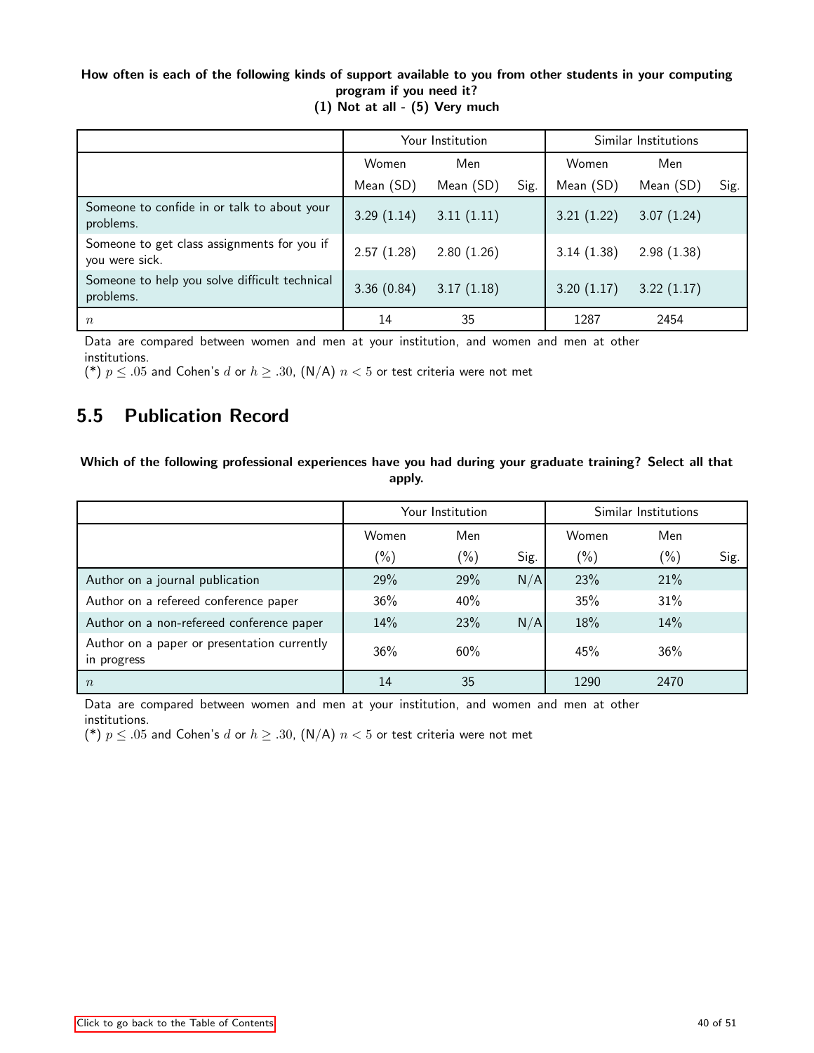**How often is each of the following kinds of support available to you from other students in your computing program if you need it?**
**(1) Not at all - (5) Very much**

| | Your Institution | | | Similar Institutions | | |
|---|---|---|---|---|---|---|
| | Women | Men | | Women | Men | |
| | Mean (SD) | Mean (SD) | Sig. | Mean (SD) | Mean (SD) | Sig. |
| Someone to confide in or talk to about your problems. | 3.29 (1.14) | 3.11 (1.11) | | 3.21 (1.22) | 3.07 (1.24) | |
| Someone to get class assignments for you if you were sick. | 2.57 (1.28) | 2.80 (1.26) | | 3.14 (1.38) | 2.98 (1.38) | |
| Someone to help you solve difficult technical problems. | 3.36 (0.84) | 3.17 (1.18) | | 3.20 (1.17) | 3.22 (1.17) | |
| $n$ | 14 | 35 | | 1287 | 2454 | |

Data are compared between women and men at your institution, and women and men at other institutions.
(*) $p \leq .05$ and Cohen's $d$ or $h \geq .30$, (N/A) $n < 5$ or test criteria were not met

## 5.5 Publication Record

**Which of the following professional experiences have you had during your graduate training? Select all that apply.**

| | Your Institution | | | Similar Institutions | | |
|---|---|---|---|---|---|---|
| | Women | Men | | Women | Men | |
| | (%) | (%) | Sig. | (%) | (%) | Sig. |
| Author on a journal publication | 29% | 29% | N/A | 23% | 21% | |
| Author on a refereed conference paper | 36% | 40% | | 35% | 31% | |
| Author on a non-refereed conference paper | 14% | 23% | N/A | 18% | 14% | |
| Author on a paper or presentation currently in progress | 36% | 60% | | 45% | 36% | |
| $n$ | 14 | 35 | | 1290 | 2470 | |

Data are compared between women and men at your institution, and women and men at other institutions.
(*) $p \leq .05$ and Cohen's $d$ or $h \geq .30$, (N/A) $n < 5$ or test criteria were not met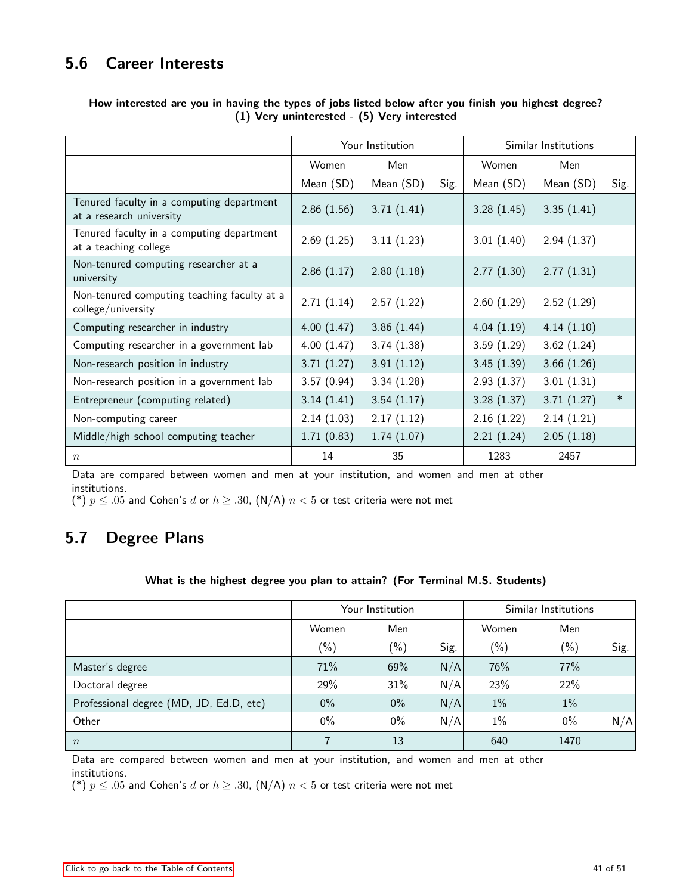## 5.6 Career Interests

**How interested are you in having the types of jobs listed below after you finish you highest degree? (1) Very uninterested - (5) Very interested**

| | Your Institution | | | Similar Institutions | | |
|---|---|---|---|---|---|---|
| | Women | Men | | Women | Men | |
| | Mean (SD) | Mean (SD) | Sig. | Mean (SD) | Mean (SD) | Sig. |
| Tenured faculty in a computing department at a research university | 2.86 (1.56) | 3.71 (1.41) | | 3.28 (1.45) | 3.35 (1.41) | |
| Tenured faculty in a computing department at a teaching college | 2.69 (1.25) | 3.11 (1.23) | | 3.01 (1.40) | 2.94 (1.37) | |
| Non-tenured computing researcher at a university | 2.86 (1.17) | 2.80 (1.18) | | 2.77 (1.30) | 2.77 (1.31) | |
| Non-tenured computing teaching faculty at a college/university | 2.71 (1.14) | 2.57 (1.22) | | 2.60 (1.29) | 2.52 (1.29) | |
| Computing researcher in industry | 4.00 (1.47) | 3.86 (1.44) | | 4.04 (1.19) | 4.14 (1.10) | |
| Computing researcher in a government lab | 4.00 (1.47) | 3.74 (1.38) | | 3.59 (1.29) | 3.62 (1.24) | |
| Non-research position in industry | 3.71 (1.27) | 3.91 (1.12) | | 3.45 (1.39) | 3.66 (1.26) | |
| Non-research position in a government lab | 3.57 (0.94) | 3.34 (1.28) | | 2.93 (1.37) | 3.01 (1.31) | |
| Entrepreneur (computing related) | 3.14 (1.41) | 3.54 (1.17) | | 3.28 (1.37) | 3.71 (1.27) | * |
| Non-computing career | 2.14 (1.03) | 2.17 (1.12) | | 2.16 (1.22) | 2.14 (1.21) | |
| Middle/high school computing teacher | 1.71 (0.83) | 1.74 (1.07) | | 2.21 (1.24) | 2.05 (1.18) | |
| $n$ | 14 | 35 | | 1283 | 2457 | |

Data are compared between women and men at your institution, and women and men at other institutions.
(*) $p \leq .05$ and Cohen's $d$ or $h \geq .30$, (N/A) $n < 5$ or test criteria were not met

## 5.7 Degree Plans

**What is the highest degree you plan to attain? (For Terminal M.S. Students)**

| | Your Institution | | | Similar Institutions | | |
|---|---|---|---|---|---|---|
| | Women | Men | | Women | Men | |
| | (%) | (%) | Sig. | (%) | (%) | Sig. |
| Master's degree | 71% | 69% | N/A | 76% | 77% | |
| Doctoral degree | 29% | 31% | N/A | 23% | 22% | |
| Professional degree (MD, JD, Ed.D, etc) | 0% | 0% | N/A | 1% | 1% | |
| Other | 0% | 0% | N/A | 1% | 0% | N/A |
| $n$ | 7 | 13 | | 640 | 1470 | |

Data are compared between women and men at your institution, and women and men at other institutions.
(*) $p \leq .05$ and Cohen's $d$ or $h \geq .30$, (N/A) $n < 5$ or test criteria were not met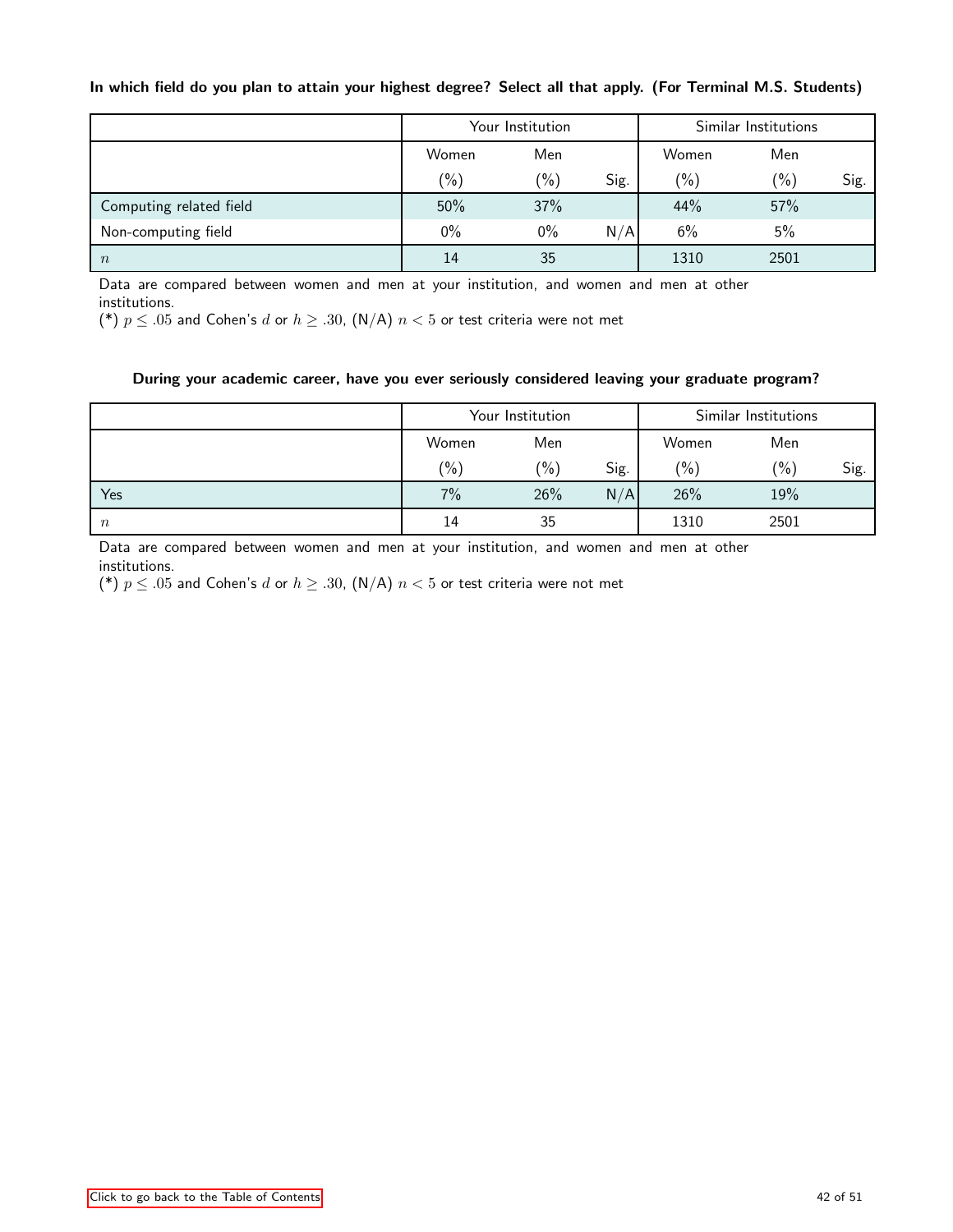**In which field do you plan to attain your highest degree? Select all that apply. (For Terminal M.S. Students)**

| | Your Institution | | | Similar Institutions | | |
|---|---|---|---|---|---|---|
| | Women (%) | Men (%) | Sig. | Women (%) | Men (%) | Sig. |
| Computing related field | 50% | 37% | | 44% | 57% | |
| Non-computing field | 0% | 0% | N/A | 6% | 5% | |
| $n$ | 14 | 35 | | 1310 | 2501 | |

Data are compared between women and men at your institution, and women and men at other institutions.
(*) $p \leq .05$ and Cohen's $d$ or $h \geq .30$, (N/A) $n < 5$ or test criteria were not met

**During your academic career, have you ever seriously considered leaving your graduate program?**

| | Your Institution | | | Similar Institutions | | |
|---|---|---|---|---|---|---|
| | Women (%) | Men (%) | Sig. | Women (%) | Men (%) | Sig. |
| Yes | 7% | 26% | N/A | 26% | 19% | |
| $n$ | 14 | 35 | | 1310 | 2501 | |

Data are compared between women and men at your institution, and women and men at other institutions.
(*) $p \leq .05$ and Cohen's $d$ or $h \geq .30$, (N/A) $n < 5$ or test criteria were not met

Click to go back to the Table of Contents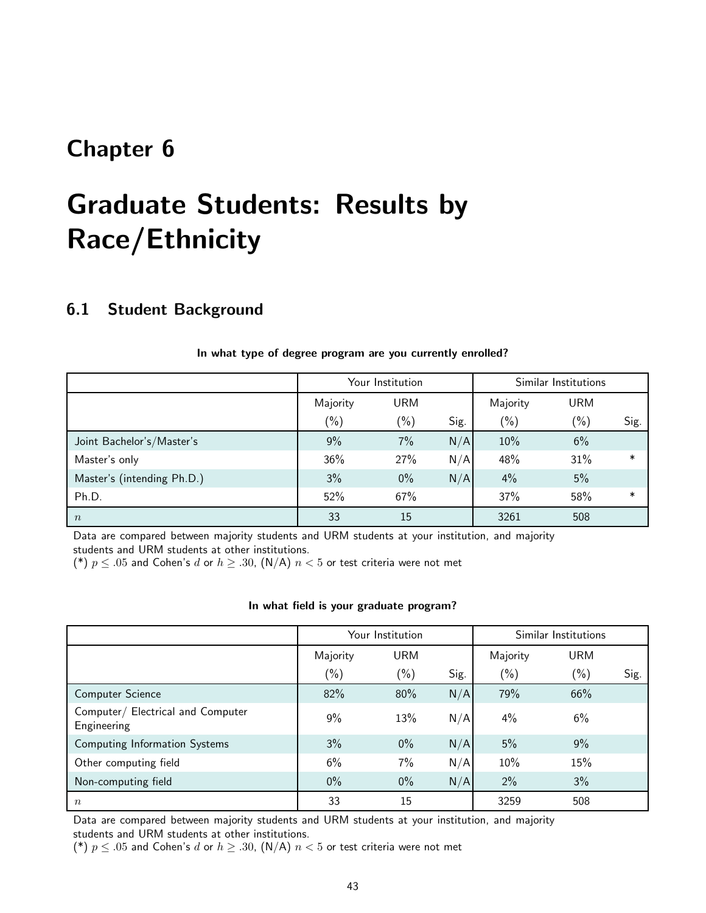# Chapter 6

# Graduate Students: Results by Race/Ethnicity

## 6.1 Student Background

**In what type of degree program are you currently enrolled?**

| | Your Institution | | | Similar Institutions | | |
|---|---|---|---|---|---|---|
| | Majority (%) | URM (%) | Sig. | Majority (%) | URM (%) | Sig. |
| Joint Bachelor's/Master's | 9% | 7% | N/A | 10% | 6% | |
| Master's only | 36% | 27% | N/A | 48% | 31% | * |
| Master's (intending Ph.D.) | 3% | 0% | N/A | 4% | 5% | |
| Ph.D. | 52% | 67% | | 37% | 58% | * |
| $n$ | 33 | 15 | | 3261 | 508 | |

Data are compared between majority students and URM students at your institution, and majority students and URM students at other institutions.
(*) $p \leq .05$ and Cohen's $d$ or $h \geq .30$, (N/A) $n < 5$ or test criteria were not met

**In what field is your graduate program?**

| | Your Institution | | | Similar Institutions | | |
|---|---|---|---|---|---|---|
| | Majority (%) | URM (%) | Sig. | Majority (%) | URM (%) | Sig. |
| Computer Science | 82% | 80% | N/A | 79% | 66% | |
| Computer/ Electrical and Computer Engineering | 9% | 13% | N/A | 4% | 6% | |
| Computing Information Systems | 3% | 0% | N/A | 5% | 9% | |
| Other computing field | 6% | 7% | N/A | 10% | 15% | |
| Non-computing field | 0% | 0% | N/A | 2% | 3% | |
| $n$ | 33 | 15 | | 3259 | 508 | |

Data are compared between majority students and URM students at your institution, and majority students and URM students at other institutions.
(*) $p \leq .05$ and Cohen's $d$ or $h \geq .30$, (N/A) $n < 5$ or test criteria were not met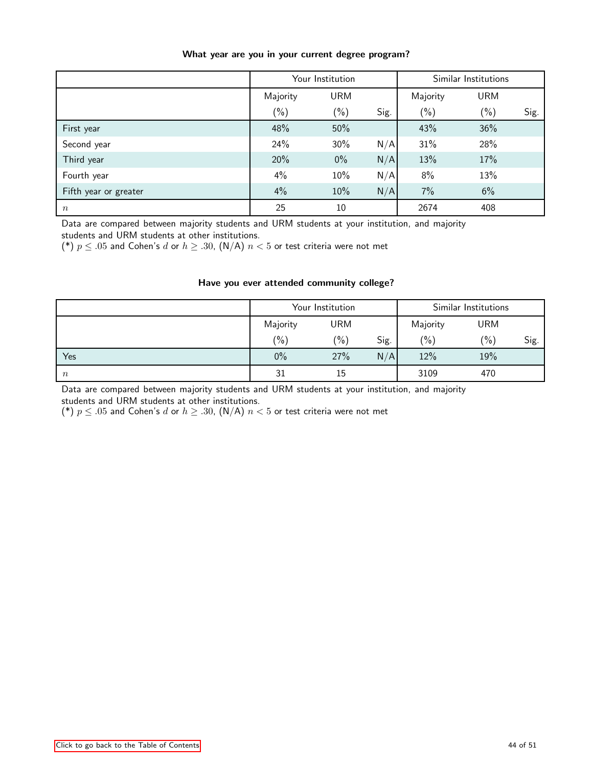### What year are you in your current degree program?

| | Your Institution | | | Similar Institutions | | |
|---|---|---|---|---|---|---|
| | Majority (%) | URM (%) | Sig. | Majority (%) | URM (%) | Sig. |
| First year | 48% | 50% | | 43% | 36% | |
| Second year | 24% | 30% | N/A | 31% | 28% | |
| Third year | 20% | 0% | N/A | 13% | 17% | |
| Fourth year | 4% | 10% | N/A | 8% | 13% | |
| Fifth year or greater | 4% | 10% | N/A | 7% | 6% | |
| $n$ | 25 | 10 | | 2674 | 408 | |

Data are compared between majority students and URM students at your institution, and majority students and URM students at other institutions.
(*) $p \leq .05$ and Cohen's $d$ or $h \geq .30$, (N/A) $n < 5$ or test criteria were not met

### Have you ever attended community college?

| | Your Institution | | | Similar Institutions | | |
|---|---|---|---|---|---|---|
| | Majority (%) | URM (%) | Sig. | Majority (%) | URM (%) | Sig. |
| Yes | 0% | 27% | N/A | 12% | 19% | |
| $n$ | 31 | 15 | | 3109 | 470 | |

Data are compared between majority students and URM students at your institution, and majority students and URM students at other institutions.
(*) $p \leq .05$ and Cohen's $d$ or $h \geq .30$, (N/A) $n < 5$ or test criteria were not met

Click to go back to the Table of Contents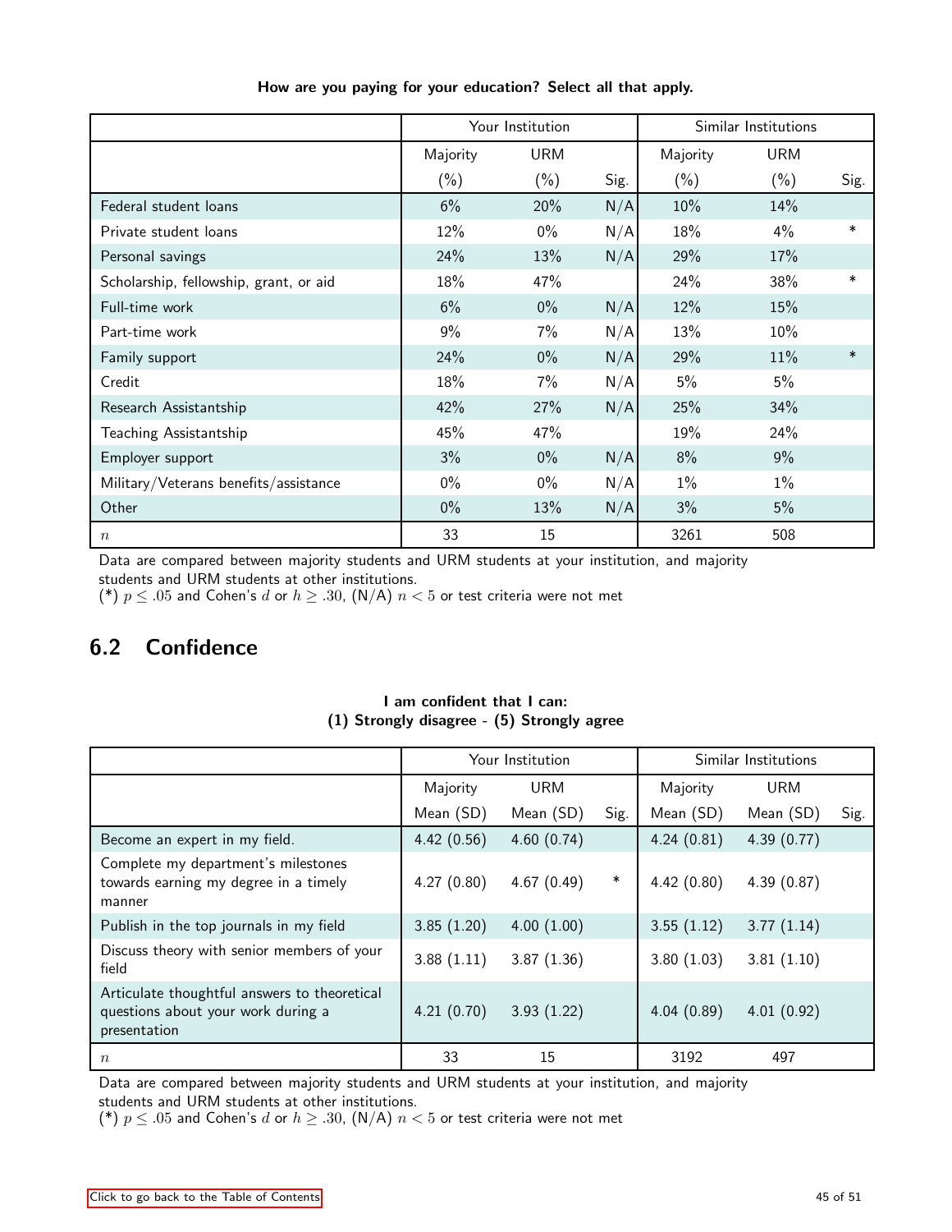**How are you paying for your education? Select all that apply.**

| | Your Institution | | | Similar Institutions | | |
|---|---|---|---|---|---|---|
| | Majority (%) | URM (%) | Sig. | Majority (%) | URM (%) | Sig. |
| Federal student loans | 6% | 20% | N/A | 10% | 14% | |
| Private student loans | 12% | 0% | N/A | 18% | 4% | * |
| Personal savings | 24% | 13% | N/A | 29% | 17% | |
| Scholarship, fellowship, grant, or aid | 18% | 47% | | 24% | 38% | * |
| Full-time work | 6% | 0% | N/A | 12% | 15% | |
| Part-time work | 9% | 7% | N/A | 13% | 10% | |
| Family support | 24% | 0% | N/A | 29% | 11% | * |
| Credit | 18% | 7% | N/A | 5% | 5% | |
| Research Assistantship | 42% | 27% | N/A | 25% | 34% | |
| Teaching Assistantship | 45% | 47% | | 19% | 24% | |
| Employer support | 3% | 0% | N/A | 8% | 9% | |
| Military/Veterans benefits/assistance | 0% | 0% | N/A | 1% | 1% | |
| Other | 0% | 13% | N/A | 3% | 5% | |
| $n$ | 33 | 15 | | 3261 | 508 | |

Data are compared between majority students and URM students at your institution, and majority students and URM students at other institutions.
(*) $p \leq .05$ and Cohen's $d$ or $h \geq .30$, (N/A) $n < 5$ or test criteria were not met

## 6.2 Confidence

**I am confident that I can:**
**(1) Strongly disagree - (5) Strongly agree**

| | Your Institution | | | Similar Institutions | | |
|---|---|---|---|---|---|---|
| | Majority Mean (SD) | URM Mean (SD) | Sig. | Majority Mean (SD) | URM Mean (SD) | Sig. |
| Become an expert in my field. | 4.42 (0.56) | 4.60 (0.74) | | 4.24 (0.81) | 4.39 (0.77) | |
| Complete my department's milestones towards earning my degree in a timely manner | 4.27 (0.80) | 4.67 (0.49) | * | 4.42 (0.80) | 4.39 (0.87) | |
| Publish in the top journals in my field | 3.85 (1.20) | 4.00 (1.00) | | 3.55 (1.12) | 3.77 (1.14) | |
| Discuss theory with senior members of your field | 3.88 (1.11) | 3.87 (1.36) | | 3.80 (1.03) | 3.81 (1.10) | |
| Articulate thoughtful answers to theoretical questions about your work during a presentation | 4.21 (0.70) | 3.93 (1.22) | | 4.04 (0.89) | 4.01 (0.92) | |
| $n$ | 33 | 15 | | 3192 | 497 | |

Data are compared between majority students and URM students at your institution, and majority students and URM students at other institutions.
(*) $p \leq .05$ and Cohen's $d$ or $h \geq .30$, (N/A) $n < 5$ or test criteria were not met

Click to go back to the Table of Contents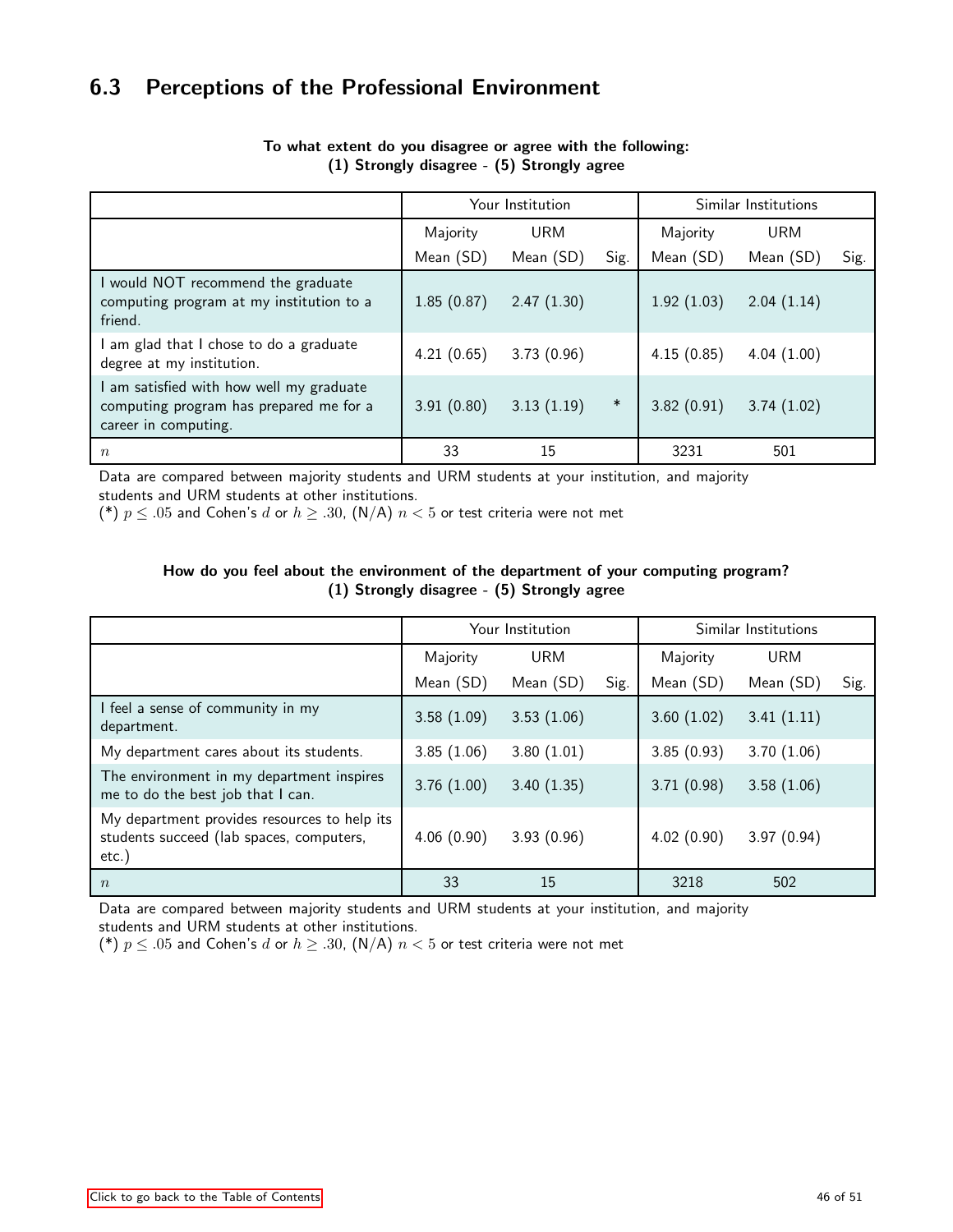## 6.3 Perceptions of the Professional Environment

**To what extent do you disagree or agree with the following:**
**(1) Strongly disagree - (5) Strongly agree**

| | Your Institution | | | Similar Institutions | | |
|---|---|---|---|---|---|---|
| | Majority Mean (SD) | URM Mean (SD) | Sig. | Majority Mean (SD) | URM Mean (SD) | Sig. |
| I would NOT recommend the graduate computing program at my institution to a friend. | 1.85 (0.87) | 2.47 (1.30) | | 1.92 (1.03) | 2.04 (1.14) | |
| I am glad that I chose to do a graduate degree at my institution. | 4.21 (0.65) | 3.73 (0.96) | | 4.15 (0.85) | 4.04 (1.00) | |
| I am satisfied with how well my graduate computing program has prepared me for a career in computing. | 3.91 (0.80) | 3.13 (1.19) | * | 3.82 (0.91) | 3.74 (1.02) | |
| $n$ | 33 | 15 | | 3231 | 501 | |

Data are compared between majority students and URM students at your institution, and majority students and URM students at other institutions.
(*) $p \leq .05$ and Cohen's $d$ or $h \geq .30$, (N/A) $n < 5$ or test criteria were not met

**How do you feel about the environment of the department of your computing program?**
**(1) Strongly disagree - (5) Strongly agree**

| | Your Institution | | | Similar Institutions | | |
|---|---|---|---|---|---|---|
| | Majority Mean (SD) | URM Mean (SD) | Sig. | Majority Mean (SD) | URM Mean (SD) | Sig. |
| I feel a sense of community in my department. | 3.58 (1.09) | 3.53 (1.06) | | 3.60 (1.02) | 3.41 (1.11) | |
| My department cares about its students. | 3.85 (1.06) | 3.80 (1.01) | | 3.85 (0.93) | 3.70 (1.06) | |
| The environment in my department inspires me to do the best job that I can. | 3.76 (1.00) | 3.40 (1.35) | | 3.71 (0.98) | 3.58 (1.06) | |
| My department provides resources to help its students succeed (lab spaces, computers, etc.) | 4.06 (0.90) | 3.93 (0.96) | | 4.02 (0.90) | 3.97 (0.94) | |
| $n$ | 33 | 15 | | 3218 | 502 | |

Data are compared between majority students and URM students at your institution, and majority students and URM students at other institutions.
(*) $p \leq .05$ and Cohen's $d$ or $h \geq .30$, (N/A) $n < 5$ or test criteria were not met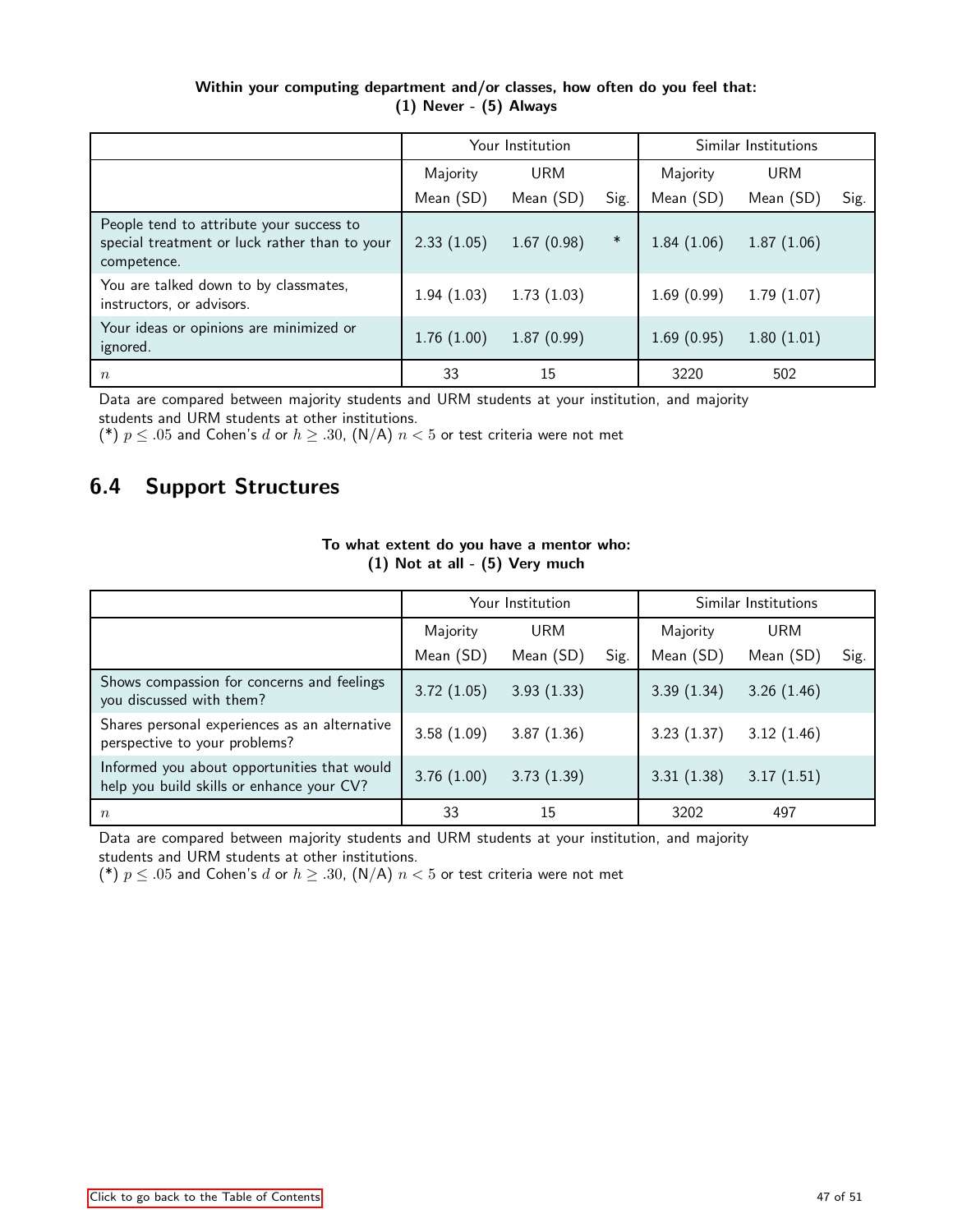**Within your computing department and/or classes, how often do you feel that:**
**(1) Never - (5) Always**

| | Your Institution | | | Similar Institutions | | |
|---|---|---|---|---|---|---|
| | Majority | URM | | Majority | URM | |
| | Mean (SD) | Mean (SD) | Sig. | Mean (SD) | Mean (SD) | Sig. |
| People tend to attribute your success to special treatment or luck rather than to your competence. | 2.33 (1.05) | 1.67 (0.98) | * | 1.84 (1.06) | 1.87 (1.06) | |
| You are talked down to by classmates, instructors, or advisors. | 1.94 (1.03) | 1.73 (1.03) | | 1.69 (0.99) | 1.79 (1.07) | |
| Your ideas or opinions are minimized or ignored. | 1.76 (1.00) | 1.87 (0.99) | | 1.69 (0.95) | 1.80 (1.01) | |
| $n$ | 33 | 15 | | 3220 | 502 | |

Data are compared between majority students and URM students at your institution, and majority students and URM students at other institutions.
(*) $p \leq .05$ and Cohen's $d$ or $h \geq .30$, (N/A) $n < 5$ or test criteria were not met

## 6.4 Support Structures

**To what extent do you have a mentor who:**
**(1) Not at all - (5) Very much**

| | Your Institution | | | Similar Institutions | | |
|---|---|---|---|---|---|---|
| | Majority | URM | | Majority | URM | |
| | Mean (SD) | Mean (SD) | Sig. | Mean (SD) | Mean (SD) | Sig. |
| Shows compassion for concerns and feelings you discussed with them? | 3.72 (1.05) | 3.93 (1.33) | | 3.39 (1.34) | 3.26 (1.46) | |
| Shares personal experiences as an alternative perspective to your problems? | 3.58 (1.09) | 3.87 (1.36) | | 3.23 (1.37) | 3.12 (1.46) | |
| Informed you about opportunities that would help you build skills or enhance your CV? | 3.76 (1.00) | 3.73 (1.39) | | 3.31 (1.38) | 3.17 (1.51) | |
| $n$ | 33 | 15 | | 3202 | 497 | |

Data are compared between majority students and URM students at your institution, and majority students and URM students at other institutions.
(*) $p \leq .05$ and Cohen's $d$ or $h \geq .30$, (N/A) $n < 5$ or test criteria were not met

Click to go back to the Table of Contents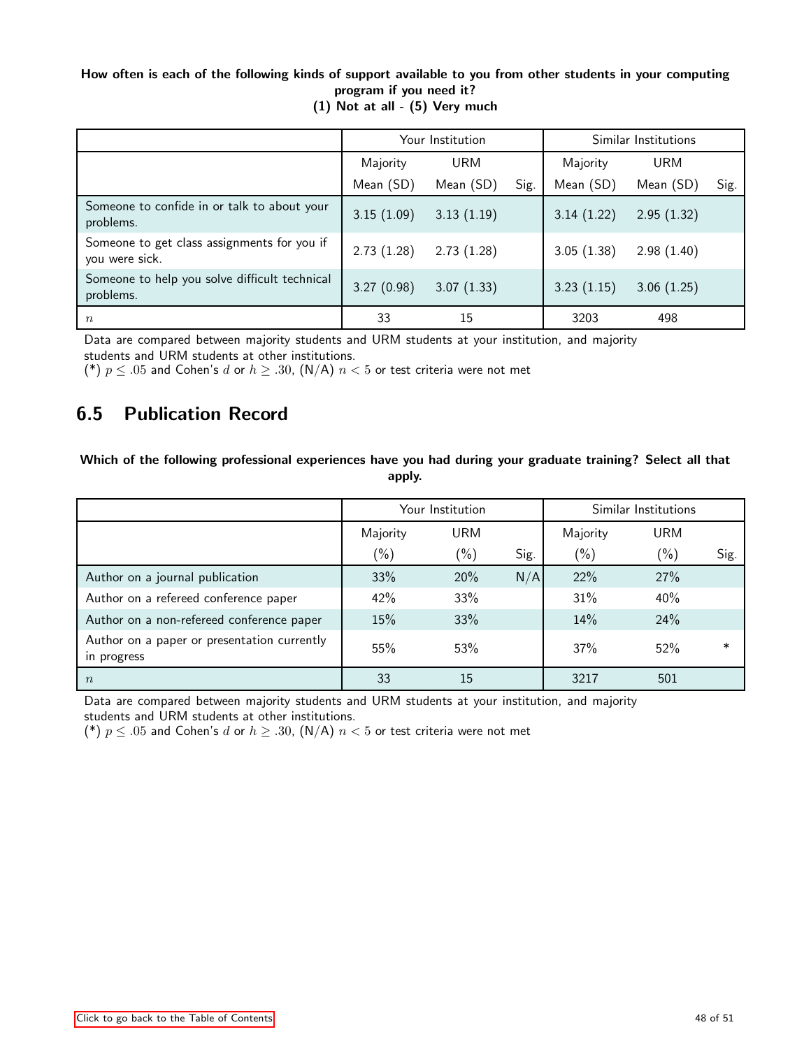**How often is each of the following kinds of support available to you from other students in your computing program if you need it?**
**(1) Not at all - (5) Very much**

| | Your Institution | | | Similar Institutions | | |
|---|---|---|---|---|---|---|
| | Majority | URM | | Majority | URM | |
| | Mean (SD) | Mean (SD) | Sig. | Mean (SD) | Mean (SD) | Sig. |
| Someone to confide in or talk to about your problems. | 3.15 (1.09) | 3.13 (1.19) | | 3.14 (1.22) | 2.95 (1.32) | |
| Someone to get class assignments for you if you were sick. | 2.73 (1.28) | 2.73 (1.28) | | 3.05 (1.38) | 2.98 (1.40) | |
| Someone to help you solve difficult technical problems. | 3.27 (0.98) | 3.07 (1.33) | | 3.23 (1.15) | 3.06 (1.25) | |
| $n$ | 33 | 15 | | 3203 | 498 | |

Data are compared between majority students and URM students at your institution, and majority students and URM students at other institutions.
(*) $p \leq .05$ and Cohen's $d$ or $h \geq .30$, (N/A) $n < 5$ or test criteria were not met

## 6.5 Publication Record

**Which of the following professional experiences have you had during your graduate training? Select all that apply.**

| | Your Institution | | | Similar Institutions | | |
|---|---|---|---|---|---|---|
| | Majority | URM | | Majority | URM | |
| | (%) | (%) | Sig. | (%) | (%) | Sig. |
| Author on a journal publication | 33% | 20% | N/A | 22% | 27% | |
| Author on a refereed conference paper | 42% | 33% | | 31% | 40% | |
| Author on a non-refereed conference paper | 15% | 33% | | 14% | 24% | |
| Author on a paper or presentation currently in progress | 55% | 53% | | 37% | 52% | * |
| $n$ | 33 | 15 | | 3217 | 501 | |

Data are compared between majority students and URM students at your institution, and majority students and URM students at other institutions.
(*) $p \leq .05$ and Cohen's $d$ or $h \geq .30$, (N/A) $n < 5$ or test criteria were not met

Click to go back to the Table of Contents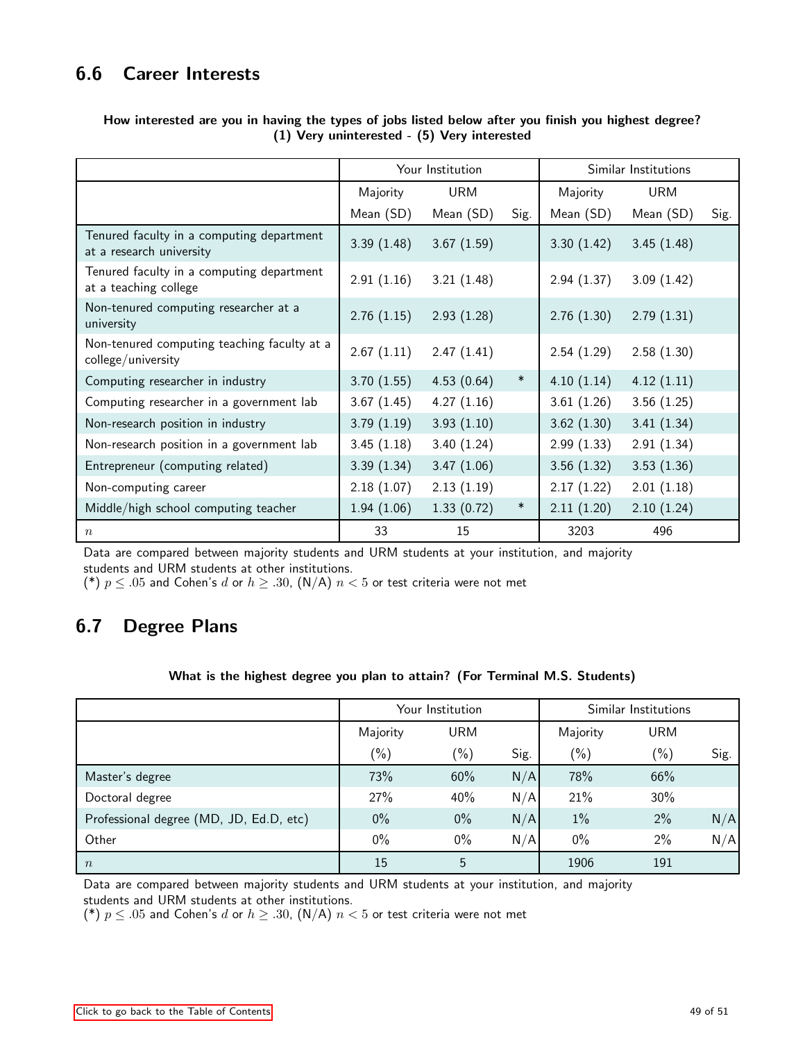## 6.6 Career Interests

**How interested are you in having the types of jobs listed below after you finish you highest degree? (1) Very uninterested - (5) Very interested**

| | Your Institution | | | Similar Institutions | | |
|---|---|---|---|---|---|---|
| | Majority Mean (SD) | URM Mean (SD) | Sig. | Majority Mean (SD) | URM Mean (SD) | Sig. |
| Tenured faculty in a computing department at a research university | 3.39 (1.48) | 3.67 (1.59) | | 3.30 (1.42) | 3.45 (1.48) | |
| Tenured faculty in a computing department at a teaching college | 2.91 (1.16) | 3.21 (1.48) | | 2.94 (1.37) | 3.09 (1.42) | |
| Non-tenured computing researcher at a university | 2.76 (1.15) | 2.93 (1.28) | | 2.76 (1.30) | 2.79 (1.31) | |
| Non-tenured computing teaching faculty at a college/university | 2.67 (1.11) | 2.47 (1.41) | | 2.54 (1.29) | 2.58 (1.30) | |
| Computing researcher in industry | 3.70 (1.55) | 4.53 (0.64) | * | 4.10 (1.14) | 4.12 (1.11) | |
| Computing researcher in a government lab | 3.67 (1.45) | 4.27 (1.16) | | 3.61 (1.26) | 3.56 (1.25) | |
| Non-research position in industry | 3.79 (1.19) | 3.93 (1.10) | | 3.62 (1.30) | 3.41 (1.34) | |
| Non-research position in a government lab | 3.45 (1.18) | 3.40 (1.24) | | 2.99 (1.33) | 2.91 (1.34) | |
| Entrepreneur (computing related) | 3.39 (1.34) | 3.47 (1.06) | | 3.56 (1.32) | 3.53 (1.36) | |
| Non-computing career | 2.18 (1.07) | 2.13 (1.19) | | 2.17 (1.22) | 2.01 (1.18) | |
| Middle/high school computing teacher | 1.94 (1.06) | 1.33 (0.72) | * | 2.11 (1.20) | 2.10 (1.24) | |
| $n$ | 33 | 15 | | 3203 | 496 | |

Data are compared between majority students and URM students at your institution, and majority students and URM students at other institutions.
(*) $p \leq .05$ and Cohen's $d$ or $h \geq .30$, (N/A) $n < 5$ or test criteria were not met

## 6.7 Degree Plans

**What is the highest degree you plan to attain? (For Terminal M.S. Students)**

| | Your Institution | | | Similar Institutions | | |
|---|---|---|---|---|---|---|
| | Majority (%) | URM (%) | Sig. | Majority (%) | URM (%) | Sig. |
| Master's degree | 73% | 60% | N/A | 78% | 66% | |
| Doctoral degree | 27% | 40% | N/A | 21% | 30% | |
| Professional degree (MD, JD, Ed.D, etc) | 0% | 0% | N/A | 1% | 2% | N/A |
| Other | 0% | 0% | N/A | 0% | 2% | N/A |
| $n$ | 15 | 5 | | 1906 | 191 | |

Data are compared between majority students and URM students at your institution, and majority students and URM students at other institutions.
(*) $p \leq .05$ and Cohen's $d$ or $h \geq .30$, (N/A) $n < 5$ or test criteria were not met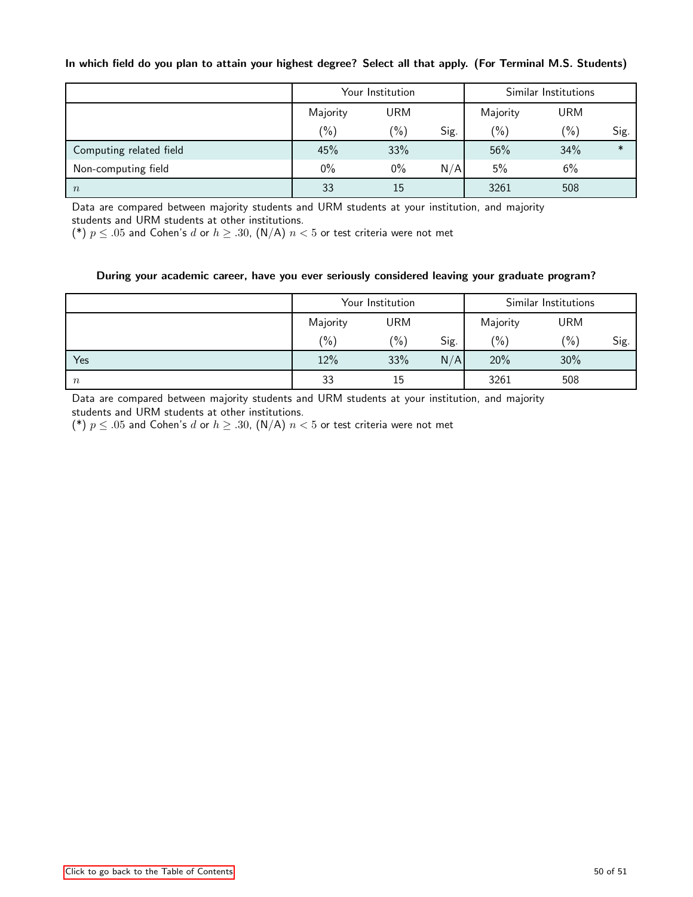**In which field do you plan to attain your highest degree? Select all that apply. (For Terminal M.S. Students)**

| | Your Institution | | | Similar Institutions | | |
|---|---|---|---|---|---|---|
| | Majority (%) | URM (%) | Sig. | Majority (%) | URM (%) | Sig. |
| Computing related field | 45% | 33% | | 56% | 34% | * |
| Non-computing field | 0% | 0% | N/A | 5% | 6% | |
| $n$ | 33 | 15 | | 3261 | 508 | |

Data are compared between majority students and URM students at your institution, and majority students and URM students at other institutions.
(*) $p \leq .05$ and Cohen's $d$ or $h \geq .30$, (N/A) $n < 5$ or test criteria were not met

**During your academic career, have you ever seriously considered leaving your graduate program?**

| | Your Institution | | | Similar Institutions | | |
|---|---|---|---|---|---|---|
| | Majority (%) | URM (%) | Sig. | Majority (%) | URM (%) | Sig. |
| Yes | 12% | 33% | N/A | 20% | 30% | |
| $n$ | 33 | 15 | | 3261 | 508 | |

Data are compared between majority students and URM students at your institution, and majority students and URM students at other institutions.
(*) $p \leq .05$ and Cohen's $d$ or $h \geq .30$, (N/A) $n < 5$ or test criteria were not met

Click to go back to the Table of Contents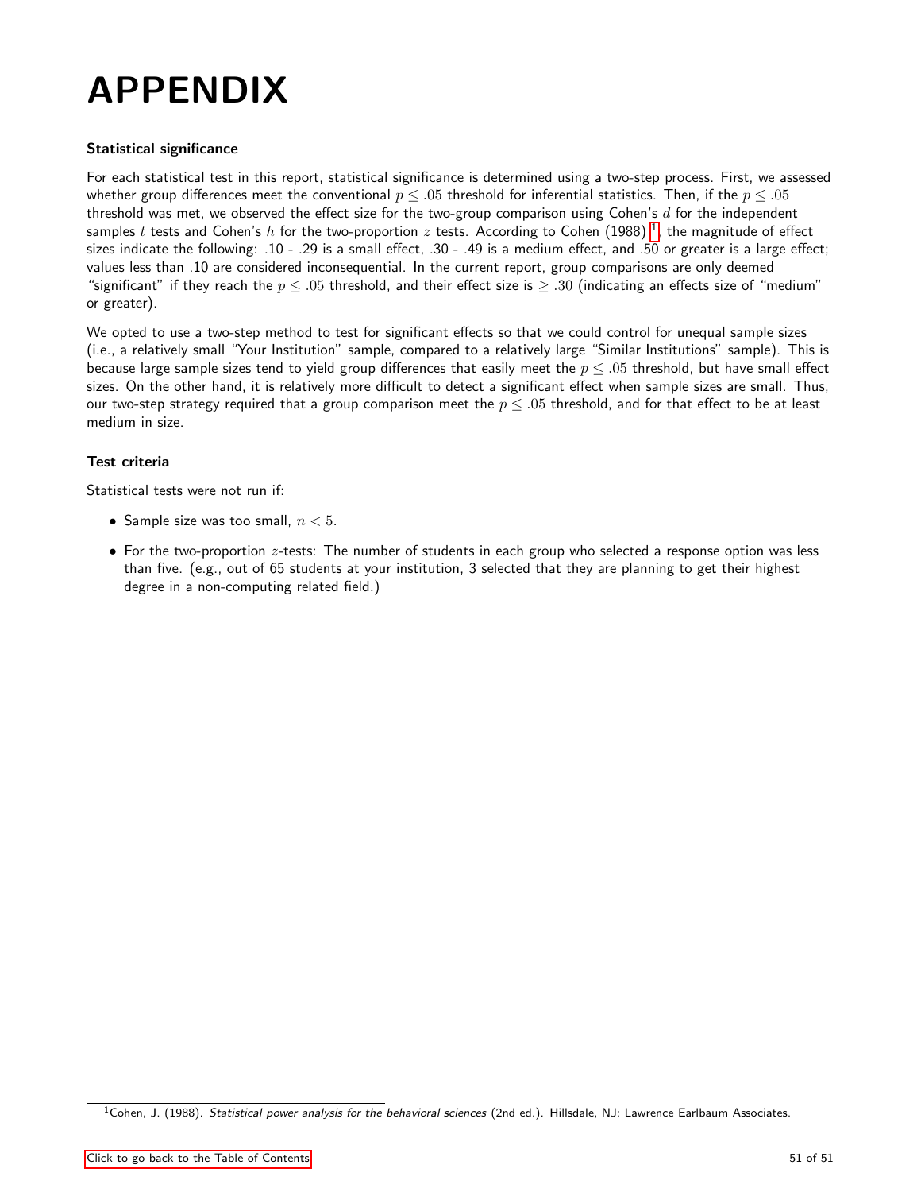# APPENDIX

### Statistical significance

For each statistical test in this report, statistical significance is determined using a two-step process. First, we assessed whether group differences meet the conventional $p \leq .05$ threshold for inferential statistics. Then, if the $p \leq .05$ threshold was met, we observed the effect size for the two-group comparison using Cohen's $d$ for the independent samples $t$ tests and Cohen's $h$ for the two-proportion $z$ tests. According to Cohen (1988) [1], the magnitude of effect sizes indicate the following: .10 - .29 is a small effect, .30 - .49 is a medium effect, and .50 or greater is a large effect; values less than .10 are considered inconsequential. In the current report, group comparisons are only deemed "significant" if they reach the $p \leq .05$ threshold, and their effect size is $\geq .30$ (indicating an effects size of "medium" or greater).

We opted to use a two-step method to test for significant effects so that we could control for unequal sample sizes (i.e., a relatively small "Your Institution" sample, compared to a relatively large "Similar Institutions" sample). This is because large sample sizes tend to yield group differences that easily meet the $p \leq .05$ threshold, but have small effect sizes. On the other hand, it is relatively more difficult to detect a significant effect when sample sizes are small. Thus, our two-step strategy required that a group comparison meet the $p \leq .05$ threshold, and for that effect to be at least medium in size.

### Test criteria

Statistical tests were not run if:

- Sample size was too small, $n < 5$.
- For the two-proportion $z$-tests: The number of students in each group who selected a response option was less than five. (e.g., out of 65 students at your institution, 3 selected that they are planning to get their highest degree in a non-computing related field.)

[1] Cohen, J. (1988). *Statistical power analysis for the behavioral sciences* (2nd ed.). Hillsdale, NJ: Lawrence Earlbaum Associates.